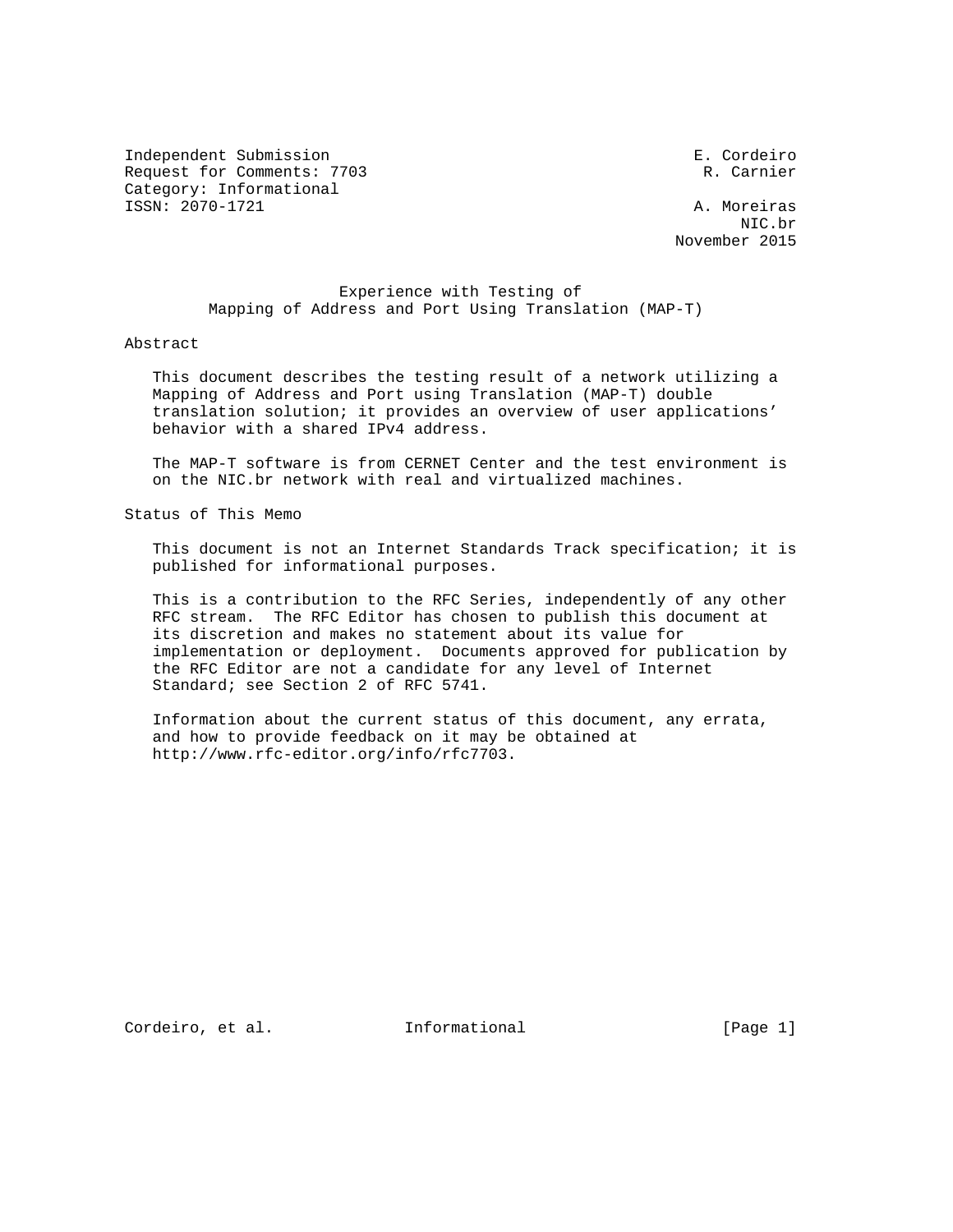Independent Submission E. Cordeiro
Request for Comments: 7703 R. Carnier
Category: Informational
ISSN: 2070-1721 A. Moreiras
NIC.br
November 2015

# Experience with Testing of Mapping of Address and Port Using Translation (MAP-T)

## Abstract

This document describes the testing result of a network utilizing a Mapping of Address and Port using Translation (MAP-T) double translation solution; it provides an overview of user applications' behavior with a shared IPv4 address.

The MAP-T software is from CERNET Center and the test environment is on the NIC.br network with real and virtualized machines.

## Status of This Memo

This document is not an Internet Standards Track specification; it is published for informational purposes.

This is a contribution to the RFC Series, independently of any other RFC stream. The RFC Editor has chosen to publish this document at its discretion and makes no statement about its value for implementation or deployment. Documents approved for publication by the RFC Editor are not a candidate for any level of Internet Standard; see Section 2 of RFC 5741.

Information about the current status of this document, any errata, and how to provide feedback on it may be obtained at http://www.rfc-editor.org/info/rfc7703.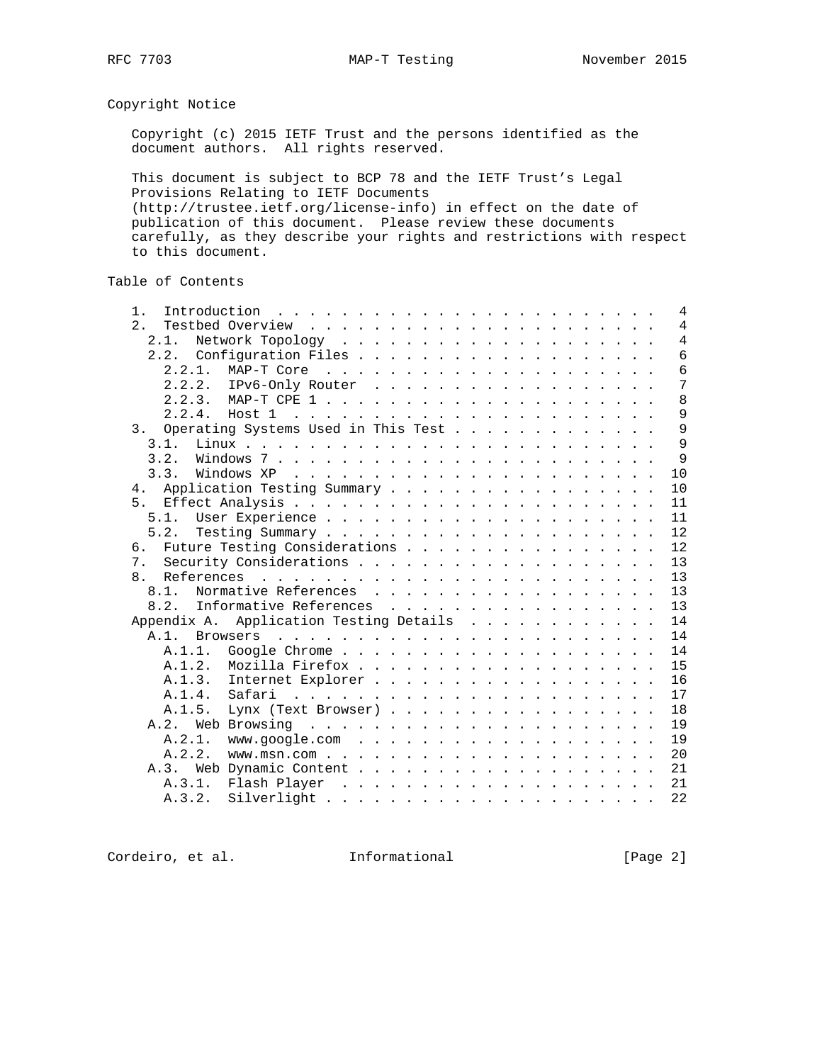## Copyright Notice

Copyright (c) 2015 IETF Trust and the persons identified as the document authors. All rights reserved.

This document is subject to BCP 78 and the IETF Trust's Legal Provisions Relating to IETF Documents (http://trustee.ietf.org/license-info) in effect on the date of publication of this document. Please review these documents carefully, as they describe your rights and restrictions with respect to this document.

## Table of Contents

```
   1.  Introduction  . . . . . . . . . . . . . . . . . . . . . . . .   4
   2.  Testbed Overview  . . . . . . . . . . . . . . . . . . . . . .   4
     2.1.  Network Topology  . . . . . . . . . . . . . . . . . . . .   4
     2.2.  Configuration Files . . . . . . . . . . . . . . . . . . .   6
       2.2.1.  MAP-T Core  . . . . . . . . . . . . . . . . . . . . .   6
       2.2.2.  IPv6-Only Router  . . . . . . . . . . . . . . . . . .   7
       2.2.3.  MAP-T CPE 1 . . . . . . . . . . . . . . . . . . . . .   8
       2.2.4.  Host 1  . . . . . . . . . . . . . . . . . . . . . . .   9
   3.  Operating Systems Used in This Test . . . . . . . . . . . . .   9
     3.1.  Linux . . . . . . . . . . . . . . . . . . . . . . . . . .   9
     3.2.  Windows 7 . . . . . . . . . . . . . . . . . . . . . . . .   9
     3.3.  Windows XP  . . . . . . . . . . . . . . . . . . . . . . .  10
   4.  Application Testing Summary . . . . . . . . . . . . . . . . .  10
   5.  Effect Analysis . . . . . . . . . . . . . . . . . . . . . . .  11
     5.1.  User Experience . . . . . . . . . . . . . . . . . . . . .  11
     5.2.  Testing Summary . . . . . . . . . . . . . . . . . . . . .  12
   6.  Future Testing Considerations . . . . . . . . . . . . . . . .  12
   7.  Security Considerations . . . . . . . . . . . . . . . . . . .  13
   8.  References  . . . . . . . . . . . . . . . . . . . . . . . . .  13
     8.1.  Normative References  . . . . . . . . . . . . . . . . . .  13
     8.2.  Informative References  . . . . . . . . . . . . . . . . .  13
   Appendix A.  Application Testing Details  . . . . . . . . . . . .  14
     A.1.  Browsers  . . . . . . . . . . . . . . . . . . . . . . . .  14
       A.1.1.  Google Chrome . . . . . . . . . . . . . . . . . . . .  14
       A.1.2.  Mozilla Firefox . . . . . . . . . . . . . . . . . . .  15
       A.1.3.  Internet Explorer . . . . . . . . . . . . . . . . . .  16
       A.1.4.  Safari  . . . . . . . . . . . . . . . . . . . . . . .  17
       A.1.5.  Lynx (Text Browser) . . . . . . . . . . . . . . . . .  18
     A.2.  Web Browsing  . . . . . . . . . . . . . . . . . . . . . .  19
       A.2.1.  www.google.com  . . . . . . . . . . . . . . . . . . .  19
       A.2.2.  www.msn.com . . . . . . . . . . . . . . . . . . . . .  20
     A.3.  Web Dynamic Content . . . . . . . . . . . . . . . . . . .  21
       A.3.1.  Flash Player  . . . . . . . . . . . . . . . . . . . .  21
       A.3.2.  Silverlight . . . . . . . . . . . . . . . . . . . . .  22
```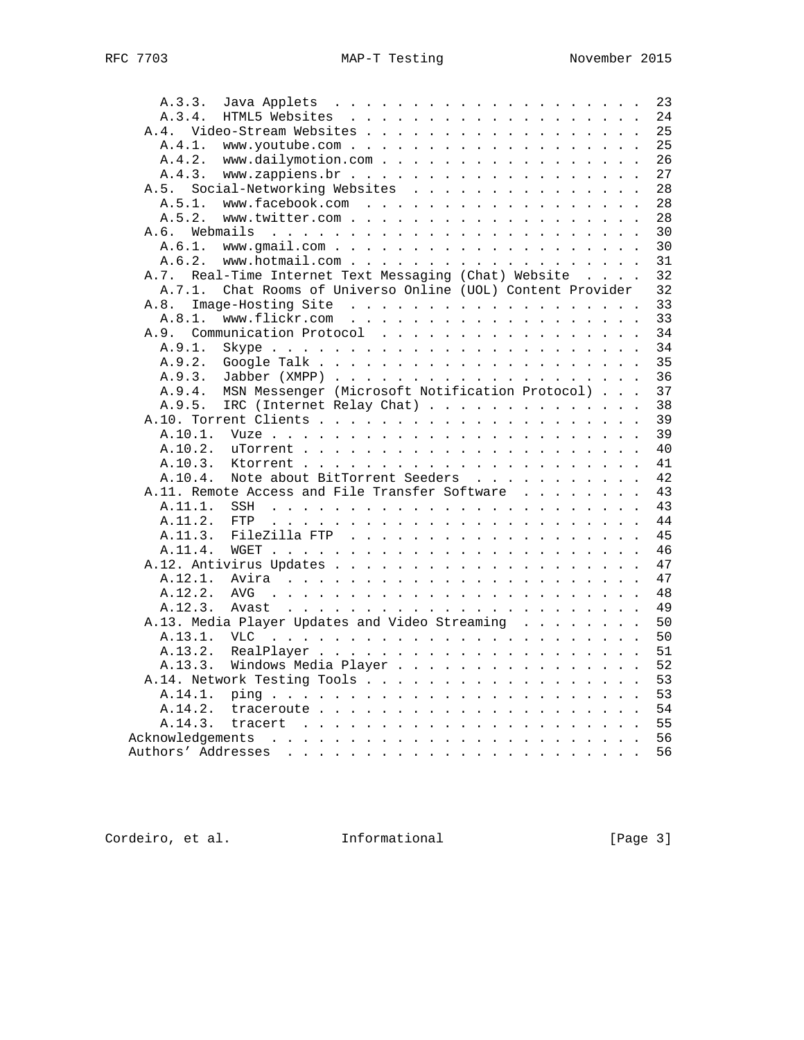```
      A.3.3.  Java Applets  . . . . . . . . . . . . . . . . . . . .  23
      A.3.4.  HTML5 Websites  . . . . . . . . . . . . . . . . . . .  24
    A.4.  Video-Stream Websites . . . . . . . . . . . . . . . . . .  25
      A.4.1.  www.youtube.com . . . . . . . . . . . . . . . . . . .  25
      A.4.2.  www.dailymotion.com . . . . . . . . . . . . . . . . .  26
      A.4.3.  www.zappiens.br . . . . . . . . . . . . . . . . . . .  27
    A.5.  Social-Networking Websites  . . . . . . . . . . . . . . .  28
      A.5.1.  www.facebook.com  . . . . . . . . . . . . . . . . . .  28
      A.5.2.  www.twitter.com . . . . . . . . . . . . . . . . . . .  28
    A.6.  Webmails  . . . . . . . . . . . . . . . . . . . . . . . .  30
      A.6.1.  www.gmail.com . . . . . . . . . . . . . . . . . . . .  30
      A.6.2.  www.hotmail.com . . . . . . . . . . . . . . . . . . .  31
    A.7.  Real-Time Internet Text Messaging (Chat) Website  . . . .  32
      A.7.1.  Chat Rooms of Universo Online (UOL) Content Provider   32
    A.8.  Image-Hosting Site  . . . . . . . . . . . . . . . . . . .  33
      A.8.1.  www.flickr.com  . . . . . . . . . . . . . . . . . . .  33
    A.9.  Communication Protocol  . . . . . . . . . . . . . . . . .  34
      A.9.1.  Skype . . . . . . . . . . . . . . . . . . . . . . . .  34
      A.9.2.  Google Talk . . . . . . . . . . . . . . . . . . . . .  35
      A.9.3.  Jabber (XMPP) . . . . . . . . . . . . . . . . . . . .  36
      A.9.4.  MSN Messenger (Microsoft Notification Protocol) . . .  37
      A.9.5.  IRC (Internet Relay Chat) . . . . . . . . . . . . . .  38
    A.10. Torrent Clients . . . . . . . . . . . . . . . . . . . . .  39
      A.10.1.  Vuze . . . . . . . . . . . . . . . . . . . . . . . .  39
      A.10.2.  uTorrent . . . . . . . . . . . . . . . . . . . . . .  40
      A.10.3.  Ktorrent . . . . . . . . . . . . . . . . . . . . . .  41
      A.10.4.  Note about BitTorrent Seeders  . . . . . . . . . . .  42
    A.11. Remote Access and File Transfer Software  . . . . . . . .  43
      A.11.1.  SSH  . . . . . . . . . . . . . . . . . . . . . . . .  43
      A.11.2.  FTP  . . . . . . . . . . . . . . . . . . . . . . . .  44
      A.11.3.  FileZilla FTP  . . . . . . . . . . . . . . . . . . .  45
      A.11.4.  WGET . . . . . . . . . . . . . . . . . . . . . . . .  46
    A.12. Antivirus Updates . . . . . . . . . . . . . . . . . . . .  47
      A.12.1.  Avira  . . . . . . . . . . . . . . . . . . . . . . .  47
      A.12.2.  AVG  . . . . . . . . . . . . . . . . . . . . . . . .  48
      A.12.3.  Avast  . . . . . . . . . . . . . . . . . . . . . . .  49
    A.13. Media Player Updates and Video Streaming  . . . . . . . .  50
      A.13.1.  VLC  . . . . . . . . . . . . . . . . . . . . . . . .  50
      A.13.2.  RealPlayer . . . . . . . . . . . . . . . . . . . . .  51
      A.13.3.  Windows Media Player . . . . . . . . . . . . . . . .  52
    A.14. Network Testing Tools . . . . . . . . . . . . . . . . . .  53
      A.14.1.  ping . . . . . . . . . . . . . . . . . . . . . . . .  53
      A.14.2.  traceroute . . . . . . . . . . . . . . . . . . . . .  54
      A.14.3.  tracert  . . . . . . . . . . . . . . . . . . . . . .  55
  Acknowledgements  . . . . . . . . . . . . . . . . . . . . . . . .  56
  Authors' Addresses  . . . . . . . . . . . . . . . . . . . . . . .  56
```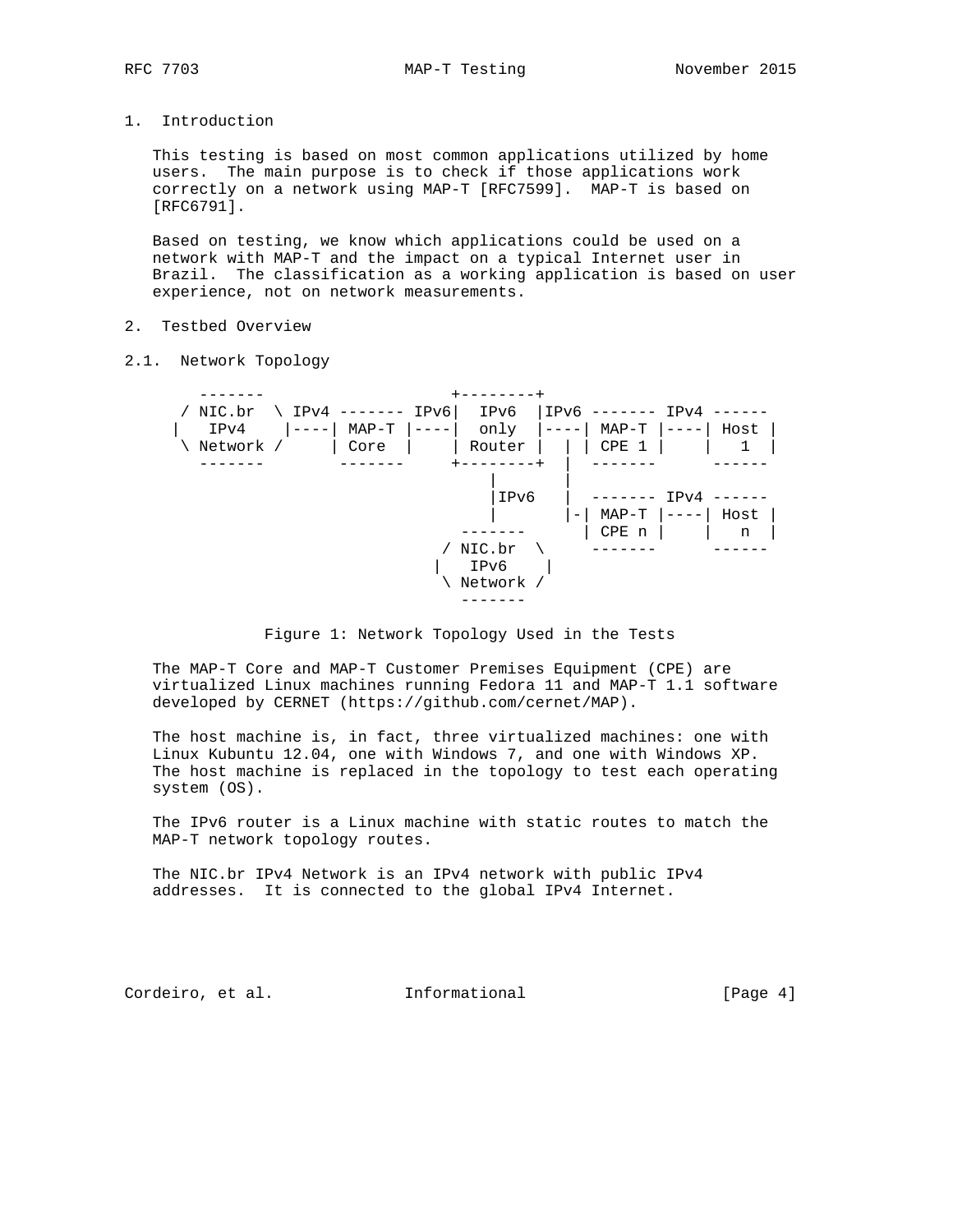## 1. Introduction

This testing is based on most common applications utilized by home users. The main purpose is to check if those applications work correctly on a network using MAP-T [RFC7599]. MAP-T is based on [RFC6791].

Based on testing, we know which applications could be used on a network with MAP-T and the impact on a typical Internet user in Brazil. The classification as a working application is based on user experience, not on network measurements.

## 2. Testbed Overview

### 2.1. Network Topology

```
    -------                    +--------+
  / NIC.br  \ IPv4 ------- IPv6|  IPv6  |IPv6 ------- IPv4 ------
 |   IPv4    |----| MAP-T |----|  only  |----| MAP-T |----| Host |
  \ Network /     | Core  |    | Router |  | | CPE 1 |    |   1  |
    -------        -------     +--------+  |  -------      ------
                                   |       |
                                   |IPv6   |  ------- IPv4 ------
                                   |       |-| MAP-T |----| Host |
                                -------      | CPE n |    |   n  |
                              / NIC.br  \     -------      ------
                             |   IPv6    |
                              \ Network /
                                -------
```

Figure 1: Network Topology Used in the Tests

The MAP-T Core and MAP-T Customer Premises Equipment (CPE) are virtualized Linux machines running Fedora 11 and MAP-T 1.1 software developed by CERNET (https://github.com/cernet/MAP).

The host machine is, in fact, three virtualized machines: one with Linux Kubuntu 12.04, one with Windows 7, and one with Windows XP. The host machine is replaced in the topology to test each operating system (OS).

The IPv6 router is a Linux machine with static routes to match the MAP-T network topology routes.

The NIC.br IPv4 Network is an IPv4 network with public IPv4 addresses. It is connected to the global IPv4 Internet.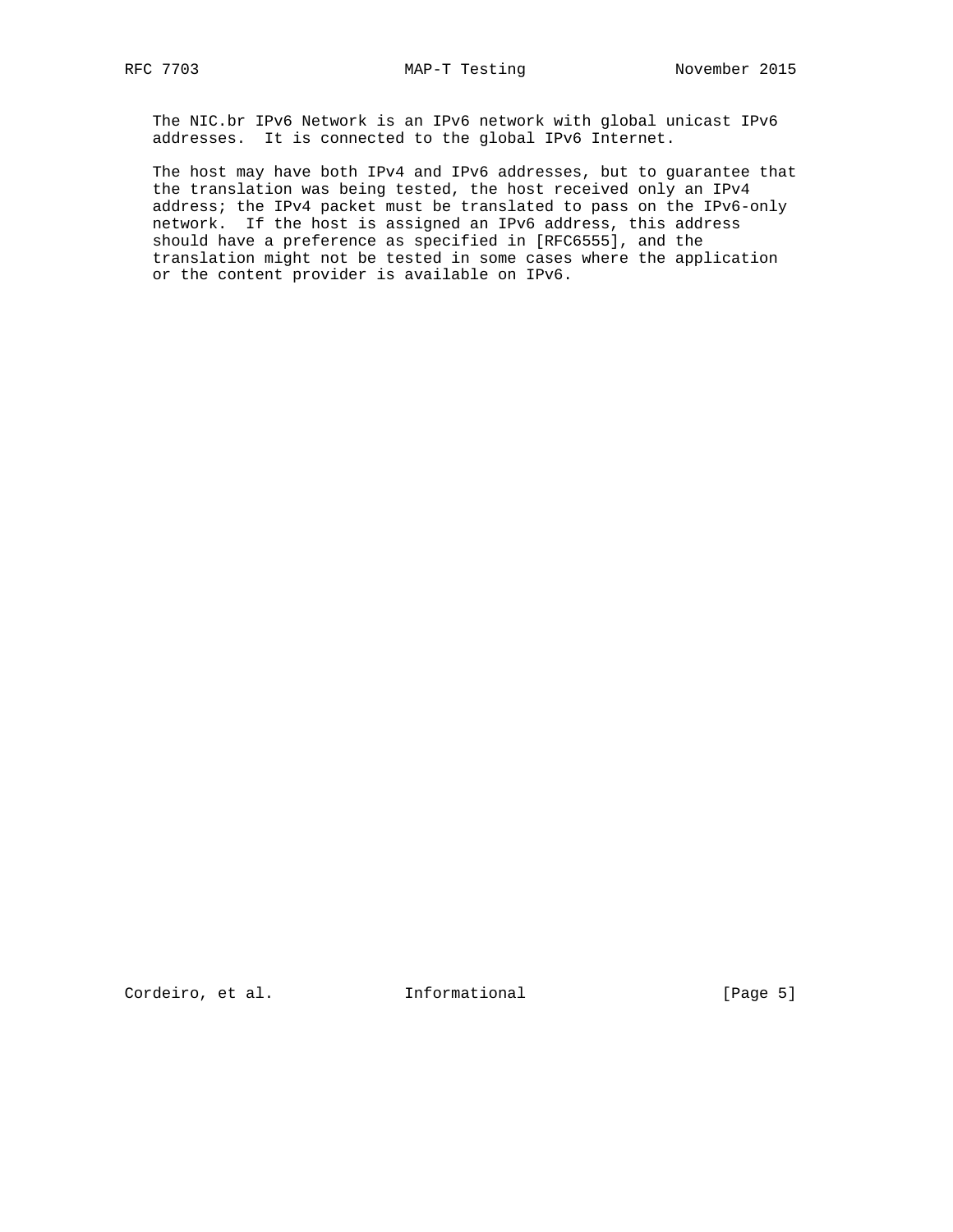The NIC.br IPv6 Network is an IPv6 network with global unicast IPv6 addresses. It is connected to the global IPv6 Internet.

The host may have both IPv4 and IPv6 addresses, but to guarantee that the translation was being tested, the host received only an IPv4 address; the IPv4 packet must be translated to pass on the IPv6-only network. If the host is assigned an IPv6 address, this address should have a preference as specified in [RFC6555], and the translation might not be tested in some cases where the application or the content provider is available on IPv6.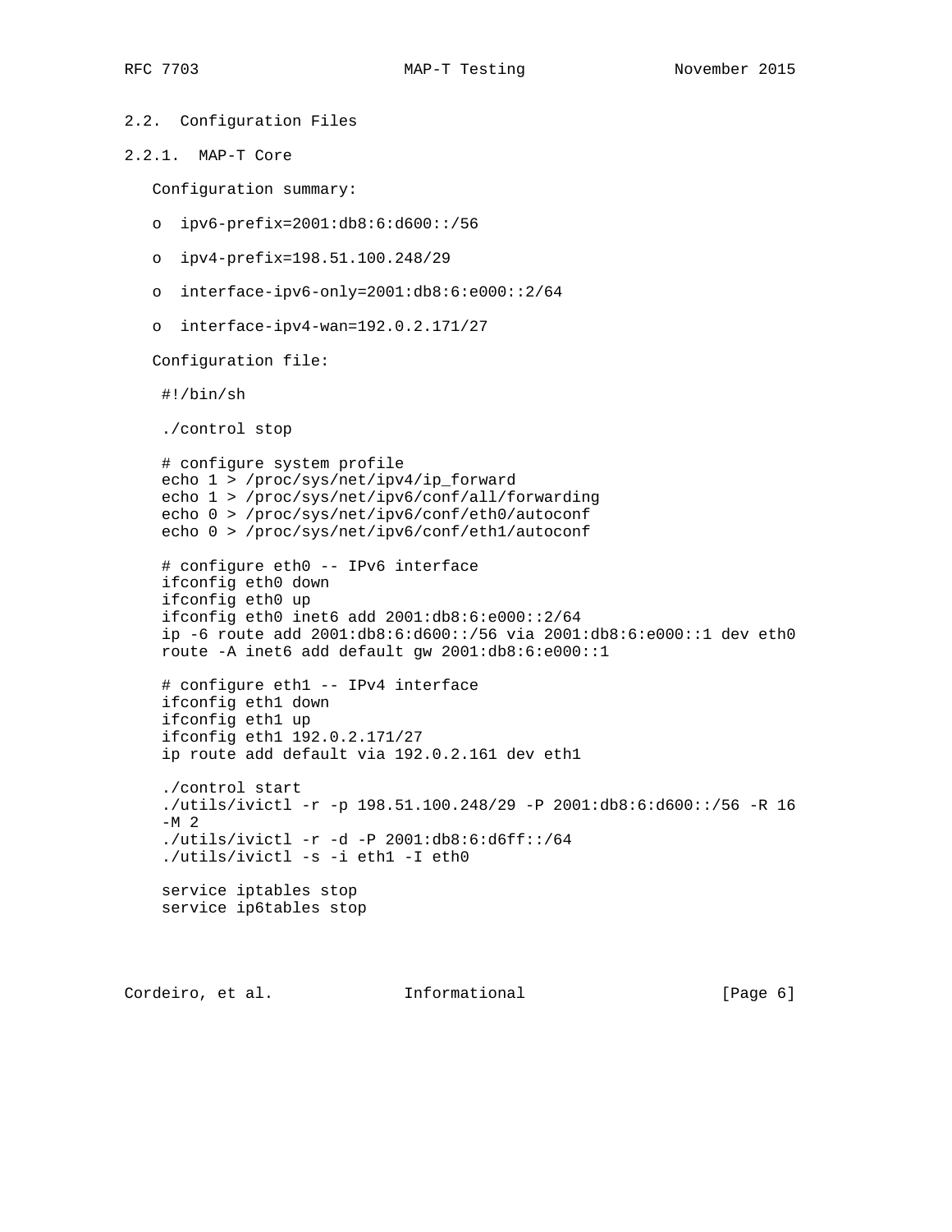### 2.2. Configuration Files

#### 2.2.1. MAP-T Core

Configuration summary:

- ipv6-prefix=2001:db8:6:d600::/56
- ipv4-prefix=198.51.100.248/29
- interface-ipv6-only=2001:db8:6:e000::2/64
- interface-ipv4-wan=192.0.2.171/27

Configuration file:

```
#!/bin/sh

./control stop

# configure system profile
echo 1 > /proc/sys/net/ipv4/ip_forward
echo 1 > /proc/sys/net/ipv6/conf/all/forwarding
echo 0 > /proc/sys/net/ipv6/conf/eth0/autoconf
echo 0 > /proc/sys/net/ipv6/conf/eth1/autoconf

# configure eth0 -- IPv6 interface
ifconfig eth0 down
ifconfig eth0 up
ifconfig eth0 inet6 add 2001:db8:6:e000::2/64
ip -6 route add 2001:db8:6:d600::/56 via 2001:db8:6:e000::1 dev eth0
route -A inet6 add default gw 2001:db8:6:e000::1

# configure eth1 -- IPv4 interface
ifconfig eth1 down
ifconfig eth1 up
ifconfig eth1 192.0.2.171/27
ip route add default via 192.0.2.161 dev eth1

./control start
./utils/ivictl -r -p 198.51.100.248/29 -P 2001:db8:6:d600::/56 -R 16
-M 2
./utils/ivictl -r -d -P 2001:db8:6:d6ff::/64
./utils/ivictl -s -i eth1 -I eth0

service iptables stop
service ip6tables stop
```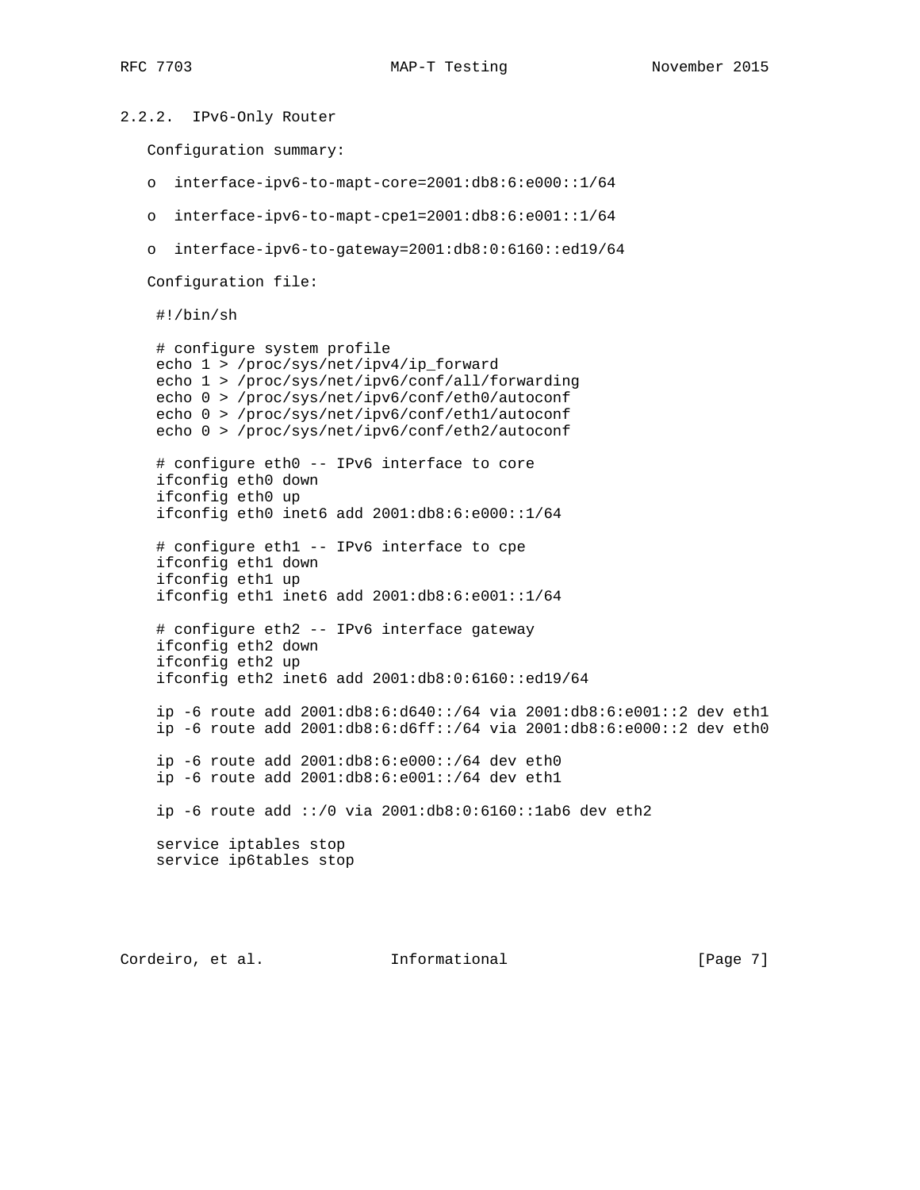### 2.2.2. IPv6-Only Router

Configuration summary:

- interface-ipv6-to-mapt-core=2001:db8:6:e000::1/64
- interface-ipv6-to-mapt-cpe1=2001:db8:6:e001::1/64
- interface-ipv6-to-gateway=2001:db8:0:6160::ed19/64

Configuration file:

```
#!/bin/sh

# configure system profile
echo 1 > /proc/sys/net/ipv4/ip_forward
echo 1 > /proc/sys/net/ipv6/conf/all/forwarding
echo 0 > /proc/sys/net/ipv6/conf/eth0/autoconf
echo 0 > /proc/sys/net/ipv6/conf/eth1/autoconf
echo 0 > /proc/sys/net/ipv6/conf/eth2/autoconf

# configure eth0 -- IPv6 interface to core
ifconfig eth0 down
ifconfig eth0 up
ifconfig eth0 inet6 add 2001:db8:6:e000::1/64

# configure eth1 -- IPv6 interface to cpe
ifconfig eth1 down
ifconfig eth1 up
ifconfig eth1 inet6 add 2001:db8:6:e001::1/64

# configure eth2 -- IPv6 interface gateway
ifconfig eth2 down
ifconfig eth2 up
ifconfig eth2 inet6 add 2001:db8:0:6160::ed19/64

ip -6 route add 2001:db8:6:d640::/64 via 2001:db8:6:e001::2 dev eth1
ip -6 route add 2001:db8:6:d6ff::/64 via 2001:db8:6:e000::2 dev eth0

ip -6 route add 2001:db8:6:e000::/64 dev eth0
ip -6 route add 2001:db8:6:e001::/64 dev eth1

ip -6 route add ::/0 via 2001:db8:0:6160::1ab6 dev eth2

service iptables stop
service ip6tables stop
```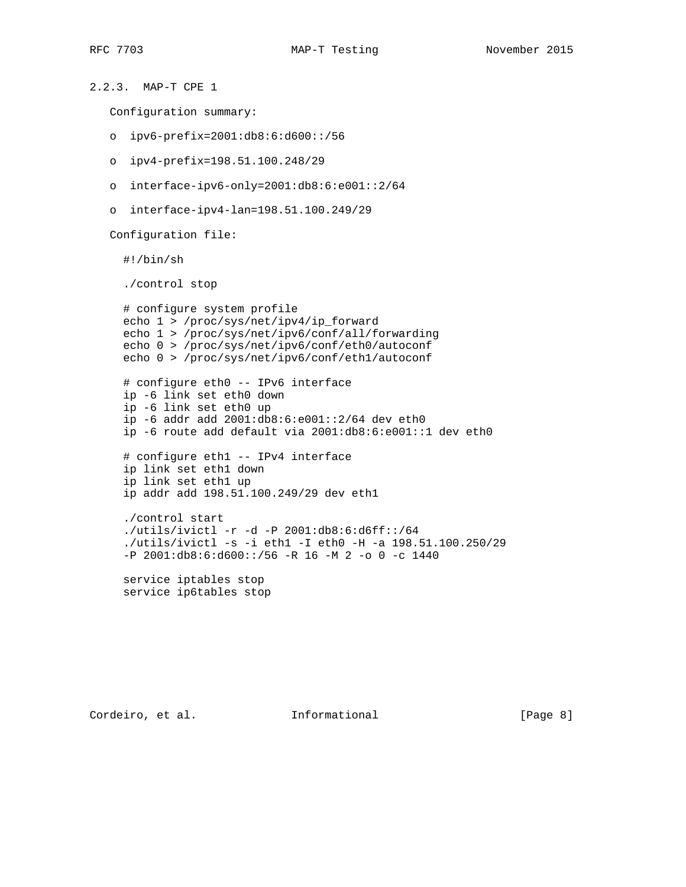### 2.2.3. MAP-T CPE 1

Configuration summary:

- ipv6-prefix=2001:db8:6:d600::/56
- ipv4-prefix=198.51.100.248/29
- interface-ipv6-only=2001:db8:6:e001::2/64
- interface-ipv4-lan=198.51.100.249/29

Configuration file:

```
#!/bin/sh

./control stop

# configure system profile
echo 1 > /proc/sys/net/ipv4/ip_forward
echo 1 > /proc/sys/net/ipv6/conf/all/forwarding
echo 0 > /proc/sys/net/ipv6/conf/eth0/autoconf
echo 0 > /proc/sys/net/ipv6/conf/eth1/autoconf

# configure eth0 -- IPv6 interface
ip -6 link set eth0 down
ip -6 link set eth0 up
ip -6 addr add 2001:db8:6:e001::2/64 dev eth0
ip -6 route add default via 2001:db8:6:e001::1 dev eth0

# configure eth1 -- IPv4 interface
ip link set eth1 down
ip link set eth1 up
ip addr add 198.51.100.249/29 dev eth1

./control start
./utils/ivictl -r -d -P 2001:db8:6:d6ff::/64
./utils/ivictl -s -i eth1 -I eth0 -H -a 198.51.100.250/29
-P 2001:db8:6:d600::/56 -R 16 -M 2 -o 0 -c 1440

service iptables stop
service ip6tables stop
```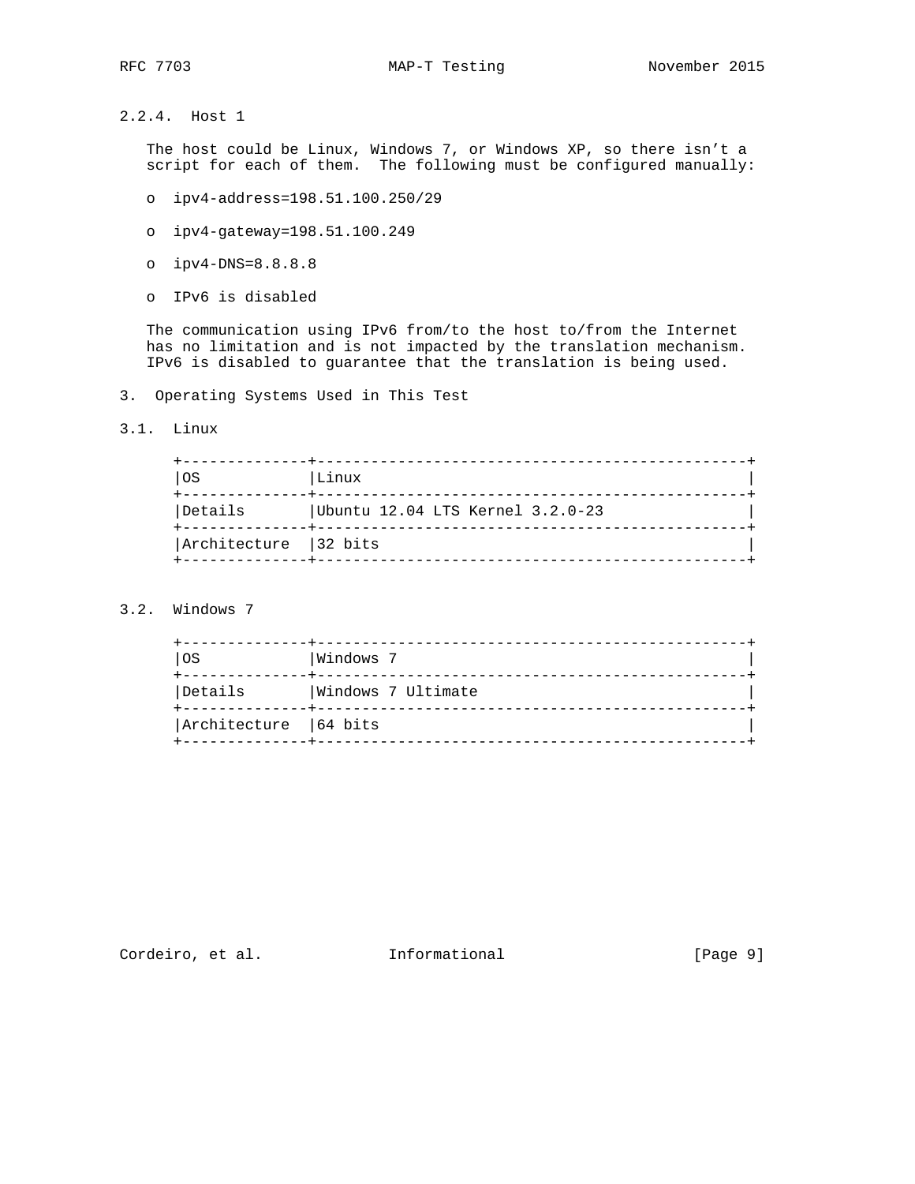#### 2.2.4. Host 1

The host could be Linux, Windows 7, or Windows XP, so there isn't a script for each of them. The following must be configured manually:

- ipv4-address=198.51.100.250/29
- ipv4-gateway=198.51.100.249
- ipv4-DNS=8.8.8.8
- IPv6 is disabled

The communication using IPv6 from/to the host to/from the Internet has no limitation and is not impacted by the translation mechanism. IPv6 is disabled to guarantee that the translation is being used.

## 3. Operating Systems Used in This Test

### 3.1. Linux

| OS | Linux |
|---|---|
| Details | Ubuntu 12.04 LTS Kernel 3.2.0-23 |
| Architecture | 32 bits |

### 3.2. Windows 7

| OS | Windows 7 |
|---|---|
| Details | Windows 7 Ultimate |
| Architecture | 64 bits |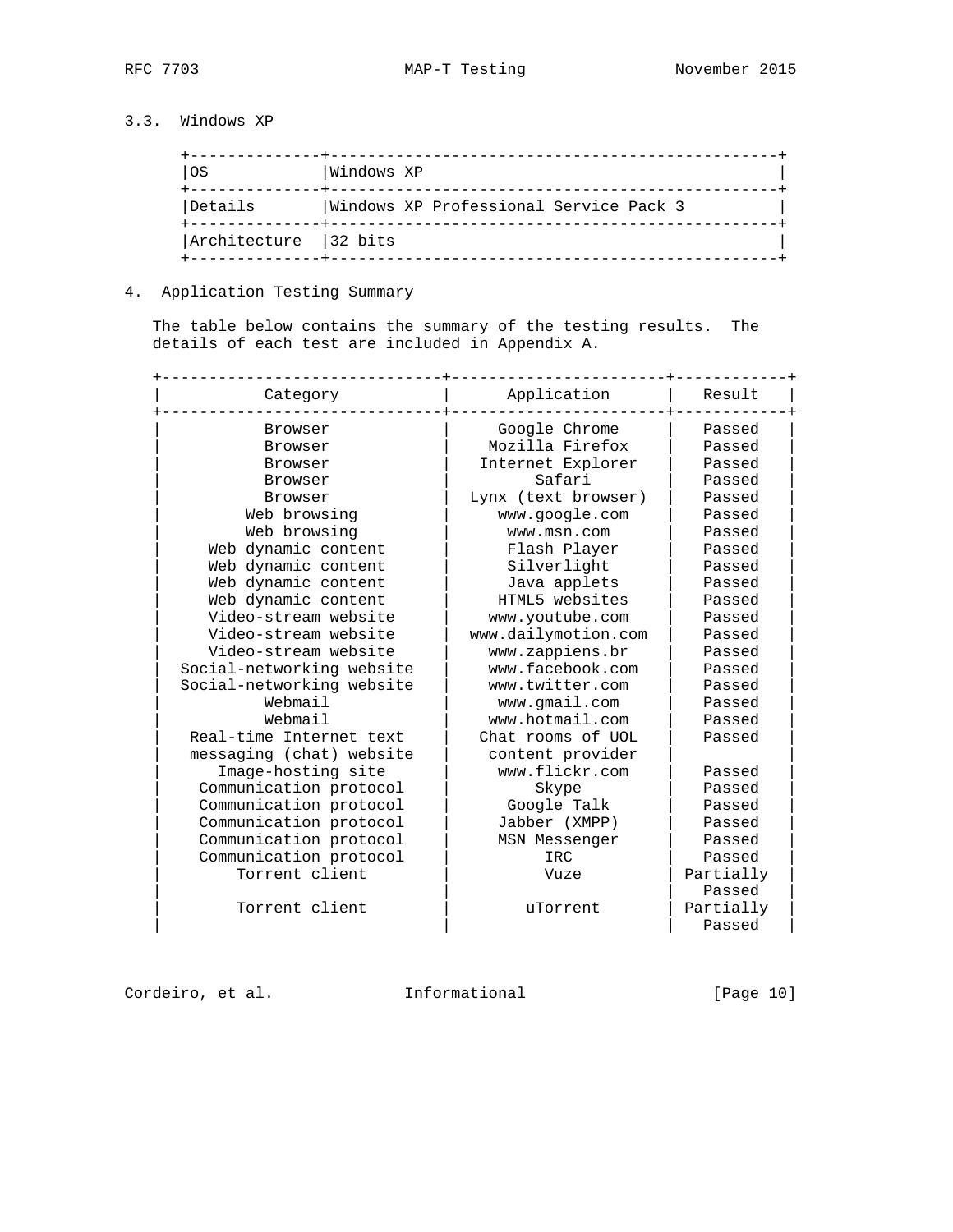### 3.3. Windows XP

| OS | Windows XP |
|---|---|
| Details | Windows XP Professional Service Pack 3 |
| Architecture | 32 bits |

## 4. Application Testing Summary

The table below contains the summary of the testing results. The details of each test are included in Appendix A.

| Category | Application | Result |
|---|---|---|
| Browser | Google Chrome | Passed |
| Browser | Mozilla Firefox | Passed |
| Browser | Internet Explorer | Passed |
| Browser | Safari | Passed |
| Browser | Lynx (text browser) | Passed |
| Web browsing | www.google.com | Passed |
| Web browsing | www.msn.com | Passed |
| Web dynamic content | Flash Player | Passed |
| Web dynamic content | Silverlight | Passed |
| Web dynamic content | Java applets | Passed |
| Web dynamic content | HTML5 websites | Passed |
| Video-stream website | www.youtube.com | Passed |
| Video-stream website | www.dailymotion.com | Passed |
| Video-stream website | www.zappiens.br | Passed |
| Social-networking website | www.facebook.com | Passed |
| Social-networking website | www.twitter.com | Passed |
| Webmail | www.gmail.com | Passed |
| Webmail | www.hotmail.com | Passed |
| Real-time Internet text messaging (chat) website | Chat rooms of UOL content provider | Passed |
| Image-hosting site | www.flickr.com | Passed |
| Communication protocol | Skype | Passed |
| Communication protocol | Google Talk | Passed |
| Communication protocol | Jabber (XMPP) | Passed |
| Communication protocol | MSN Messenger | Passed |
| Communication protocol | IRC | Passed |
| Torrent client | Vuze | Partially Passed |
| Torrent client | uTorrent | Partially Passed |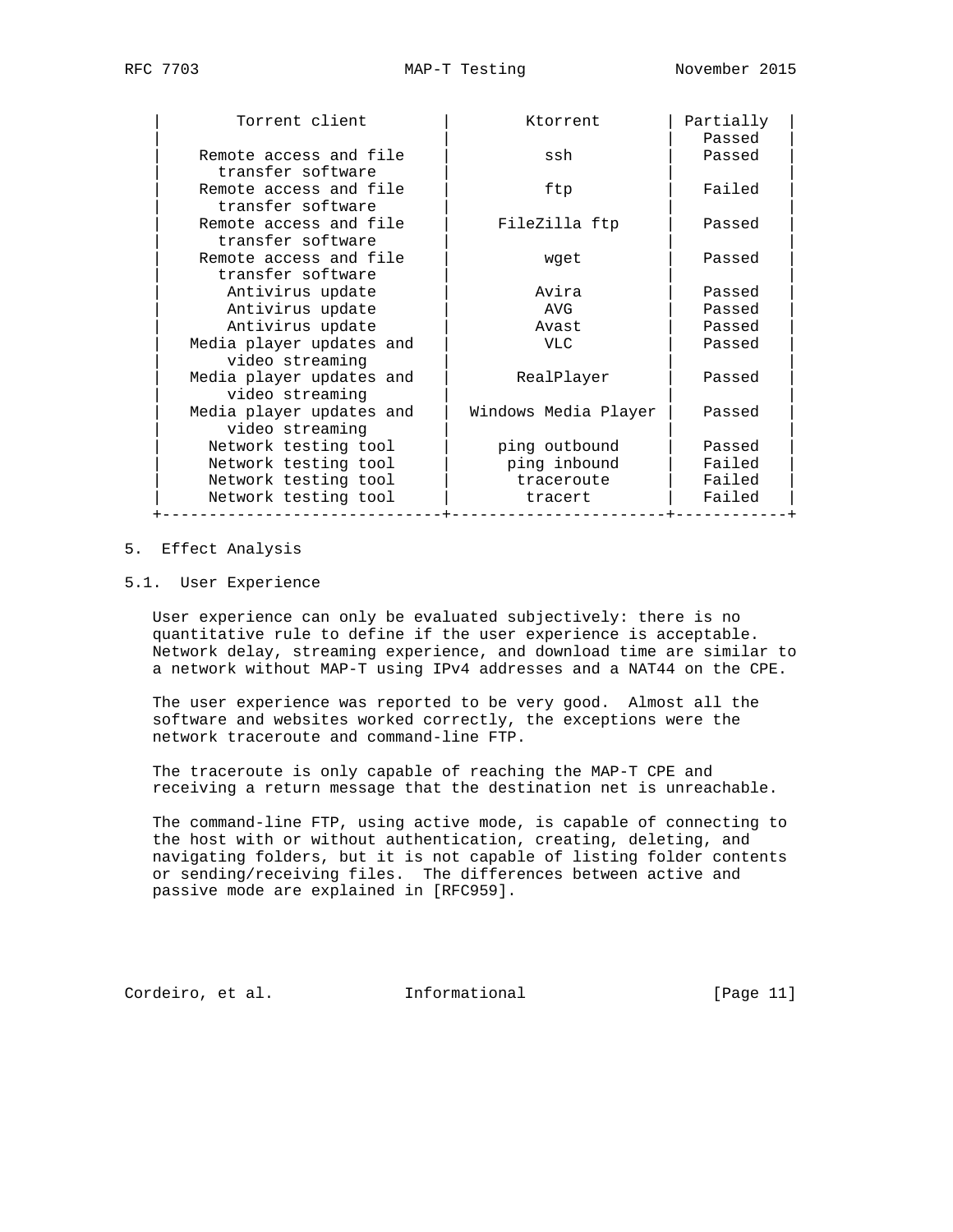| Torrent client | Ktorrent | Partially Passed |
|---|---|---|
| Remote access and file transfer software | ssh | Passed |
| Remote access and file transfer software | ftp | Failed |
| Remote access and file transfer software | FileZilla ftp | Passed |
| Remote access and file transfer software | wget | Passed |
| Antivirus update | Avira | Passed |
| Antivirus update | AVG | Passed |
| Antivirus update | Avast | Passed |
| Media player updates and video streaming | VLC | Passed |
| Media player updates and video streaming | RealPlayer | Passed |
| Media player updates and video streaming | Windows Media Player | Passed |
| Network testing tool | ping outbound | Passed |
| Network testing tool | ping inbound | Failed |
| Network testing tool | traceroute | Failed |
| Network testing tool | tracert | Failed |

## 5. Effect Analysis

### 5.1. User Experience

User experience can only be evaluated subjectively: there is no quantitative rule to define if the user experience is acceptable. Network delay, streaming experience, and download time are similar to a network without MAP-T using IPv4 addresses and a NAT44 on the CPE.

The user experience was reported to be very good. Almost all the software and websites worked correctly, the exceptions were the network traceroute and command-line FTP.

The traceroute is only capable of reaching the MAP-T CPE and receiving a return message that the destination net is unreachable.

The command-line FTP, using active mode, is capable of connecting to the host with or without authentication, creating, deleting, and navigating folders, but it is not capable of listing folder contents or sending/receiving files. The differences between active and passive mode are explained in [RFC959].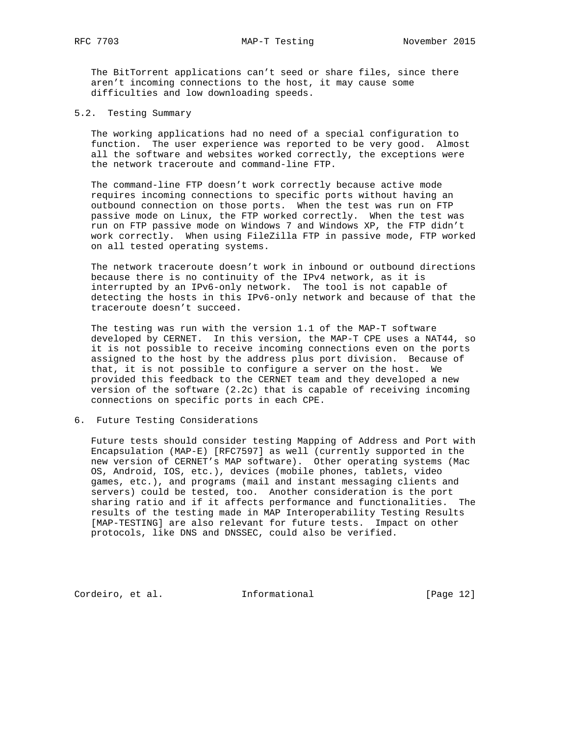The BitTorrent applications can't seed or share files, since there aren't incoming connections to the host, it may cause some difficulties and low downloading speeds.

## 5.2. Testing Summary

The working applications had no need of a special configuration to function. The user experience was reported to be very good. Almost all the software and websites worked correctly, the exceptions were the network traceroute and command-line FTP.

The command-line FTP doesn't work correctly because active mode requires incoming connections to specific ports without having an outbound connection on those ports. When the test was run on FTP passive mode on Linux, the FTP worked correctly. When the test was run on FTP passive mode on Windows 7 and Windows XP, the FTP didn't work correctly. When using FileZilla FTP in passive mode, FTP worked on all tested operating systems.

The network traceroute doesn't work in inbound or outbound directions because there is no continuity of the IPv4 network, as it is interrupted by an IPv6-only network. The tool is not capable of detecting the hosts in this IPv6-only network and because of that the traceroute doesn't succeed.

The testing was run with the version 1.1 of the MAP-T software developed by CERNET. In this version, the MAP-T CPE uses a NAT44, so it is not possible to receive incoming connections even on the ports assigned to the host by the address plus port division. Because of that, it is not possible to configure a server on the host. We provided this feedback to the CERNET team and they developed a new version of the software (2.2c) that is capable of receiving incoming connections on specific ports in each CPE.

# 6. Future Testing Considerations

Future tests should consider testing Mapping of Address and Port with Encapsulation (MAP-E) [RFC7597] as well (currently supported in the new version of CERNET's MAP software). Other operating systems (Mac OS, Android, IOS, etc.), devices (mobile phones, tablets, video games, etc.), and programs (mail and instant messaging clients and servers) could be tested, too. Another consideration is the port sharing ratio and if it affects performance and functionalities. The results of the testing made in MAP Interoperability Testing Results [MAP-TESTING] are also relevant for future tests. Impact on other protocols, like DNS and DNSSEC, could also be verified.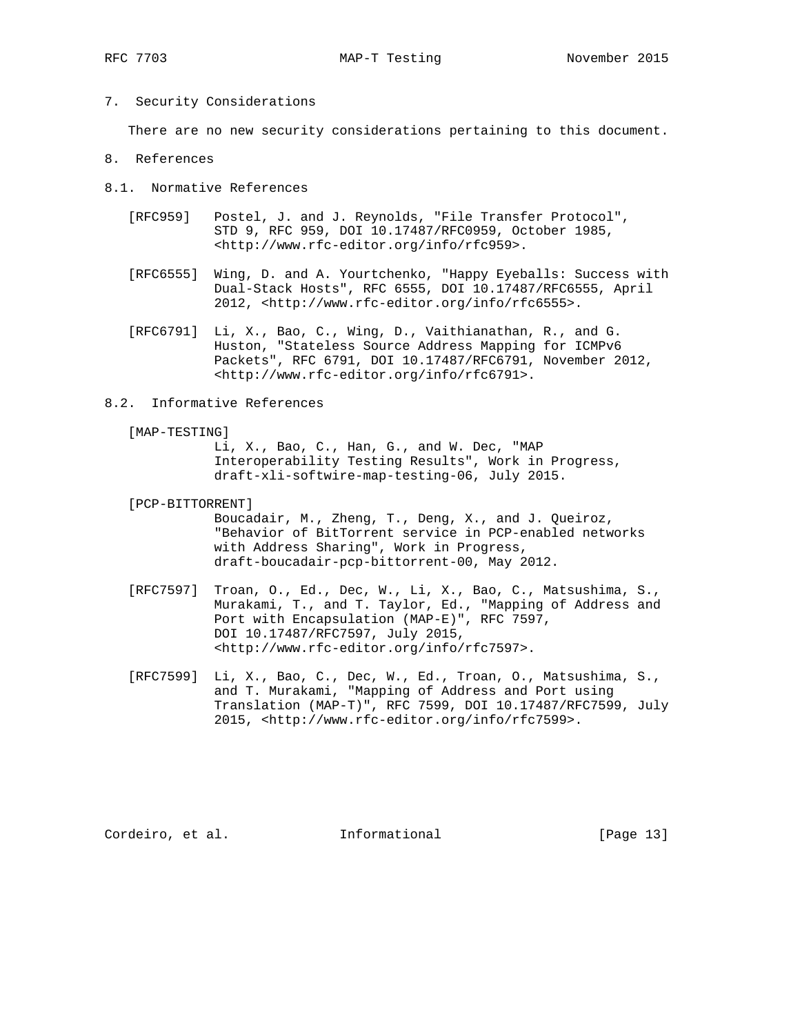## 7. Security Considerations

There are no new security considerations pertaining to this document.

## 8. References

### 8.1. Normative References

[RFC959] Postel, J. and J. Reynolds, "File Transfer Protocol", STD 9, RFC 959, DOI 10.17487/RFC0959, October 1985, <http://www.rfc-editor.org/info/rfc959>.

[RFC6555] Wing, D. and A. Yourtchenko, "Happy Eyeballs: Success with Dual-Stack Hosts", RFC 6555, DOI 10.17487/RFC6555, April 2012, <http://www.rfc-editor.org/info/rfc6555>.

[RFC6791] Li, X., Bao, C., Wing, D., Vaithianathan, R., and G. Huston, "Stateless Source Address Mapping for ICMPv6 Packets", RFC 6791, DOI 10.17487/RFC6791, November 2012, <http://www.rfc-editor.org/info/rfc6791>.

### 8.2. Informative References

[MAP-TESTING] Li, X., Bao, C., Han, G., and W. Dec, "MAP Interoperability Testing Results", Work in Progress, draft-xli-softwire-map-testing-06, July 2015.

[PCP-BITTORRENT] Boucadair, M., Zheng, T., Deng, X., and J. Queiroz, "Behavior of BitTorrent service in PCP-enabled networks with Address Sharing", Work in Progress, draft-boucadair-pcp-bittorrent-00, May 2012.

[RFC7597] Troan, O., Ed., Dec, W., Li, X., Bao, C., Matsushima, S., Murakami, T., and T. Taylor, Ed., "Mapping of Address and Port with Encapsulation (MAP-E)", RFC 7597, DOI 10.17487/RFC7597, July 2015, <http://www.rfc-editor.org/info/rfc7597>.

[RFC7599] Li, X., Bao, C., Dec, W., Ed., Troan, O., Matsushima, S., and T. Murakami, "Mapping of Address and Port using Translation (MAP-T)", RFC 7599, DOI 10.17487/RFC7599, July 2015, <http://www.rfc-editor.org/info/rfc7599>.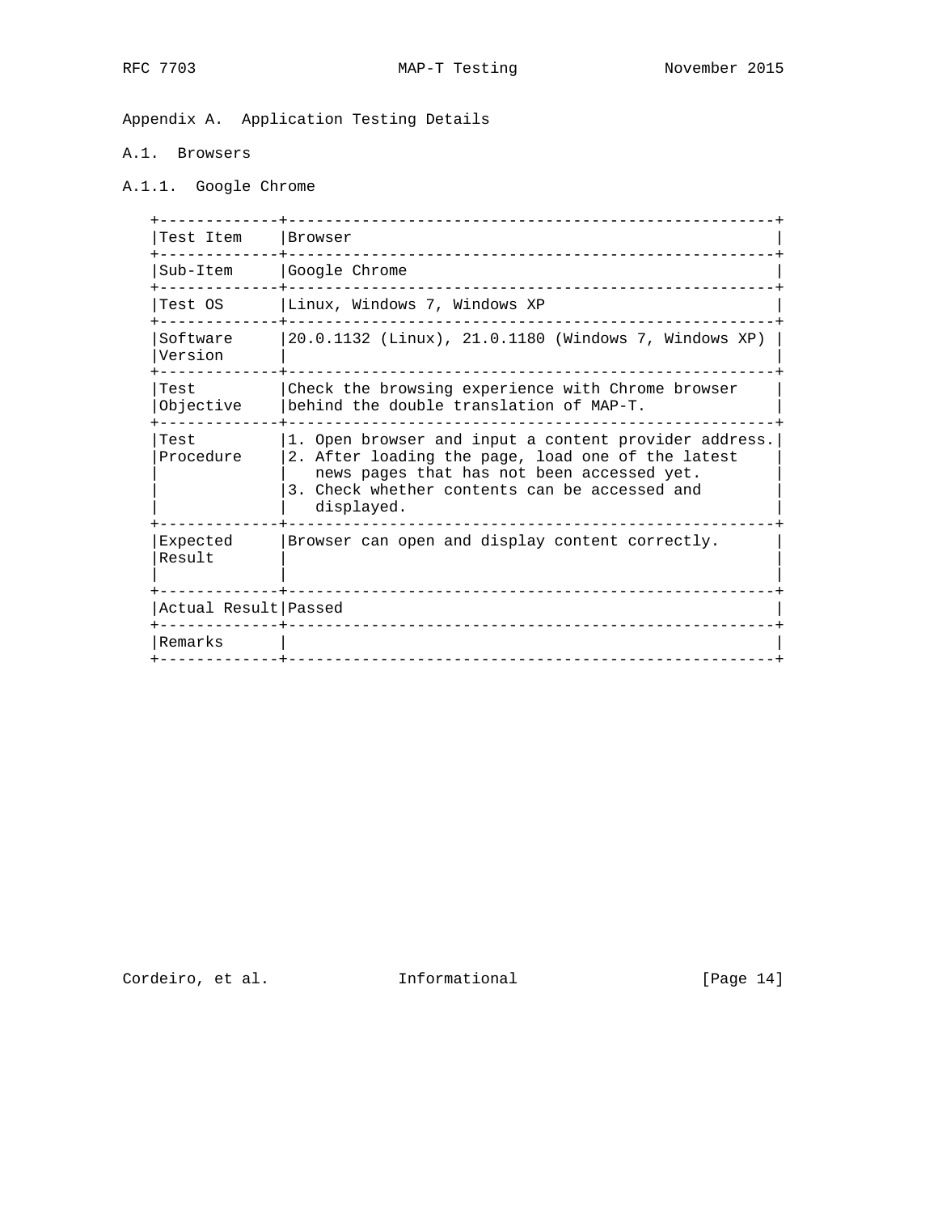# Appendix A. Application Testing Details

## A.1. Browsers

### A.1.1. Google Chrome

| Test Item | Browser |
|---|---|
| Sub-Item | Google Chrome |
| Test OS | Linux, Windows 7, Windows XP |
| Software Version | 20.0.1132 (Linux), 21.0.1180 (Windows 7, Windows XP) |
| Test Objective | Check the browsing experience with Chrome browser behind the double translation of MAP-T. |
| Test Procedure | 1. Open browser and input a content provider address.<br>2. After loading the page, load one of the latest news pages that has not been accessed yet.<br>3. Check whether contents can be accessed and displayed. |
| Expected Result | Browser can open and display content correctly. |
| Actual Result | Passed |
| Remarks | |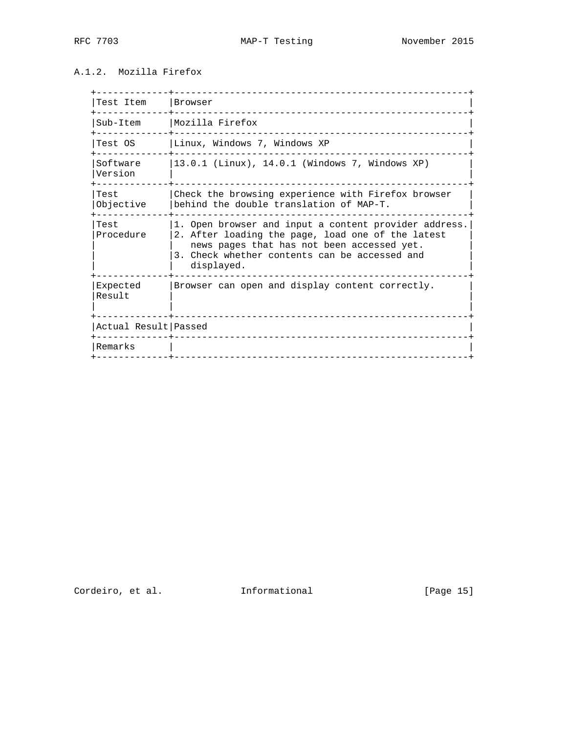### A.1.2. Mozilla Firefox

| Test Item | Browser |
|---|---|
| Sub-Item | Mozilla Firefox |
| Test OS | Linux, Windows 7, Windows XP |
| Software Version | 13.0.1 (Linux), 14.0.1 (Windows 7, Windows XP) |
| Test Objective | Check the browsing experience with Firefox browser behind the double translation of MAP-T. |
| Test Procedure | 1. Open browser and input a content provider address. 2. After loading the page, load one of the latest news pages that has not been accessed yet. 3. Check whether contents can be accessed and displayed. |
| Expected Result | Browser can open and display content correctly. |
| Actual Result | Passed |
| Remarks | |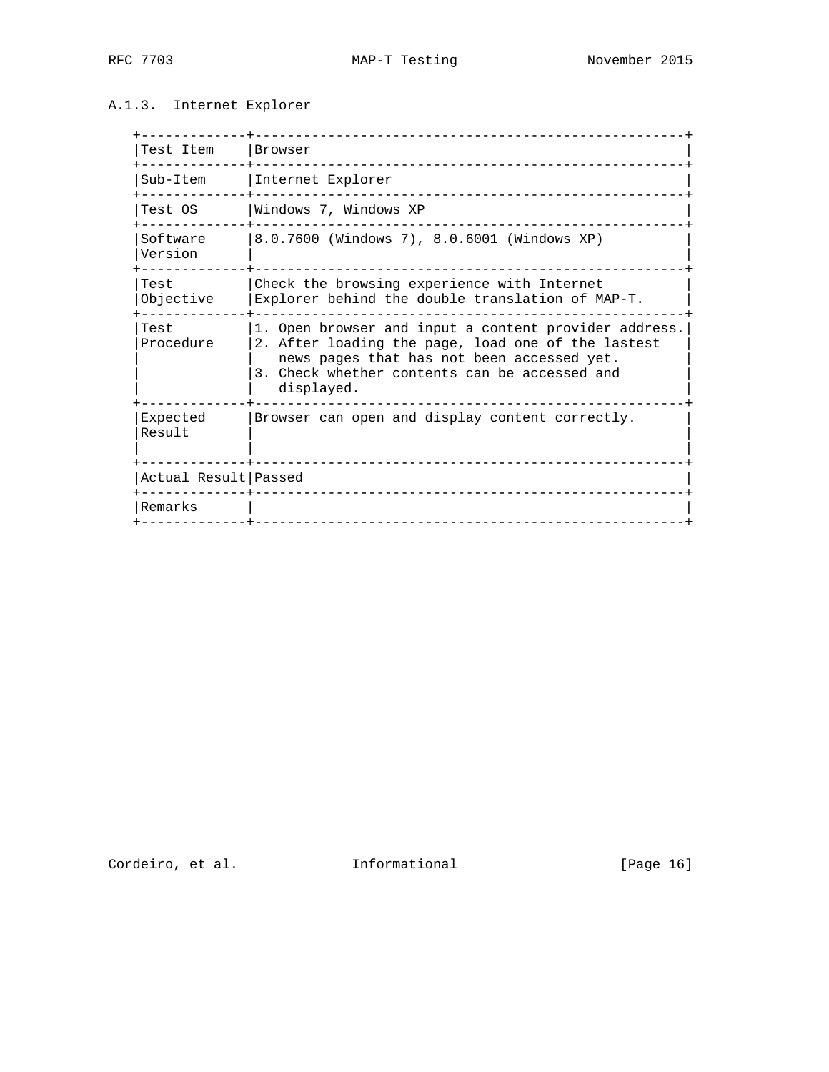### A.1.3. Internet Explorer

| Test Item | Browser |
|---|---|
| Sub-Item | Internet Explorer |
| Test OS | Windows 7, Windows XP |
| Software Version | 8.0.7600 (Windows 7), 8.0.6001 (Windows XP) |
| Test Objective | Check the browsing experience with Internet Explorer behind the double translation of MAP-T. |
| Test Procedure | 1. Open browser and input a content provider address. 2. After loading the page, load one of the lastest news pages that has not been accessed yet. 3. Check whether contents can be accessed and displayed. |
| Expected Result | Browser can open and display content correctly. |
| Actual Result | Passed |
| Remarks | |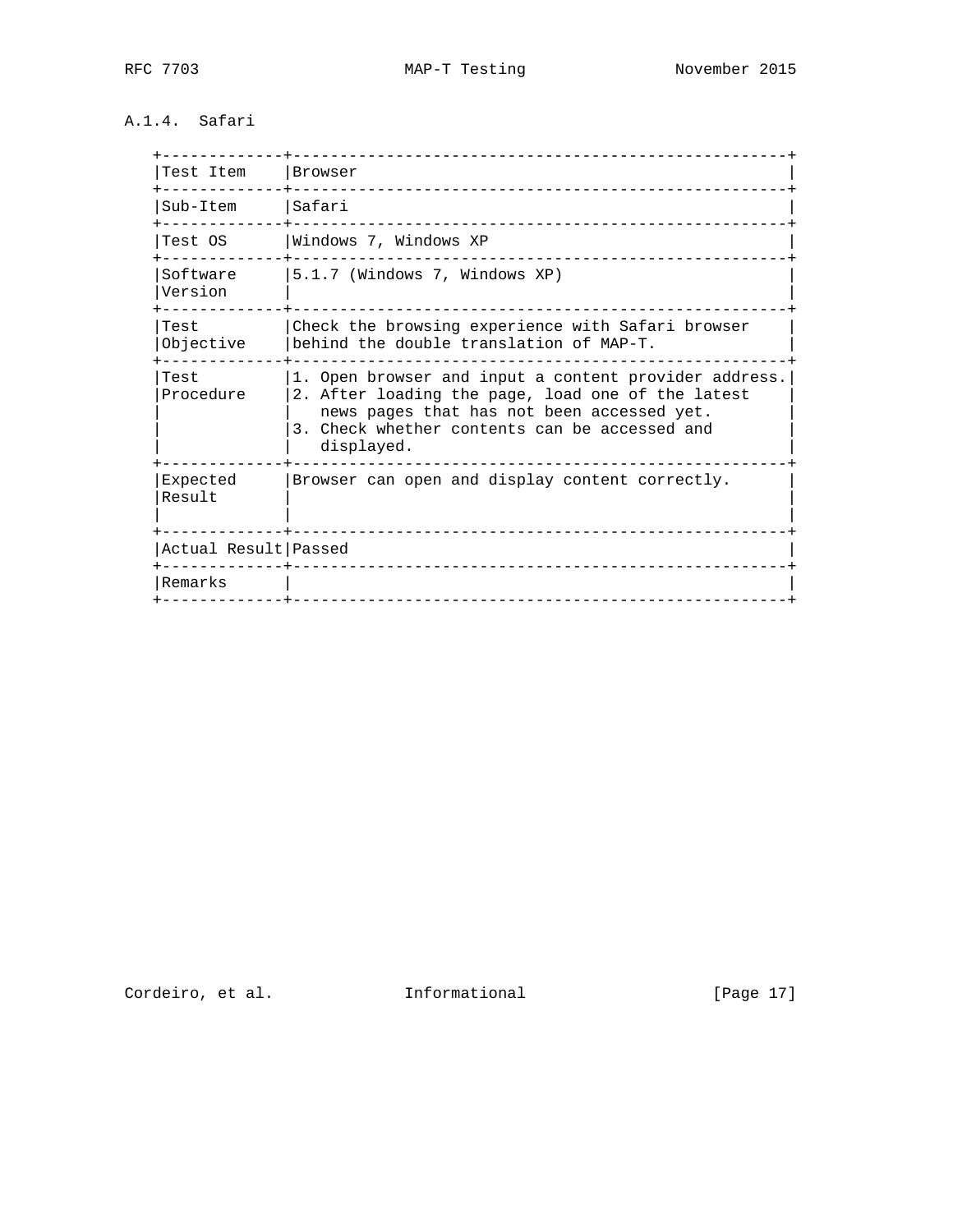### A.1.4. Safari

| Test Item | Browser |
|---|---|
| Sub-Item | Safari |
| Test OS | Windows 7, Windows XP |
| Software Version | 5.1.7 (Windows 7, Windows XP) |
| Test Objective | Check the browsing experience with Safari browser behind the double translation of MAP-T. |
| Test Procedure | 1. Open browser and input a content provider address. 2. After loading the page, load one of the latest news pages that has not been accessed yet. 3. Check whether contents can be accessed and displayed. |
| Expected Result | Browser can open and display content correctly. |
| Actual Result | Passed |
| Remarks | |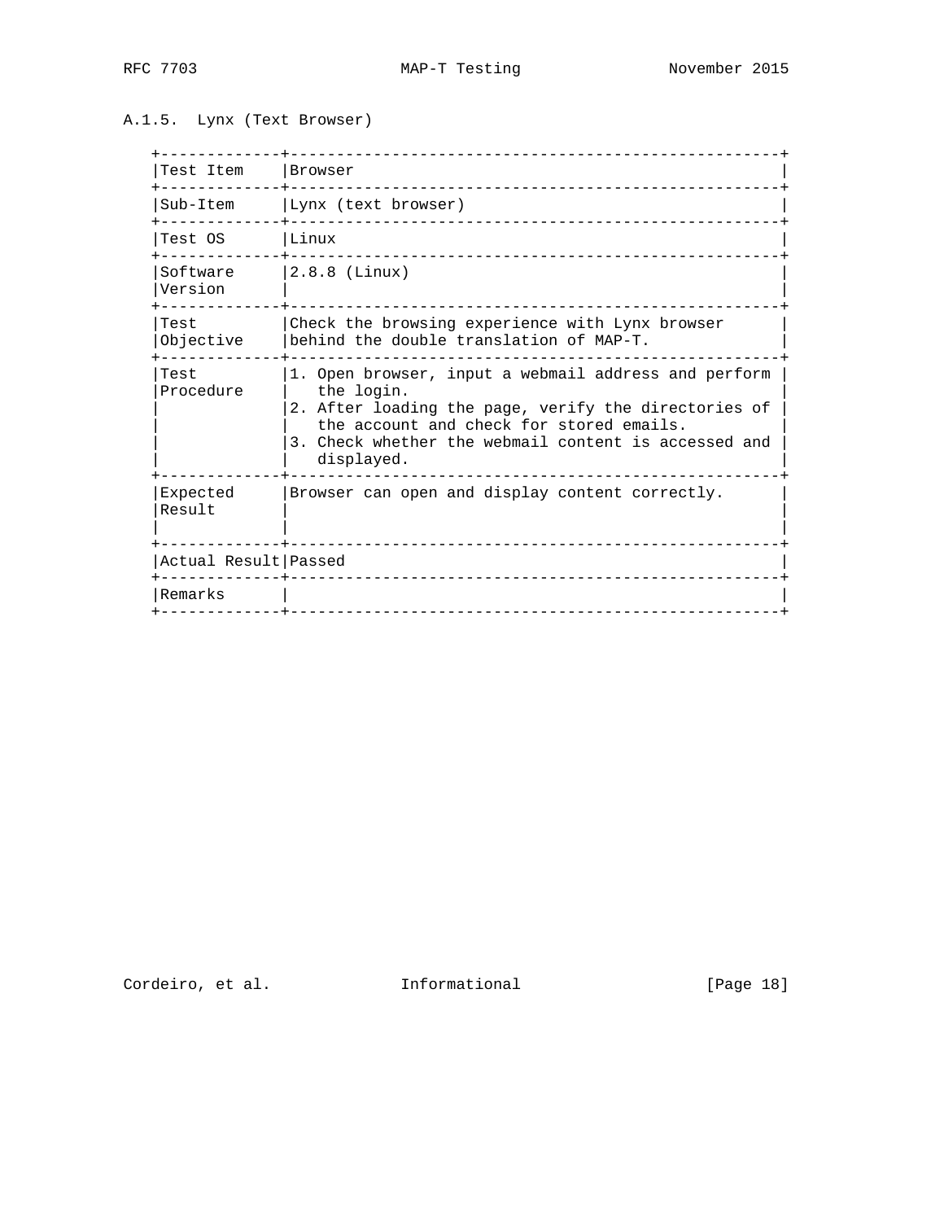### A.1.5. Lynx (Text Browser)

| Test Item | Browser |
|---|---|
| Sub-Item | Lynx (text browser) |
| Test OS | Linux |
| Software Version | 2.8.8 (Linux) |
| Test Objective | Check the browsing experience with Lynx browser behind the double translation of MAP-T. |
| Test Procedure | 1. Open browser, input a webmail address and perform the login. 2. After loading the page, verify the directories of the account and check for stored emails. 3. Check whether the webmail content is accessed and displayed. |
| Expected Result | Browser can open and display content correctly. |
| Actual Result | Passed |
| Remarks | |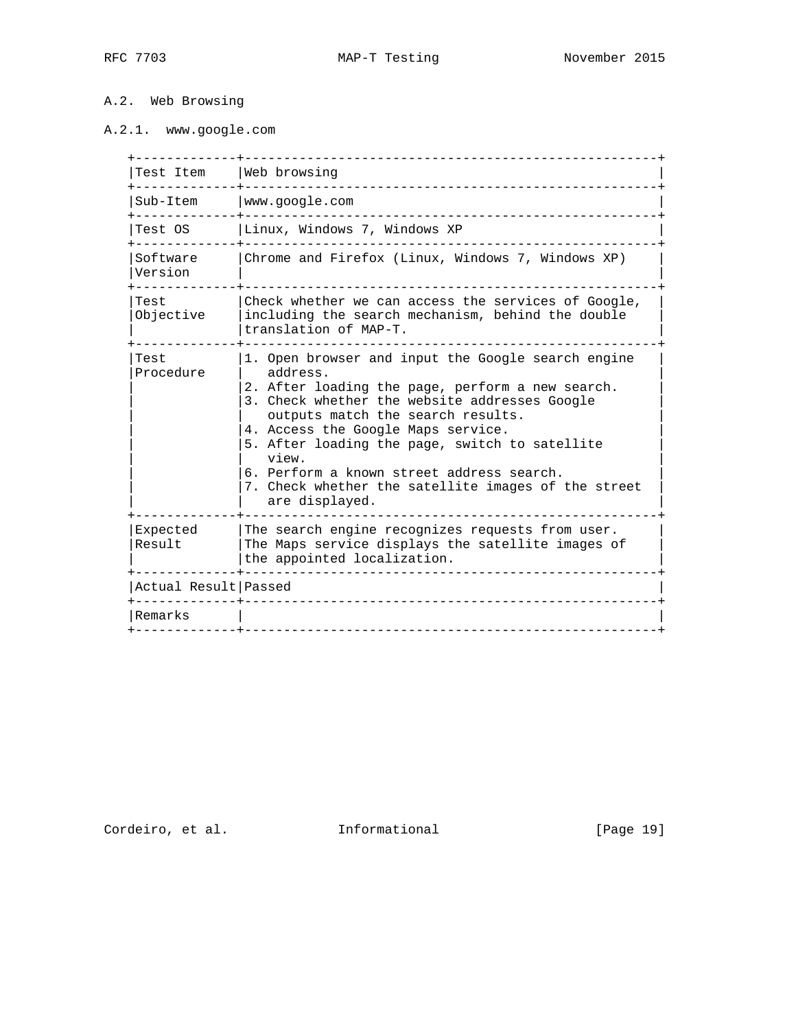## A.2. Web Browsing

### A.2.1. www.google.com

| Test Item | Web browsing |
|---|---|
| Sub-Item | www.google.com |
| Test OS | Linux, Windows 7, Windows XP |
| Software Version | Chrome and Firefox (Linux, Windows 7, Windows XP) |
| Test Objective | Check whether we can access the services of Google, including the search mechanism, behind the double translation of MAP-T. |
| Test Procedure | 1. Open browser and input the Google search engine address.<br>2. After loading the page, perform a new search.<br>3. Check whether the website addresses Google outputs match the search results.<br>4. Access the Google Maps service.<br>5. After loading the page, switch to satellite view.<br>6. Perform a known street address search.<br>7. Check whether the satellite images of the street are displayed. |
| Expected Result | The search engine recognizes requests from user. The Maps service displays the satellite images of the appointed localization. |
| Actual Result | Passed |
| Remarks | |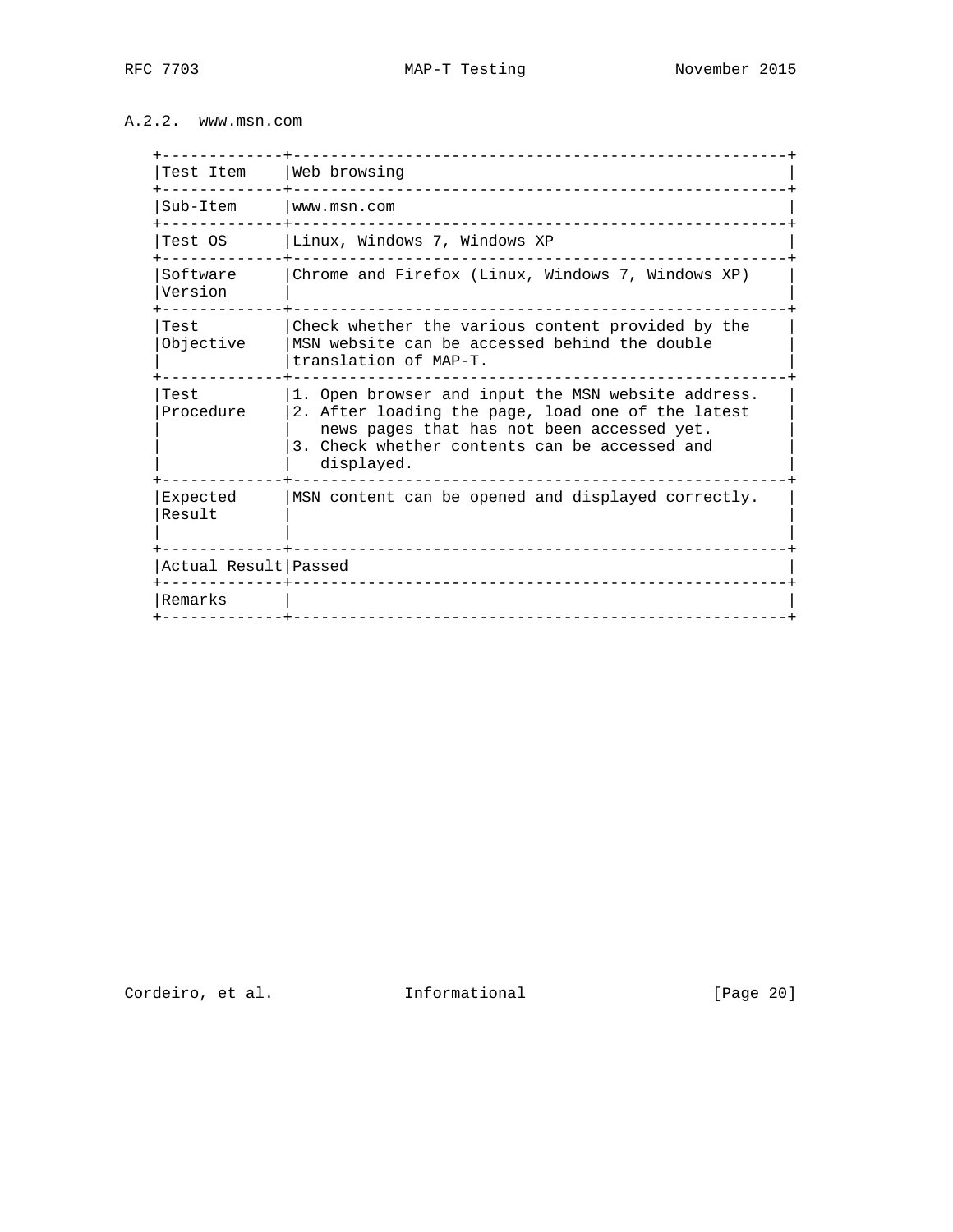### A.2.2. www.msn.com

| Test Item | Web browsing |
| --- | --- |
| Sub-Item | www.msn.com |
| Test OS | Linux, Windows 7, Windows XP |
| Software Version | Chrome and Firefox (Linux, Windows 7, Windows XP) |
| Test Objective | Check whether the various content provided by the MSN website can be accessed behind the double translation of MAP-T. |
| Test Procedure | 1. Open browser and input the MSN website address. 2. After loading the page, load one of the latest news pages that has not been accessed yet. 3. Check whether contents can be accessed and displayed. |
| Expected Result | MSN content can be opened and displayed correctly. |
| Actual Result | Passed |
| Remarks | |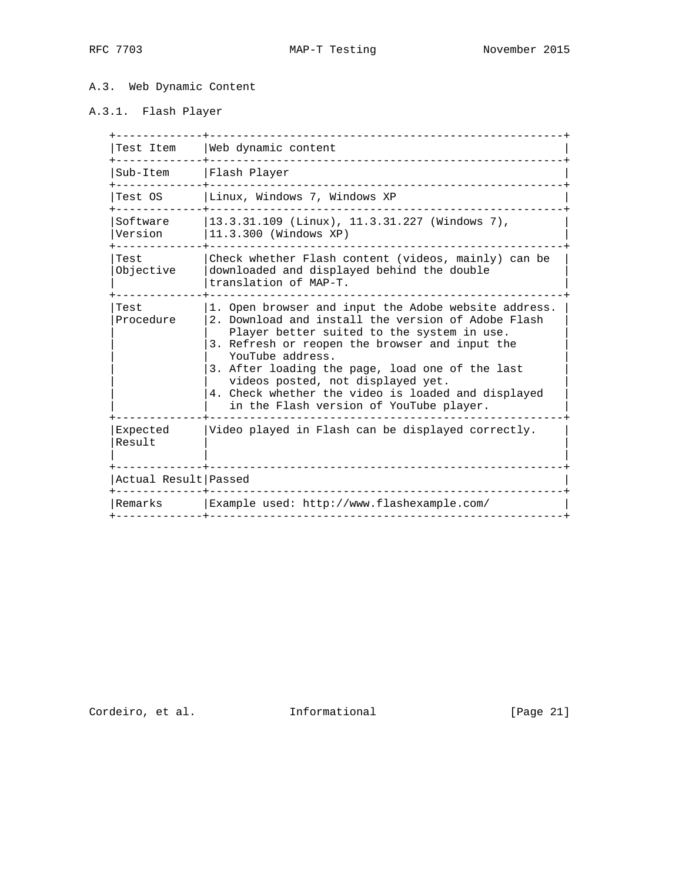### A.3. Web Dynamic Content

#### A.3.1. Flash Player

| Test Item | Web dynamic content |
|---|---|
| Sub-Item | Flash Player |
| Test OS | Linux, Windows 7, Windows XP |
| Software Version | 13.3.31.109 (Linux), 11.3.31.227 (Windows 7), 11.3.300 (Windows XP) |
| Test Objective | Check whether Flash content (videos, mainly) can be downloaded and displayed behind the double translation of MAP-T. |
| Test Procedure | 1. Open browser and input the Adobe website address. 2. Download and install the version of Adobe Flash Player better suited to the system in use. 3. Refresh or reopen the browser and input the YouTube address. 3. After loading the page, load one of the last videos posted, not displayed yet. 4. Check whether the video is loaded and displayed in the Flash version of YouTube player. |
| Expected Result | Video played in Flash can be displayed correctly. |
| Actual Result | Passed |
| Remarks | Example used: http://www.flashexample.com/ |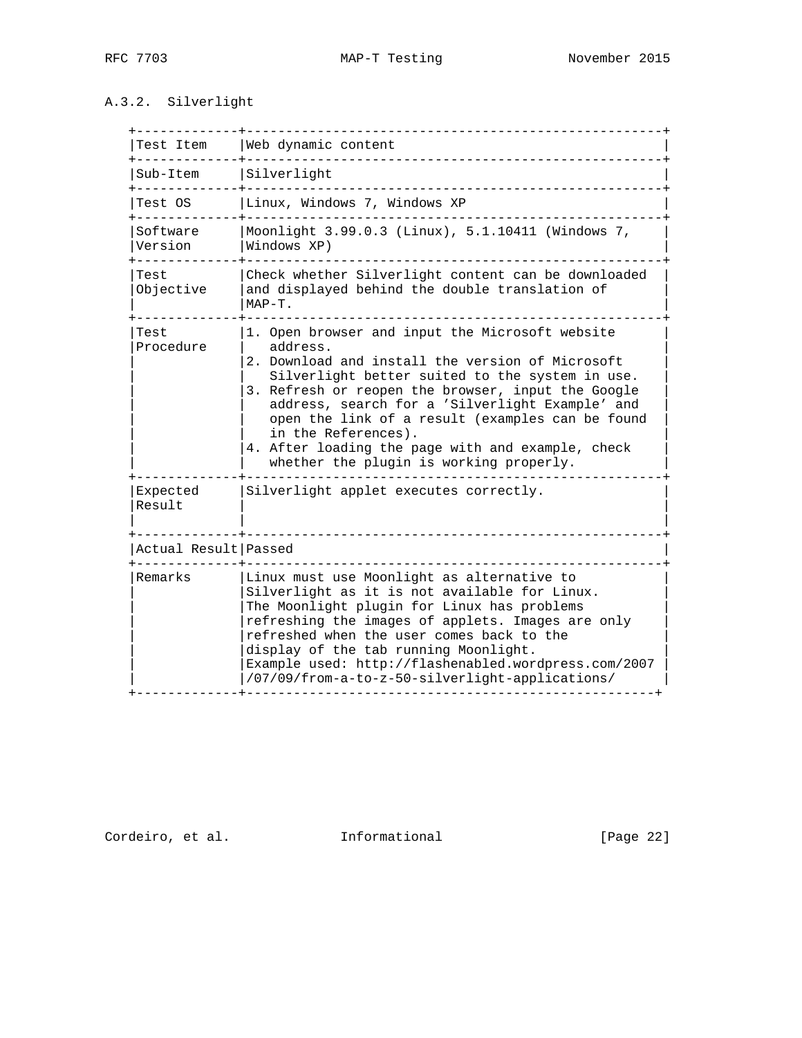### A.3.2. Silverlight

| Test Item | Web dynamic content |
|---|---|
| Sub-Item | Silverlight |
| Test OS | Linux, Windows 7, Windows XP |
| Software Version | Moonlight 3.99.0.3 (Linux), 5.1.10411 (Windows 7, Windows XP) |
| Test Objective | Check whether Silverlight content can be downloaded and displayed behind the double translation of MAP-T. |
| Test Procedure | 1. Open browser and input the Microsoft website address.<br>2. Download and install the version of Microsoft Silverlight better suited to the system in use.<br>3. Refresh or reopen the browser, input the Google address, search for a 'Silverlight Example' and open the link of a result (examples can be found in the References).<br>4. After loading the page with and example, check whether the plugin is working properly. |
| Expected Result | Silverlight applet executes correctly. |
| Actual Result | Passed |
| Remarks | Linux must use Moonlight as alternative to Silverlight as it is not available for Linux. The Moonlight plugin for Linux has problems refreshing the images of applets. Images are only refreshed when the user comes back to the display of the tab running Moonlight. Example used: http://flashenabled.wordpress.com/2007/07/09/from-a-to-z-50-silverlight-applications/ |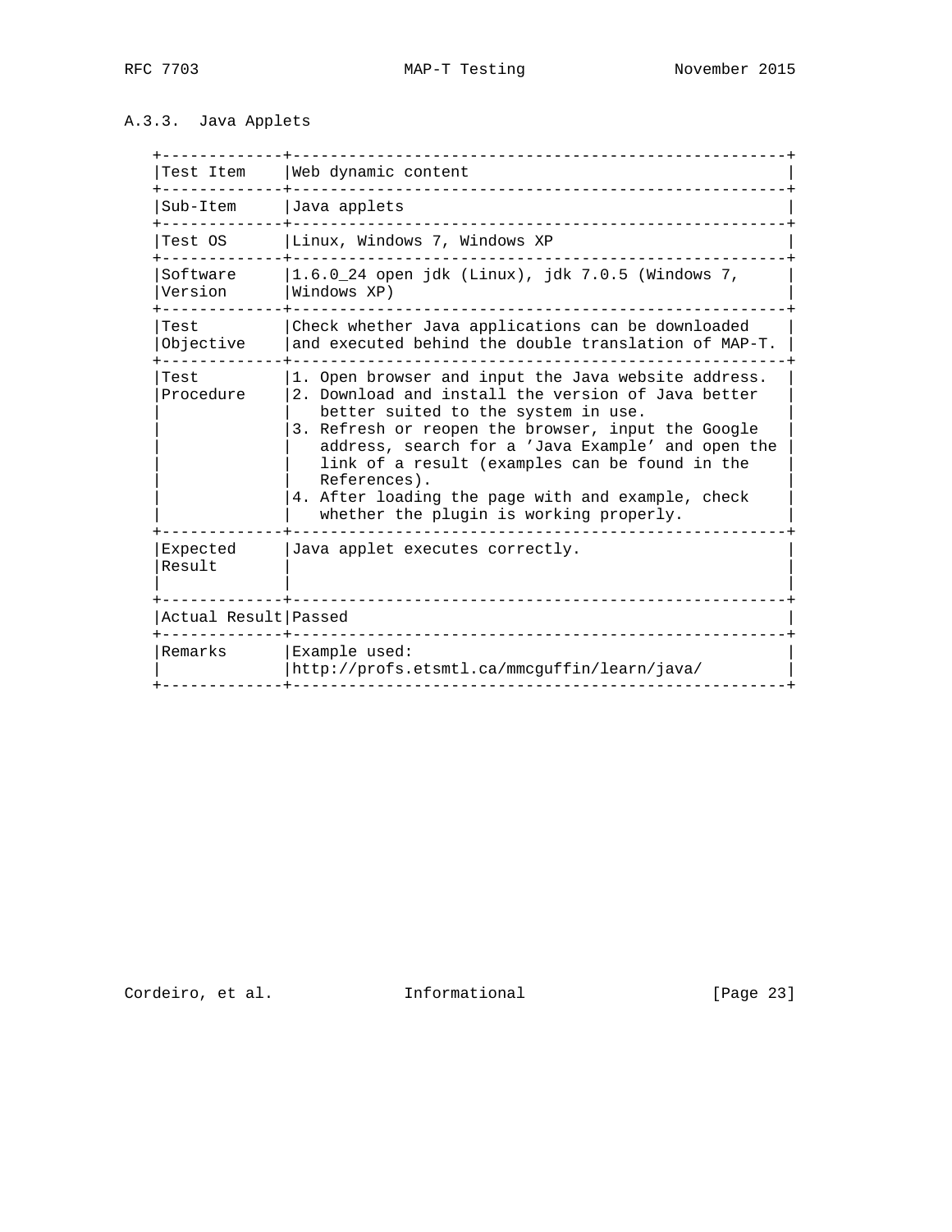### A.3.3. Java Applets

| Test Item | Web dynamic content |
|---|---|
| Sub-Item | Java applets |
| Test OS | Linux, Windows 7, Windows XP |
| Software Version | 1.6.0_24 open jdk (Linux), jdk 7.0.5 (Windows 7, Windows XP) |
| Test Objective | Check whether Java applications can be downloaded and executed behind the double translation of MAP-T. |
| Test Procedure | 1. Open browser and input the Java website address. 2. Download and install the version of Java better suited to the system in use. 3. Refresh or reopen the browser, input the Google address, search for a 'Java Example' and open the link of a result (examples can be found in the References). 4. After loading the page with and example, check whether the plugin is working properly. |
| Expected Result | Java applet executes correctly. |
| Actual Result | Passed |
| Remarks | Example used: http://profs.etsmtl.ca/mmcguffin/learn/java/ |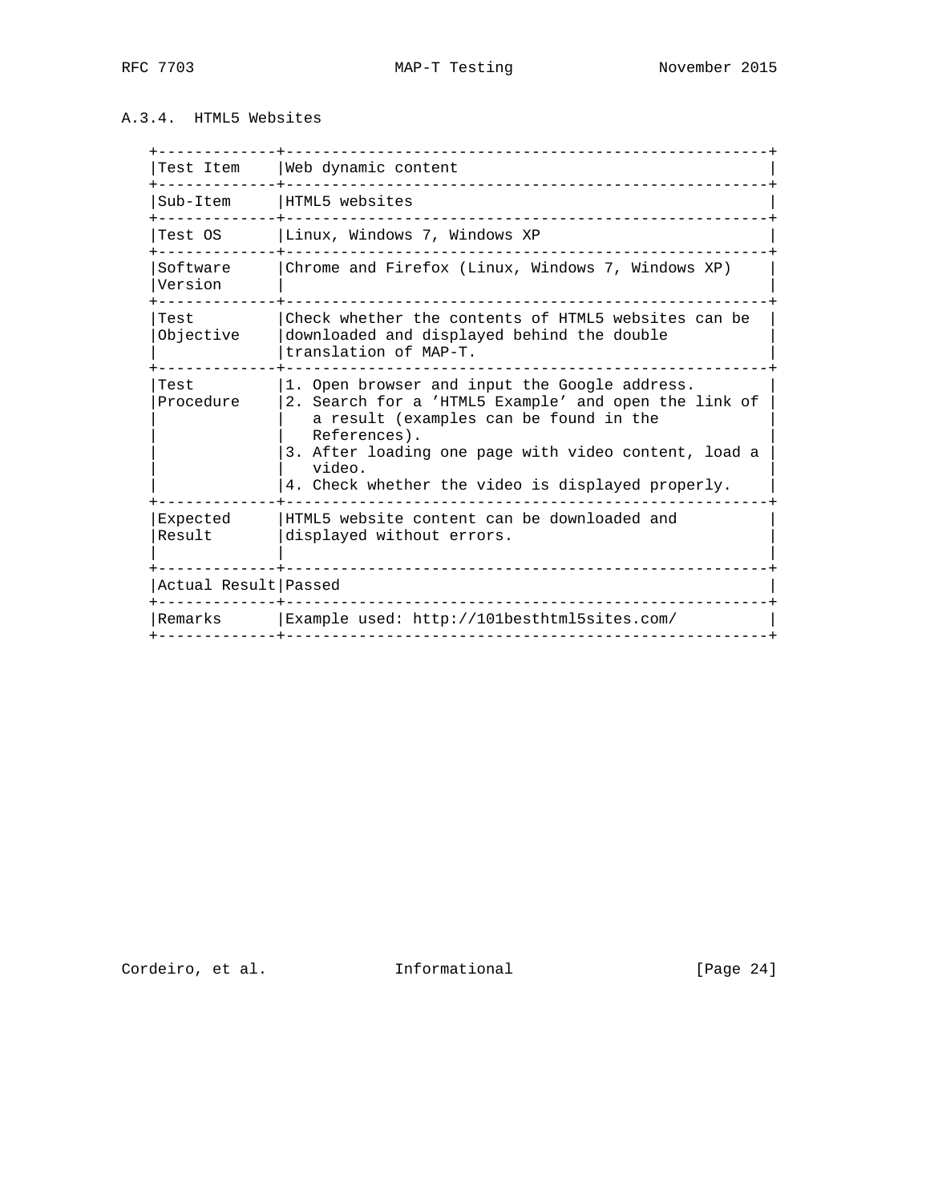### A.3.4. HTML5 Websites

| Test Item | Web dynamic content |
|---|---|
| Sub-Item | HTML5 websites |
| Test OS | Linux, Windows 7, Windows XP |
| Software Version | Chrome and Firefox (Linux, Windows 7, Windows XP) |
| Test Objective | Check whether the contents of HTML5 websites can be downloaded and displayed behind the double translation of MAP-T. |
| Test Procedure | 1. Open browser and input the Google address.<br>2. Search for a 'HTML5 Example' and open the link of a result (examples can be found in the References).<br>3. After loading one page with video content, load a video.<br>4. Check whether the video is displayed properly. |
| Expected Result | HTML5 website content can be downloaded and displayed without errors. |
| Actual Result | Passed |
| Remarks | Example used: http://101besthtml5sites.com/ |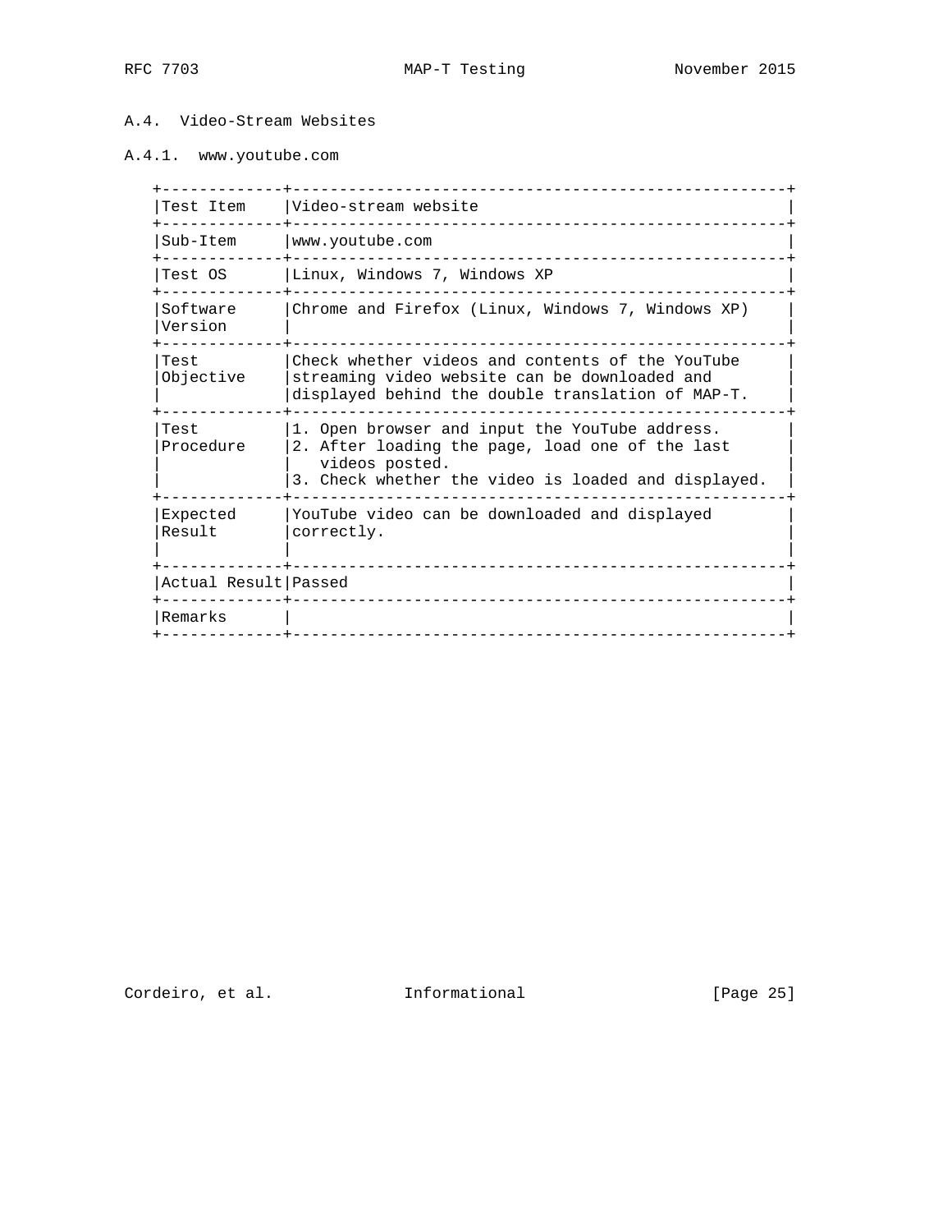### A.4. Video-Stream Websites

#### A.4.1. www.youtube.com

| Test Item | Video-stream website |
|---|---|
| Sub-Item | www.youtube.com |
| Test OS | Linux, Windows 7, Windows XP |
| Software Version | Chrome and Firefox (Linux, Windows 7, Windows XP) |
| Test Objective | Check whether videos and contents of the YouTube streaming video website can be downloaded and displayed behind the double translation of MAP-T. |
| Test Procedure | 1. Open browser and input the YouTube address.<br>2. After loading the page, load one of the last videos posted.<br>3. Check whether the video is loaded and displayed. |
| Expected Result | YouTube video can be downloaded and displayed correctly. |
| Actual Result | Passed |
| Remarks | |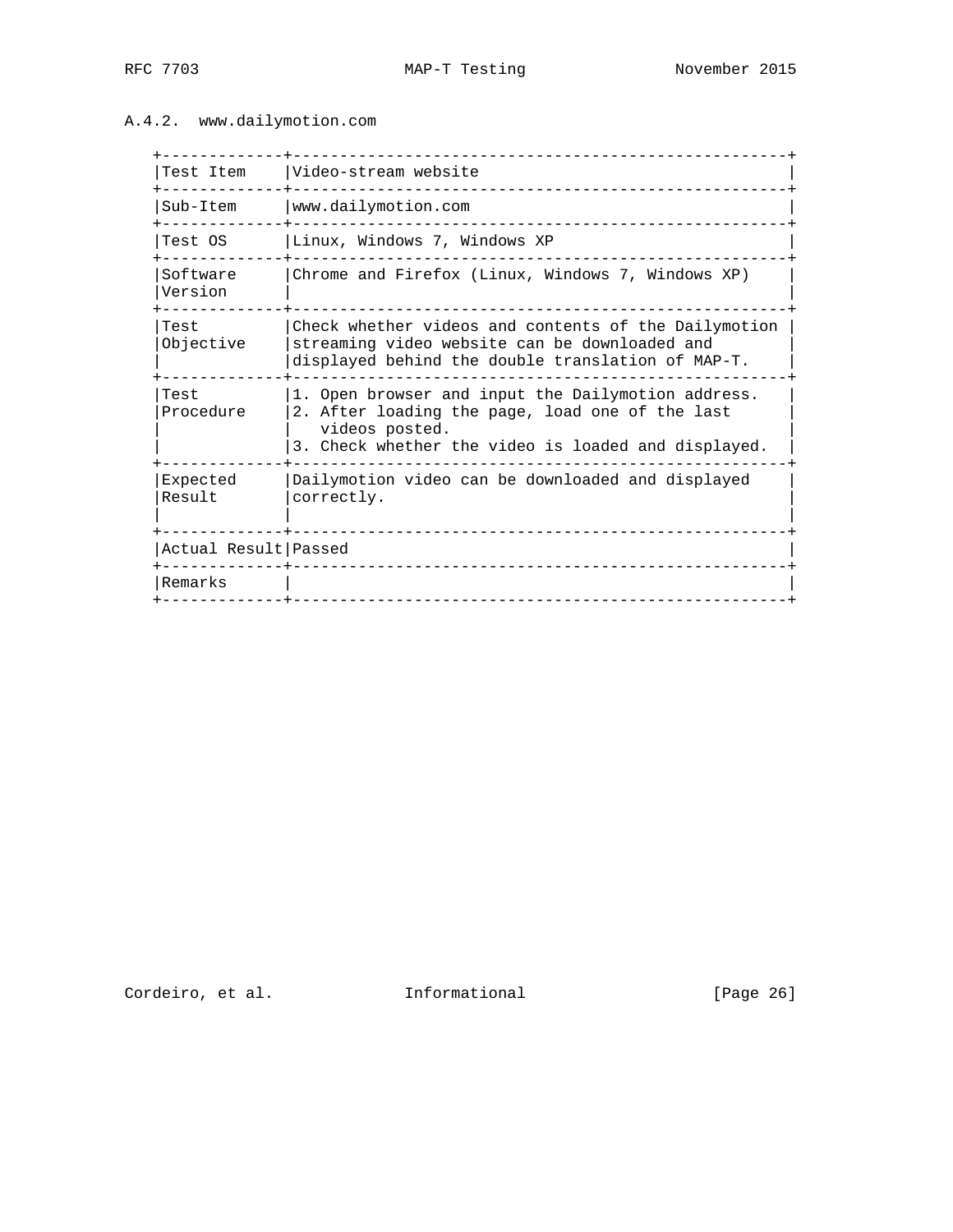### A.4.2. www.dailymotion.com

| Test Item | Video-stream website |
|---|---|
| Sub-Item | www.dailymotion.com |
| Test OS | Linux, Windows 7, Windows XP |
| Software Version | Chrome and Firefox (Linux, Windows 7, Windows XP) |
| Test Objective | Check whether videos and contents of the Dailymotion streaming video website can be downloaded and displayed behind the double translation of MAP-T. |
| Test Procedure | 1. Open browser and input the Dailymotion address. 2. After loading the page, load one of the last videos posted. 3. Check whether the video is loaded and displayed. |
| Expected Result | Dailymotion video can be downloaded and displayed correctly. |
| Actual Result | Passed |
| Remarks | |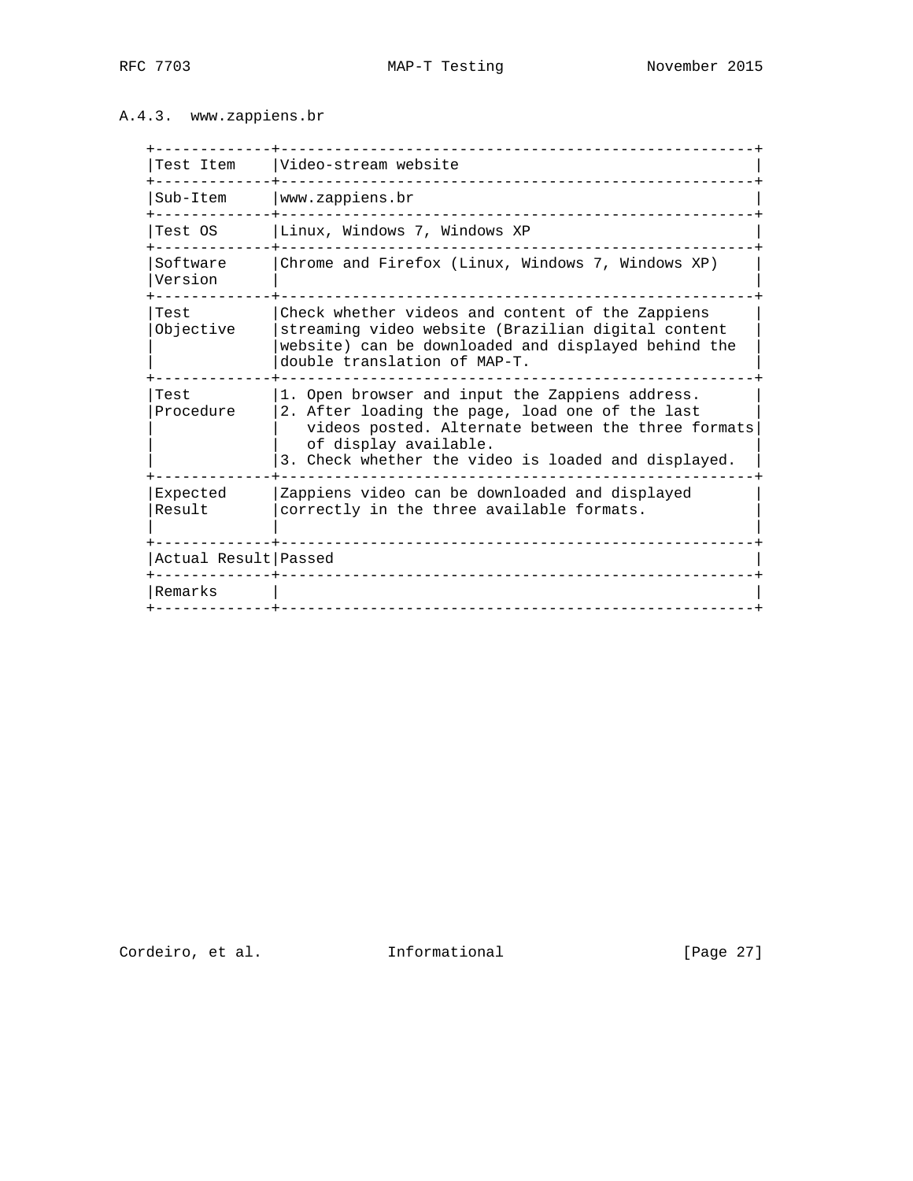### A.4.3. www.zappiens.br

| Test Item | Video-stream website |
|---|---|
| Sub-Item | www.zappiens.br |
| Test OS | Linux, Windows 7, Windows XP |
| Software Version | Chrome and Firefox (Linux, Windows 7, Windows XP) |
| Test Objective | Check whether videos and content of the Zappiens streaming video website (Brazilian digital content website) can be downloaded and displayed behind the double translation of MAP-T. |
| Test Procedure | 1. Open browser and input the Zappiens address.<br>2. After loading the page, load one of the last videos posted. Alternate between the three formats of display available.<br>3. Check whether the video is loaded and displayed. |
| Expected Result | Zappiens video can be downloaded and displayed correctly in the three available formats. |
| Actual Result | Passed |
| Remarks | |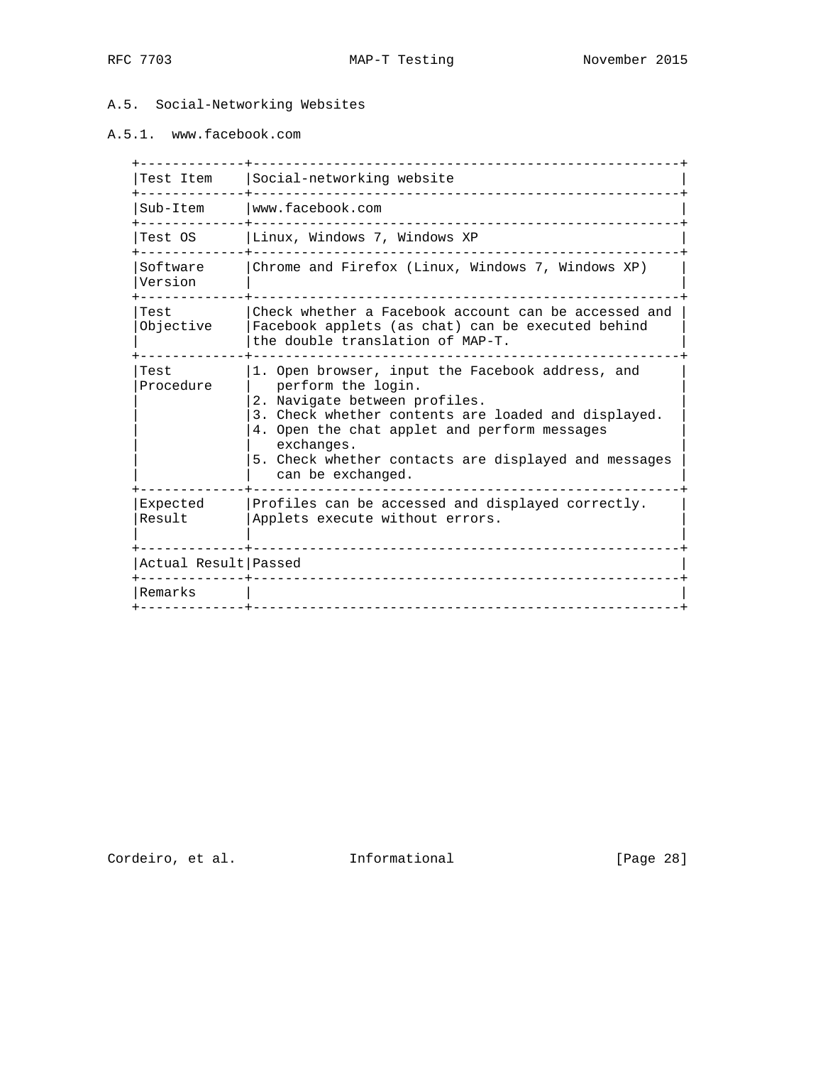### A.5. Social-Networking Websites

#### A.5.1. www.facebook.com

| Test Item | Social-networking website |
|---|---|
| Sub-Item | www.facebook.com |
| Test OS | Linux, Windows 7, Windows XP |
| Software Version | Chrome and Firefox (Linux, Windows 7, Windows XP) |
| Test Objective | Check whether a Facebook account can be accessed and Facebook applets (as chat) can be executed behind the double translation of MAP-T. |
| Test Procedure | 1. Open browser, input the Facebook address, and perform the login.<br>2. Navigate between profiles.<br>3. Check whether contents are loaded and displayed.<br>4. Open the chat applet and perform messages exchanges.<br>5. Check whether contacts are displayed and messages can be exchanged. |
| Expected Result | Profiles can be accessed and displayed correctly. Applets execute without errors. |
| Actual Result | Passed |
| Remarks | |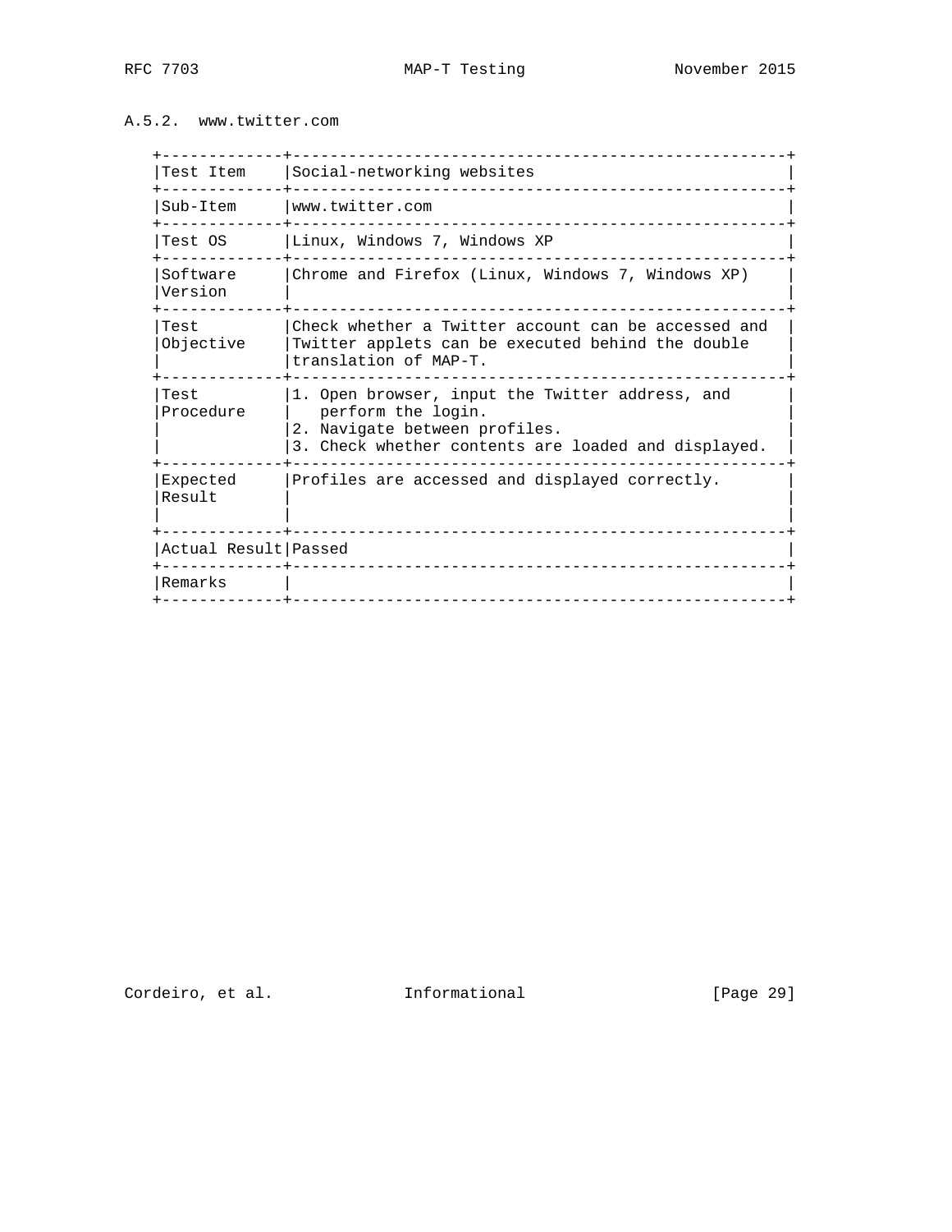### A.5.2. www.twitter.com

| Test Item | Social-networking websites |
|---|---|
| Sub-Item | www.twitter.com |
| Test OS | Linux, Windows 7, Windows XP |
| Software Version | Chrome and Firefox (Linux, Windows 7, Windows XP) |
| Test Objective | Check whether a Twitter account can be accessed and Twitter applets can be executed behind the double translation of MAP-T. |
| Test Procedure | 1. Open browser, input the Twitter address, and perform the login.<br>2. Navigate between profiles.<br>3. Check whether contents are loaded and displayed. |
| Expected Result | Profiles are accessed and displayed correctly. |
| Actual Result | Passed |
| Remarks | |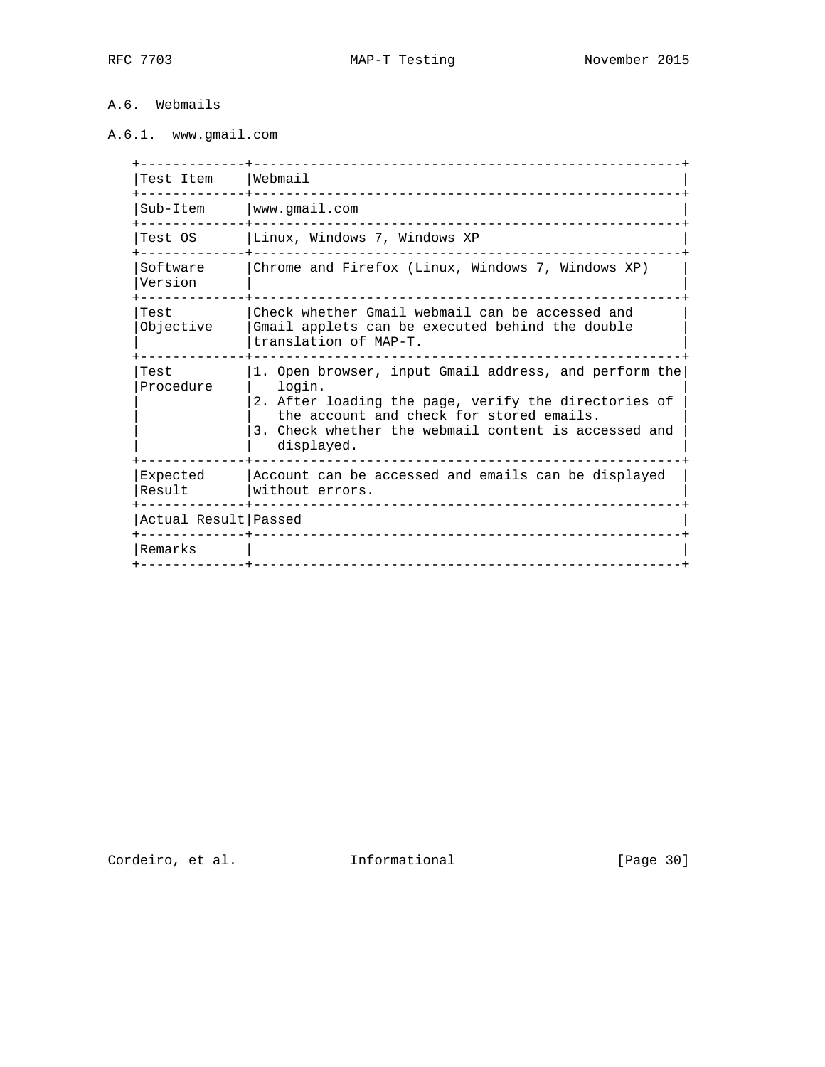### A.6. Webmails

#### A.6.1. www.gmail.com

| Test Item | Webmail |
|---|---|
| Sub-Item | www.gmail.com |
| Test OS | Linux, Windows 7, Windows XP |
| Software Version | Chrome and Firefox (Linux, Windows 7, Windows XP) |
| Test Objective | Check whether Gmail webmail can be accessed and Gmail applets can be executed behind the double translation of MAP-T. |
| Test Procedure | 1. Open browser, input Gmail address, and perform the login. 2. After loading the page, verify the directories of the account and check for stored emails. 3. Check whether the webmail content is accessed and displayed. |
| Expected Result | Account can be accessed and emails can be displayed without errors. |
| Actual Result | Passed |
| Remarks | |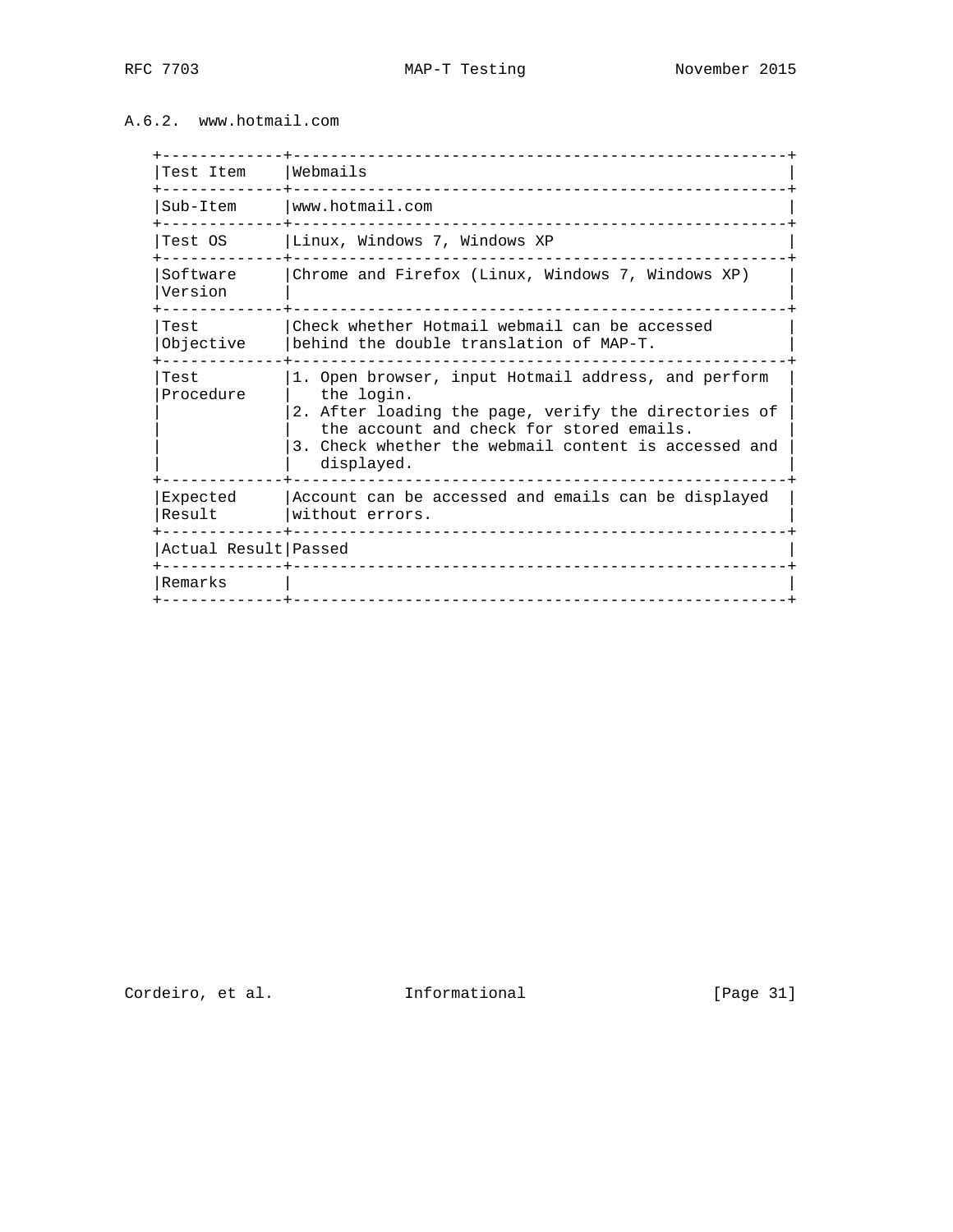### A.6.2. www.hotmail.com

| Test Item | Webmails |
|---|---|
| Sub-Item | www.hotmail.com |
| Test OS | Linux, Windows 7, Windows XP |
| Software Version | Chrome and Firefox (Linux, Windows 7, Windows XP) |
| Test Objective | Check whether Hotmail webmail can be accessed behind the double translation of MAP-T. |
| Test Procedure | 1. Open browser, input Hotmail address, and perform the login. 2. After loading the page, verify the directories of the account and check for stored emails. 3. Check whether the webmail content is accessed and displayed. |
| Expected Result | Account can be accessed and emails can be displayed without errors. |
| Actual Result | Passed |
| Remarks | |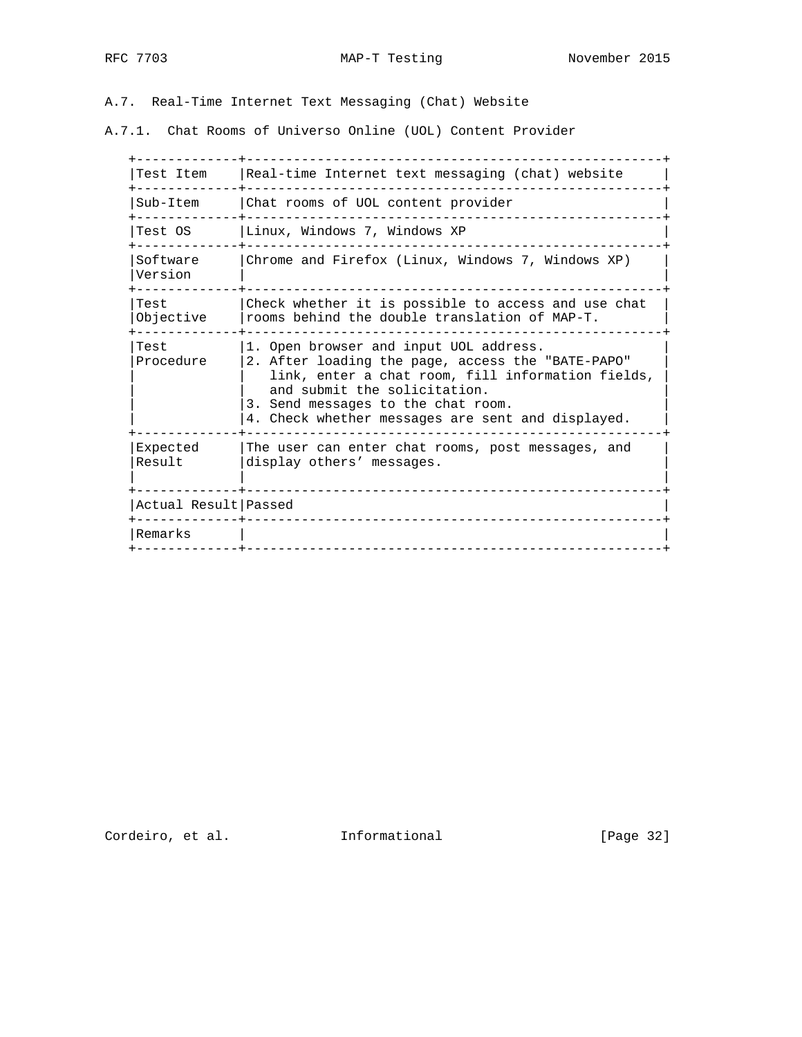### A.7. Real-Time Internet Text Messaging (Chat) Website

#### A.7.1. Chat Rooms of Universo Online (UOL) Content Provider

| Test Item | Real-time Internet text messaging (chat) website |
|---|---|
| Sub-Item | Chat rooms of UOL content provider |
| Test OS | Linux, Windows 7, Windows XP |
| Software Version | Chrome and Firefox (Linux, Windows 7, Windows XP) |
| Test Objective | Check whether it is possible to access and use chat rooms behind the double translation of MAP-T. |
| Test Procedure | 1. Open browser and input UOL address.<br>2. After loading the page, access the "BATE-PAPO" link, enter a chat room, fill information fields, and submit the solicitation.<br>3. Send messages to the chat room.<br>4. Check whether messages are sent and displayed. |
| Expected Result | The user can enter chat rooms, post messages, and display others’ messages. |
| Actual Result | Passed |
| Remarks | |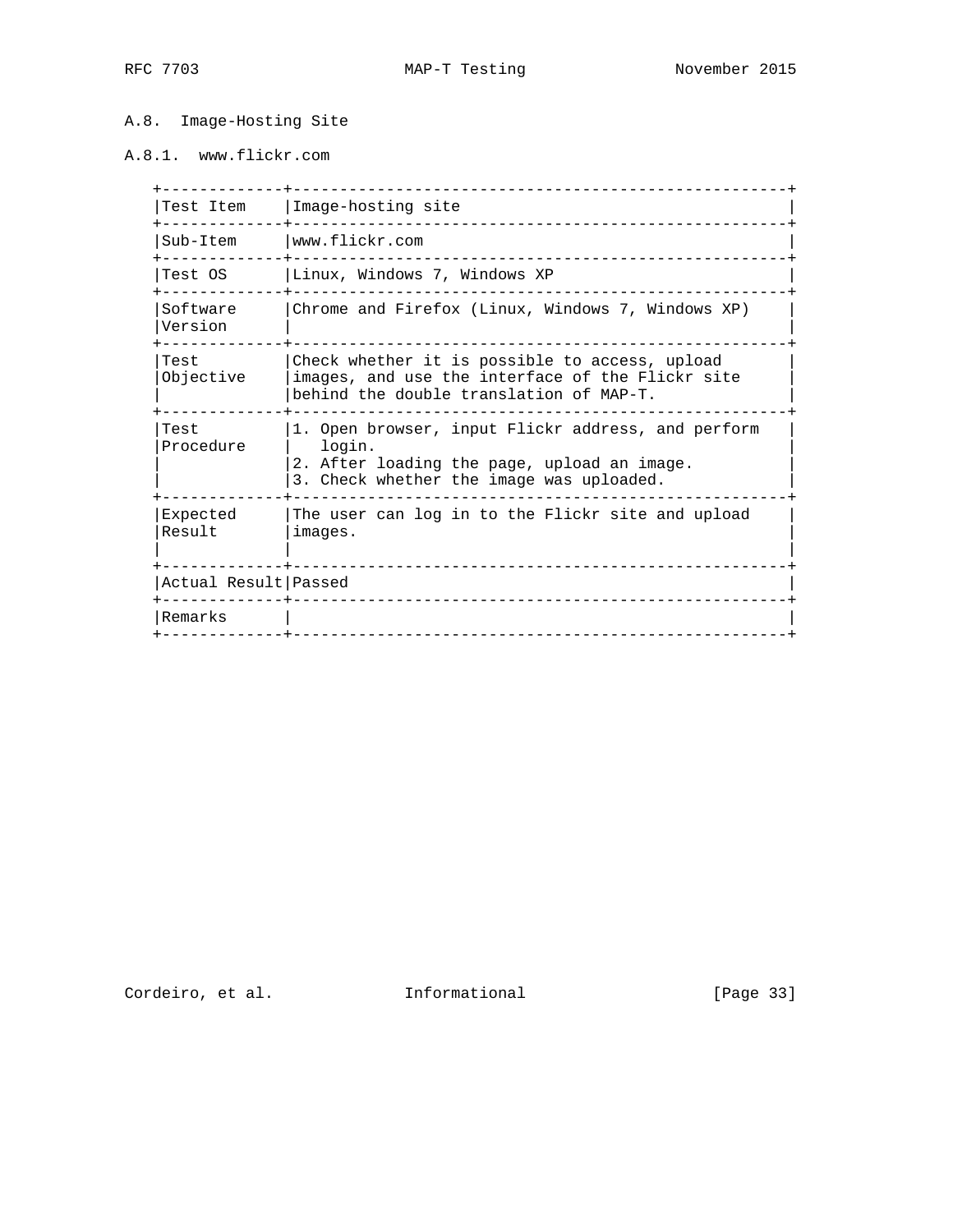### A.8. Image-Hosting Site

#### A.8.1. www.flickr.com

| Test Item | Image-hosting site |
|---|---|
| Sub-Item | www.flickr.com |
| Test OS | Linux, Windows 7, Windows XP |
| Software Version | Chrome and Firefox (Linux, Windows 7, Windows XP) |
| Test Objective | Check whether it is possible to access, upload images, and use the interface of the Flickr site behind the double translation of MAP-T. |
| Test Procedure | 1. Open browser, input Flickr address, and perform login.<br>2. After loading the page, upload an image.<br>3. Check whether the image was uploaded. |
| Expected Result | The user can log in to the Flickr site and upload images. |
| Actual Result | Passed |
| Remarks | |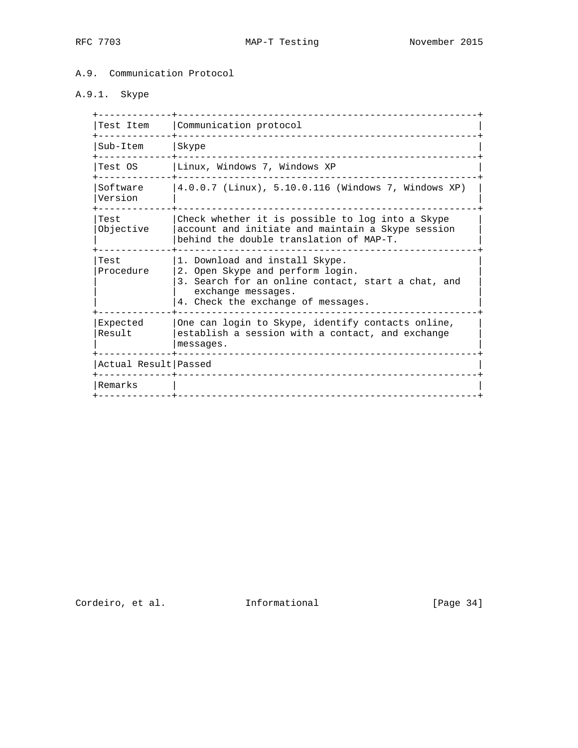### A.9. Communication Protocol

#### A.9.1. Skype

| Test Item | Communication protocol |
|---|---|
| Sub-Item | Skype |
| Test OS | Linux, Windows 7, Windows XP |
| Software Version | 4.0.0.7 (Linux), 5.10.0.116 (Windows 7, Windows XP) |
| Test Objective | Check whether it is possible to log into a Skype account and initiate and maintain a Skype session behind the double translation of MAP-T. |
| Test Procedure | 1. Download and install Skype.<br>2. Open Skype and perform login.<br>3. Search for an online contact, start a chat, and exchange messages.<br>4. Check the exchange of messages. |
| Expected Result | One can login to Skype, identify contacts online, establish a session with a contact, and exchange messages. |
| Actual Result | Passed |
| Remarks | |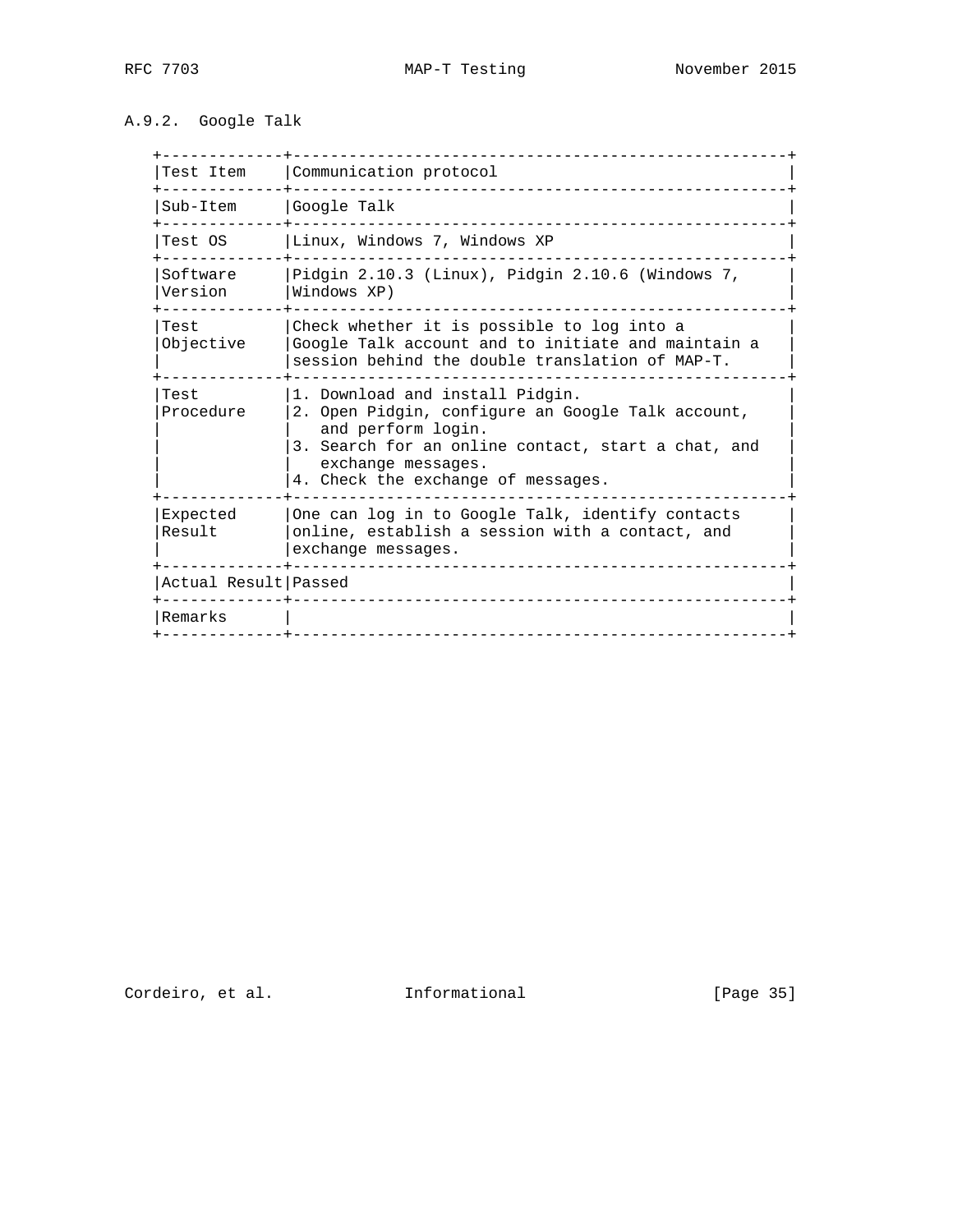### A.9.2. Google Talk

| Test Item | Communication protocol |
|---|---|
| Sub-Item | Google Talk |
| Test OS | Linux, Windows 7, Windows XP |
| Software Version | Pidgin 2.10.3 (Linux), Pidgin 2.10.6 (Windows 7, Windows XP) |
| Test Objective | Check whether it is possible to log into a Google Talk account and to initiate and maintain a session behind the double translation of MAP-T. |
| Test Procedure | 1. Download and install Pidgin.<br>2. Open Pidgin, configure an Google Talk account, and perform login.<br>3. Search for an online contact, start a chat, and exchange messages.<br>4. Check the exchange of messages. |
| Expected Result | One can log in to Google Talk, identify contacts online, establish a session with a contact, and exchange messages. |
| Actual Result | Passed |
| Remarks | |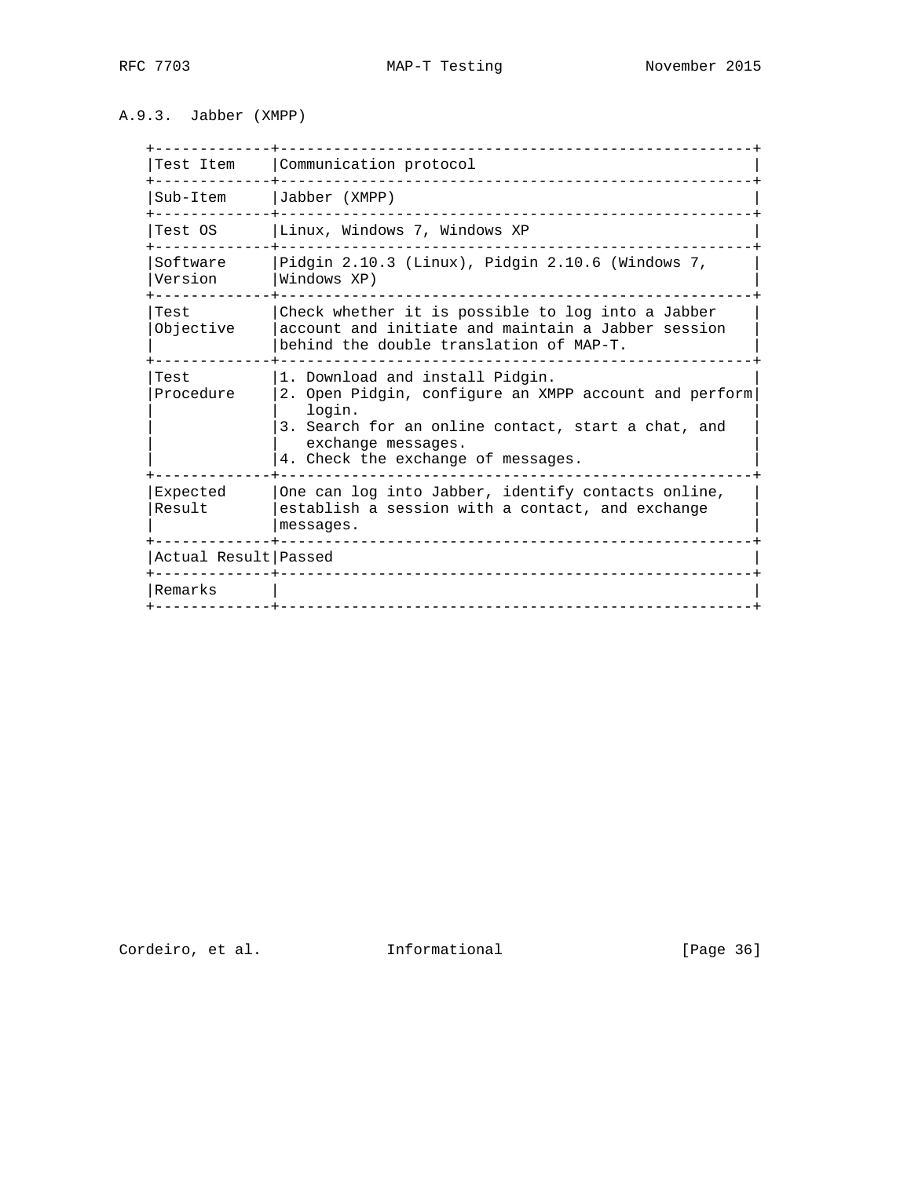### A.9.3. Jabber (XMPP)

| Test Item | Communication protocol |
|---|---|
| Sub-Item | Jabber (XMPP) |
| Test OS | Linux, Windows 7, Windows XP |
| Software Version | Pidgin 2.10.3 (Linux), Pidgin 2.10.6 (Windows 7, Windows XP) |
| Test Objective | Check whether it is possible to log into a Jabber account and initiate and maintain a Jabber session behind the double translation of MAP-T. |
| Test Procedure | 1. Download and install Pidgin.<br>2. Open Pidgin, configure an XMPP account and perform login.<br>3. Search for an online contact, start a chat, and exchange messages.<br>4. Check the exchange of messages. |
| Expected Result | One can log into Jabber, identify contacts online, establish a session with a contact, and exchange messages. |
| Actual Result | Passed |
| Remarks | |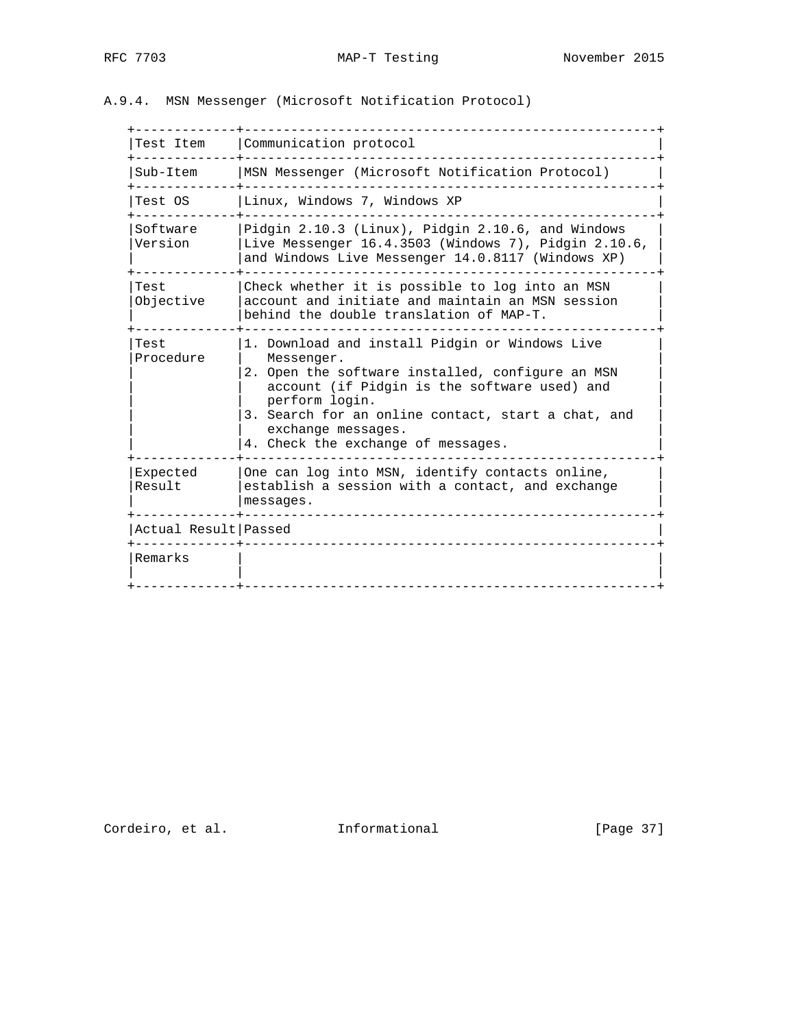### A.9.4. MSN Messenger (Microsoft Notification Protocol)

| Test Item | Communication protocol |
|---|---|
| Sub-Item | MSN Messenger (Microsoft Notification Protocol) |
| Test OS | Linux, Windows 7, Windows XP |
| Software Version | Pidgin 2.10.3 (Linux), Pidgin 2.10.6, and Windows Live Messenger 16.4.3503 (Windows 7), Pidgin 2.10.6, and Windows Live Messenger 14.0.8117 (Windows XP) |
| Test Objective | Check whether it is possible to log into an MSN account and initiate and maintain an MSN session behind the double translation of MAP-T. |
| Test Procedure | 1. Download and install Pidgin or Windows Live Messenger.<br>2. Open the software installed, configure an MSN account (if Pidgin is the software used) and perform login.<br>3. Search for an online contact, start a chat, and exchange messages.<br>4. Check the exchange of messages. |
| Expected Result | One can log into MSN, identify contacts online, establish a session with a contact, and exchange messages. |
| Actual Result | Passed |
| Remarks | |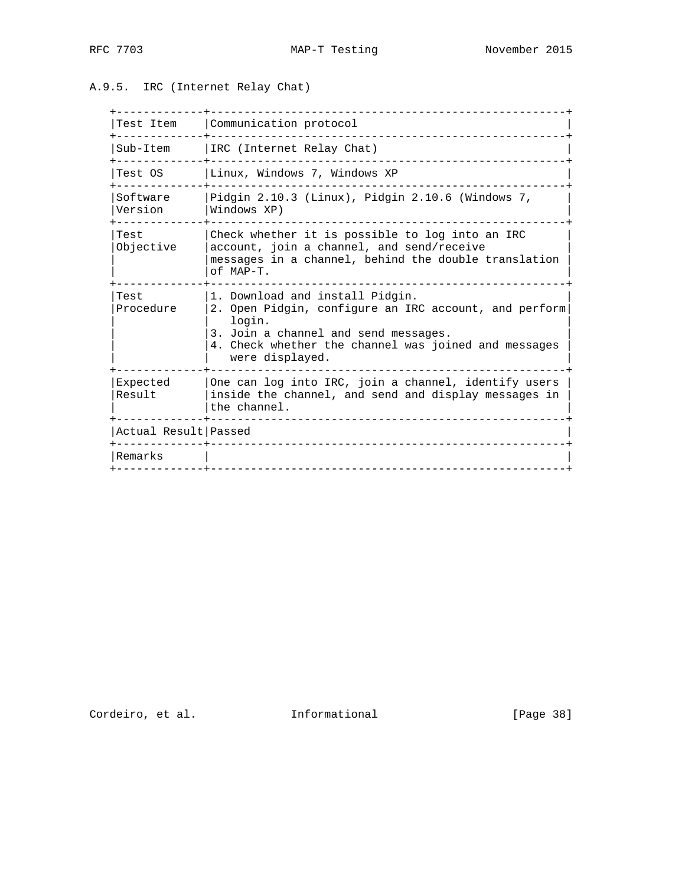### A.9.5. IRC (Internet Relay Chat)

| Test Item | Communication protocol |
|---|---|
| Sub-Item | IRC (Internet Relay Chat) |
| Test OS | Linux, Windows 7, Windows XP |
| Software Version | Pidgin 2.10.3 (Linux), Pidgin 2.10.6 (Windows 7, Windows XP) |
| Test Objective | Check whether it is possible to log into an IRC account, join a channel, and send/receive messages in a channel, behind the double translation of MAP-T. |
| Test Procedure | 1. Download and install Pidgin.<br>2. Open Pidgin, configure an IRC account, and perform login.<br>3. Join a channel and send messages.<br>4. Check whether the channel was joined and messages were displayed. |
| Expected Result | One can log into IRC, join a channel, identify users inside the channel, and send and display messages in the channel. |
| Actual Result | Passed |
| Remarks | |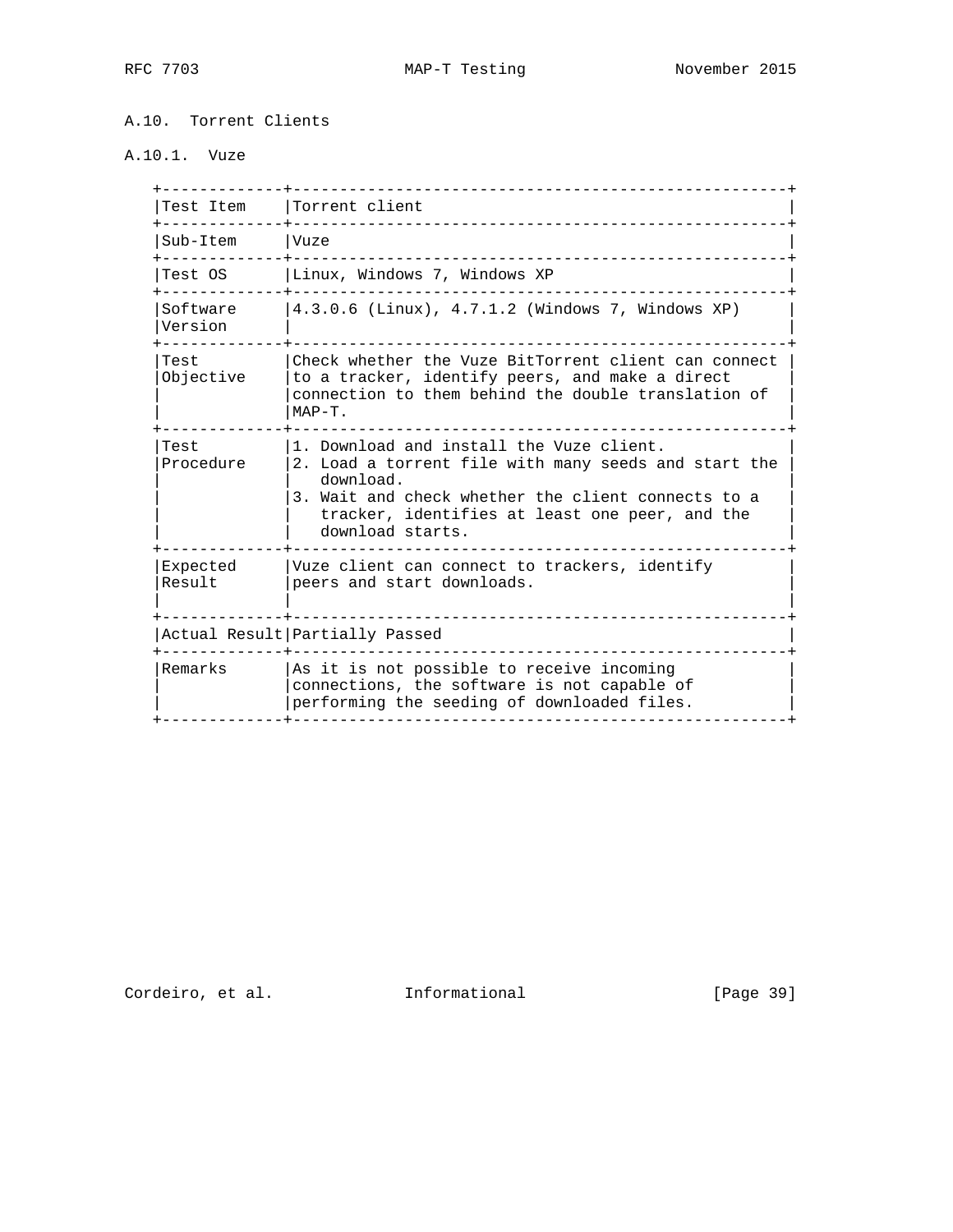## A.10. Torrent Clients

### A.10.1. Vuze

| Test Item | Torrent client |
|---|---|
| Sub-Item | Vuze |
| Test OS | Linux, Windows 7, Windows XP |
| Software Version | 4.3.0.6 (Linux), 4.7.1.2 (Windows 7, Windows XP) |
| Test Objective | Check whether the Vuze BitTorrent client can connect to a tracker, identify peers, and make a direct connection to them behind the double translation of MAP-T. |
| Test Procedure | 1. Download and install the Vuze client.<br>2. Load a torrent file with many seeds and start the download.<br>3. Wait and check whether the client connects to a tracker, identifies at least one peer, and the download starts. |
| Expected Result | Vuze client can connect to trackers, identify peers and start downloads. |
| Actual Result | Partially Passed |
| Remarks | As it is not possible to receive incoming connections, the software is not capable of performing the seeding of downloaded files. |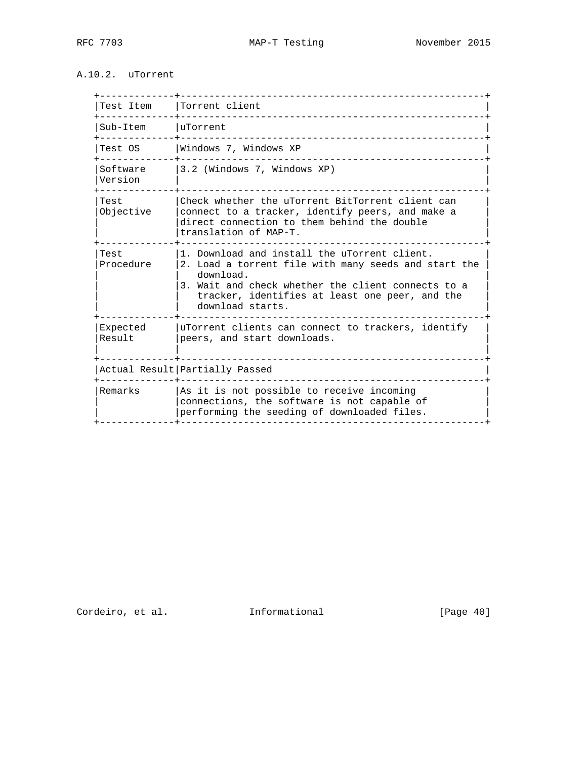### A.10.2. uTorrent

| Test Item | Torrent client |
|---|---|
| Sub-Item | uTorrent |
| Test OS | Windows 7, Windows XP |
| Software Version | 3.2 (Windows 7, Windows XP) |
| Test Objective | Check whether the uTorrent BitTorrent client can connect to a tracker, identify peers, and make a direct connection to them behind the double translation of MAP-T. |
| Test Procedure | 1. Download and install the uTorrent client.<br>2. Load a torrent file with many seeds and start the download.<br>3. Wait and check whether the client connects to a tracker, identifies at least one peer, and the download starts. |
| Expected Result | uTorrent clients can connect to trackers, identify peers, and start downloads. |
| Actual Result | Partially Passed |
| Remarks | As it is not possible to receive incoming connections, the software is not capable of performing the seeding of downloaded files. |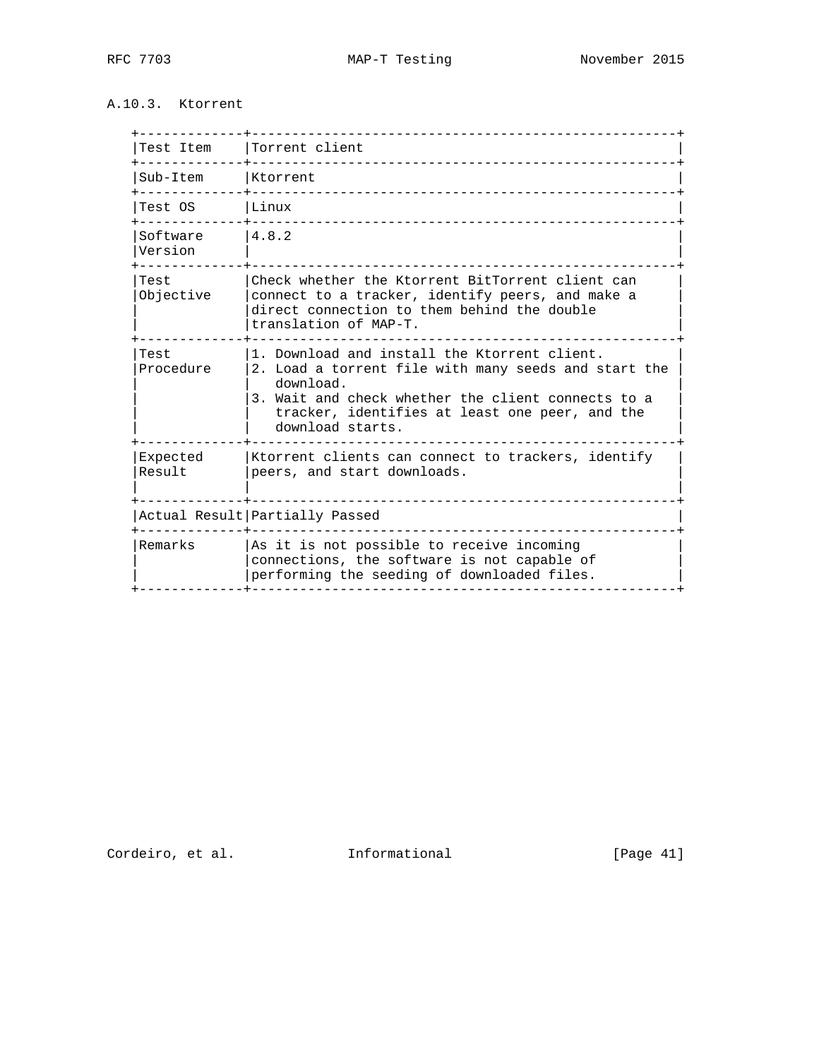### A.10.3. Ktorrent

| Test Item | Torrent client |
|---|---|
| Sub-Item | Ktorrent |
| Test OS | Linux |
| Software Version | 4.8.2 |
| Test Objective | Check whether the Ktorrent BitTorrent client can connect to a tracker, identify peers, and make a direct connection to them behind the double translation of MAP-T. |
| Test Procedure | 1. Download and install the Ktorrent client.<br>2. Load a torrent file with many seeds and start the download.<br>3. Wait and check whether the client connects to a tracker, identifies at least one peer, and the download starts. |
| Expected Result | Ktorrent clients can connect to trackers, identify peers, and start downloads. |
| Actual Result | Partially Passed |
| Remarks | As it is not possible to receive incoming connections, the software is not capable of performing the seeding of downloaded files. |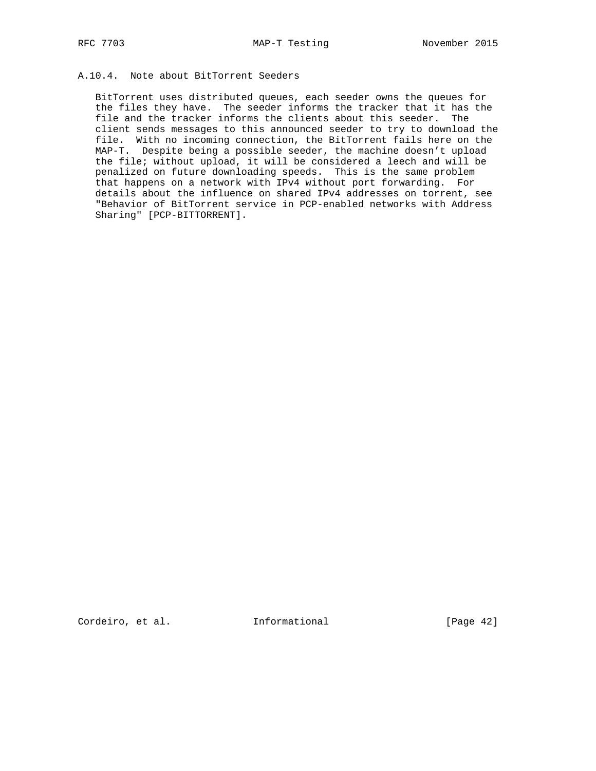### A.10.4. Note about BitTorrent Seeders

BitTorrent uses distributed queues, each seeder owns the queues for the files they have. The seeder informs the tracker that it has the file and the tracker informs the clients about this seeder. The client sends messages to this announced seeder to try to download the file. With no incoming connection, the BitTorrent fails here on the MAP-T. Despite being a possible seeder, the machine doesn't upload the file; without upload, it will be considered a leech and will be penalized on future downloading speeds. This is the same problem that happens on a network with IPv4 without port forwarding. For details about the influence on shared IPv4 addresses on torrent, see "Behavior of BitTorrent service in PCP-enabled networks with Address Sharing" [PCP-BITTORRENT].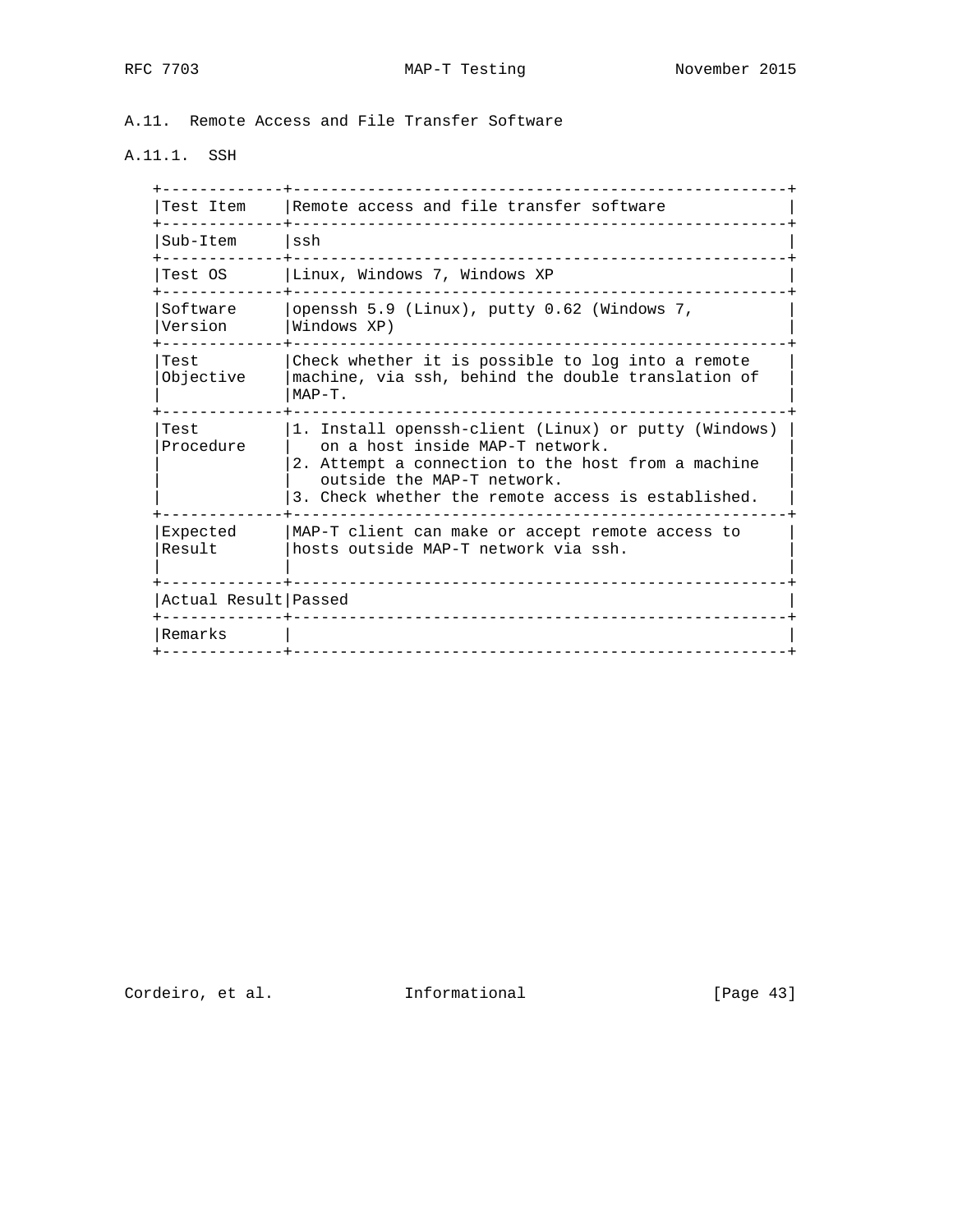## A.11. Remote Access and File Transfer Software

### A.11.1. SSH

| Test Item | Remote access and file transfer software |
|---|---|
| Sub-Item | ssh |
| Test OS | Linux, Windows 7, Windows XP |
| Software Version | openssh 5.9 (Linux), putty 0.62 (Windows 7, Windows XP) |
| Test Objective | Check whether it is possible to log into a remote machine, via ssh, behind the double translation of MAP-T. |
| Test Procedure | 1. Install openssh-client (Linux) or putty (Windows) on a host inside MAP-T network.<br>2. Attempt a connection to the host from a machine outside the MAP-T network.<br>3. Check whether the remote access is established. |
| Expected Result | MAP-T client can make or accept remote access to hosts outside MAP-T network via ssh. |
| Actual Result | Passed |
| Remarks | |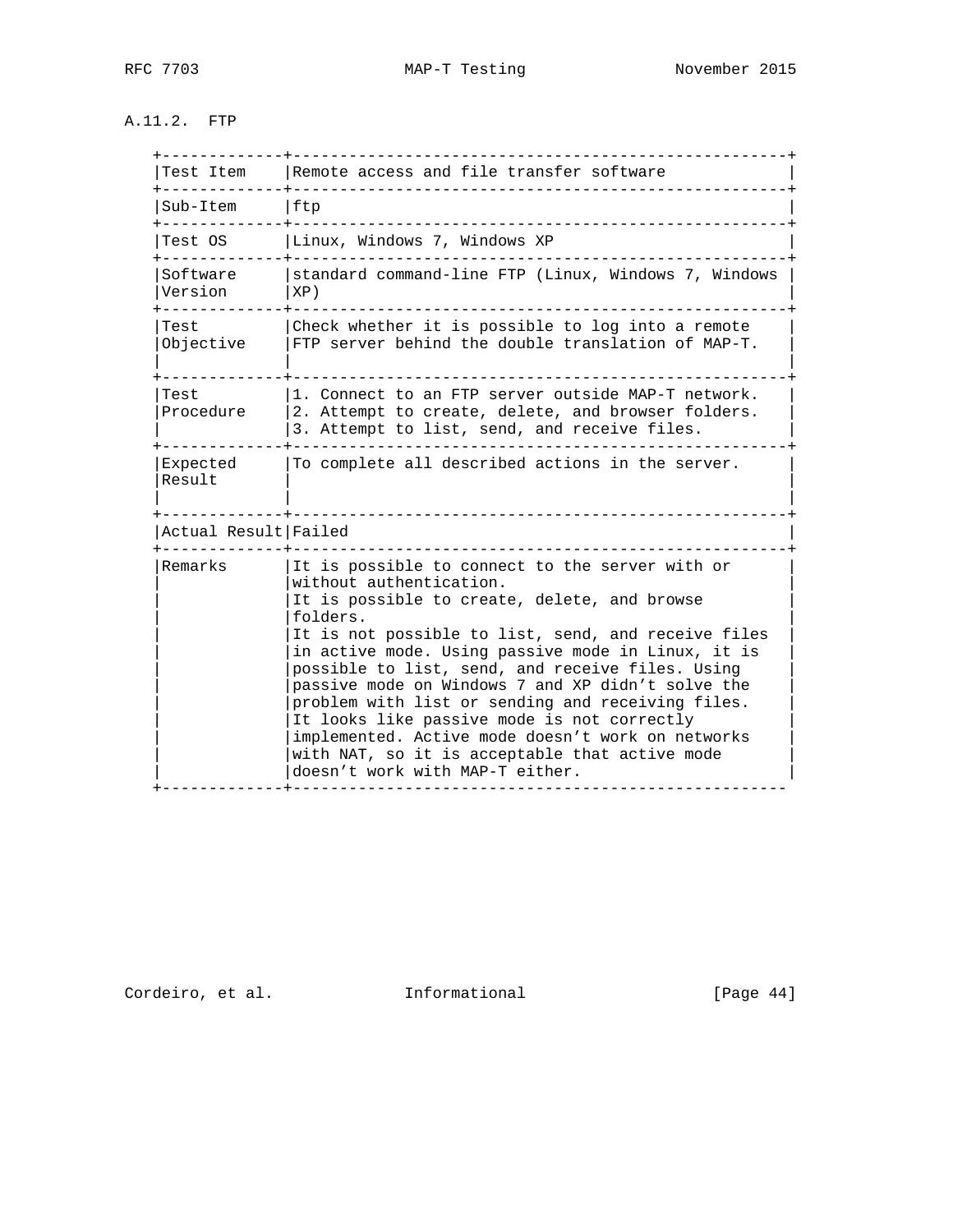### A.11.2. FTP

| Test Item | Remote access and file transfer software |
|---|---|
| Sub-Item | ftp |
| Test OS | Linux, Windows 7, Windows XP |
| Software Version | standard command-line FTP (Linux, Windows 7, Windows XP) |
| Test Objective | Check whether it is possible to log into a remote FTP server behind the double translation of MAP-T. |
| Test Procedure | 1. Connect to an FTP server outside MAP-T network.<br>2. Attempt to create, delete, and browser folders.<br>3. Attempt to list, send, and receive files. |
| Expected Result | To complete all described actions in the server. |
| Actual Result | Failed |
| Remarks | It is possible to connect to the server with or without authentication.<br>It is possible to create, delete, and browse folders.<br>It is not possible to list, send, and receive files in active mode. Using passive mode in Linux, it is possible to list, send, and receive files. Using passive mode on Windows 7 and XP didn’t solve the problem with list or sending and receiving files. It looks like passive mode is not correctly implemented. Active mode doesn’t work on networks with NAT, so it is acceptable that active mode doesn’t work with MAP-T either. |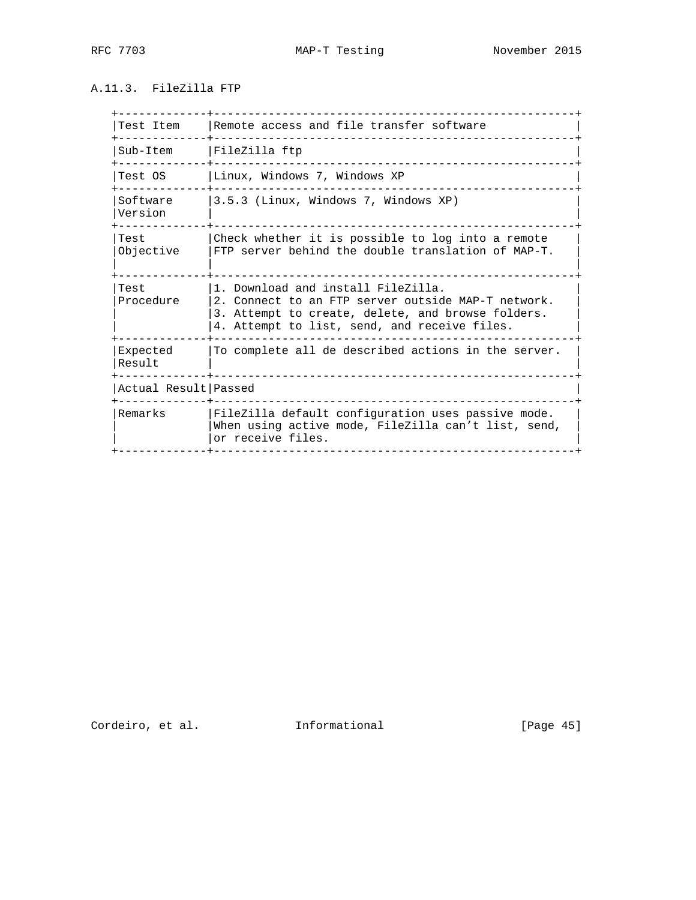### A.11.3. FileZilla FTP

| Test Item | Remote access and file transfer software |
|---|---|
| Sub-Item | FileZilla ftp |
| Test OS | Linux, Windows 7, Windows XP |
| Software Version | 3.5.3 (Linux, Windows 7, Windows XP) |
| Test Objective | Check whether it is possible to log into a remote FTP server behind the double translation of MAP-T. |
| Test Procedure | 1. Download and install FileZilla.<br>2. Connect to an FTP server outside MAP-T network.<br>3. Attempt to create, delete, and browse folders.<br>4. Attempt to list, send, and receive files. |
| Expected Result | To complete all de described actions in the server. |
| Actual Result | Passed |
| Remarks | FileZilla default configuration uses passive mode. When using active mode, FileZilla can't list, send, or receive files. |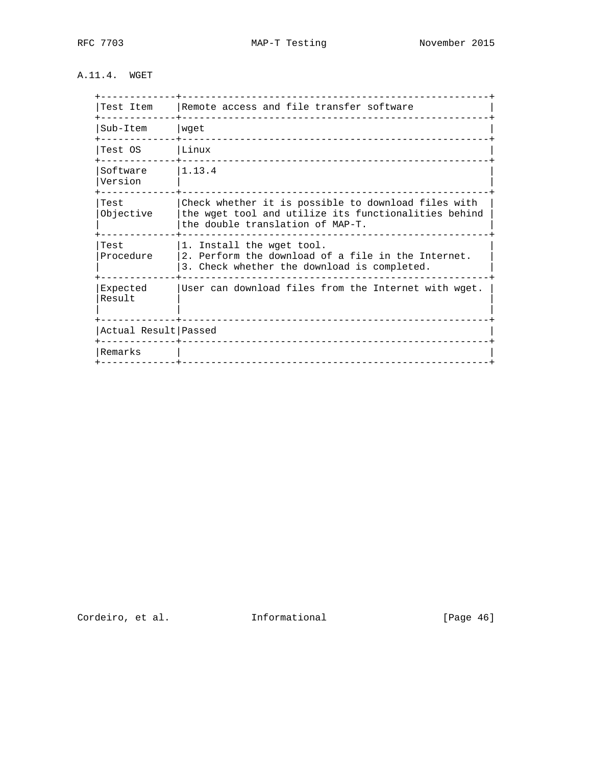### A.11.4. WGET

| Test Item | Remote access and file transfer software |
|---|---|
| Sub-Item | wget |
| Test OS | Linux |
| Software Version | 1.13.4 |
| Test Objective | Check whether it is possible to download files with the wget tool and utilize its functionalities behind the double translation of MAP-T. |
| Test Procedure | 1. Install the wget tool.<br>2. Perform the download of a file in the Internet.<br>3. Check whether the download is completed. |
| Expected Result | User can download files from the Internet with wget. |
| Actual Result | Passed |
| Remarks | |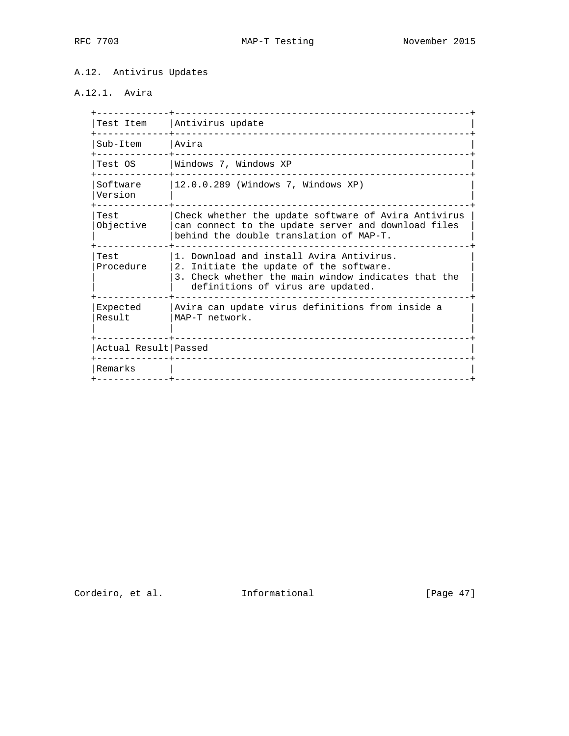### A.12. Antivirus Updates

#### A.12.1. Avira

| Test Item | Antivirus update |
|---|---|
| Sub-Item | Avira |
| Test OS | Windows 7, Windows XP |
| Software Version | 12.0.0.289 (Windows 7, Windows XP) |
| Test Objective | Check whether the update software of Avira Antivirus can connect to the update server and download files behind the double translation of MAP-T. |
| Test Procedure | 1. Download and install Avira Antivirus.<br>2. Initiate the update of the software.<br>3. Check whether the main window indicates that the definitions of virus are updated. |
| Expected Result | Avira can update virus definitions from inside a MAP-T network. |
| Actual Result | Passed |
| Remarks | |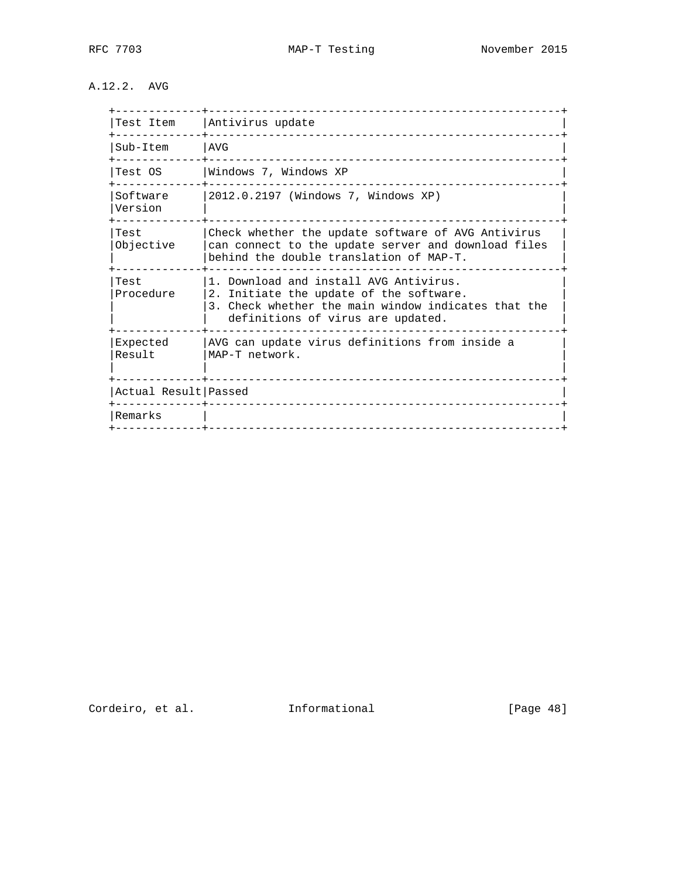### A.12.2. AVG

| Test Item | Antivirus update |
|---|---|
| Sub-Item | AVG |
| Test OS | Windows 7, Windows XP |
| Software Version | 2012.0.2197 (Windows 7, Windows XP) |
| Test Objective | Check whether the update software of AVG Antivirus can connect to the update server and download files behind the double translation of MAP-T. |
| Test Procedure | 1. Download and install AVG Antivirus.<br>2. Initiate the update of the software.<br>3. Check whether the main window indicates that the definitions of virus are updated. |
| Expected Result | AVG can update virus definitions from inside a MAP-T network. |
| Actual Result | Passed |
| Remarks | |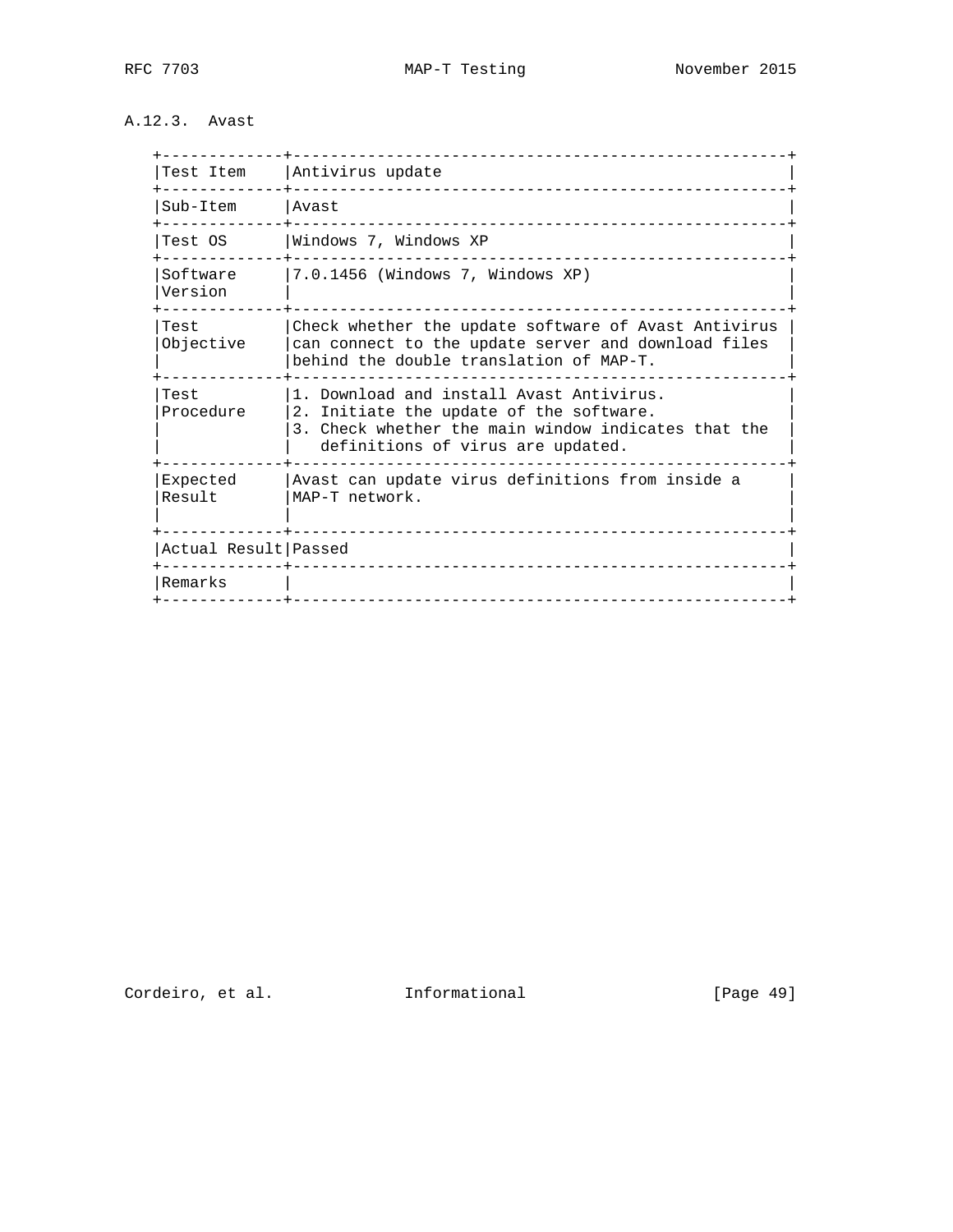### A.12.3. Avast

| Test Item | Antivirus update |
|---|---|
| Sub-Item | Avast |
| Test OS | Windows 7, Windows XP |
| Software Version | 7.0.1456 (Windows 7, Windows XP) |
| Test Objective | Check whether the update software of Avast Antivirus can connect to the update server and download files behind the double translation of MAP-T. |
| Test Procedure | 1. Download and install Avast Antivirus. 2. Initiate the update of the software. 3. Check whether the main window indicates that the definitions of virus are updated. |
| Expected Result | Avast can update virus definitions from inside a MAP-T network. |
| Actual Result | Passed |
| Remarks | |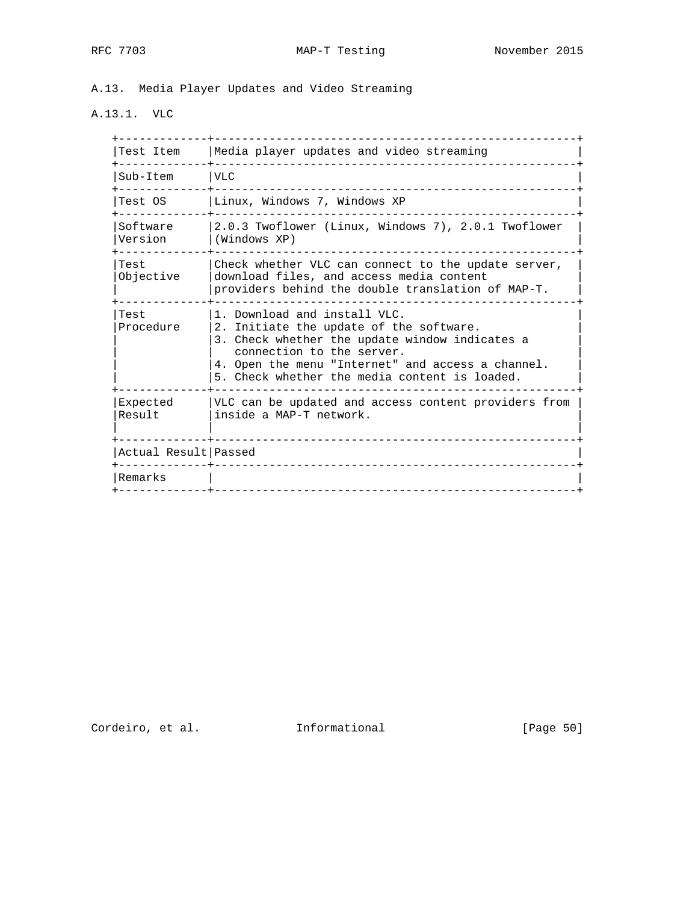### A.13. Media Player Updates and Video Streaming

#### A.13.1. VLC

| Test Item | Media player updates and video streaming |
|---|---|
| Sub-Item | VLC |
| Test OS | Linux, Windows 7, Windows XP |
| Software Version | 2.0.3 Twoflower (Linux, Windows 7), 2.0.1 Twoflower (Windows XP) |
| Test Objective | Check whether VLC can connect to the update server, download files, and access media content providers behind the double translation of MAP-T. |
| Test Procedure | 1. Download and install VLC.<br>2. Initiate the update of the software.<br>3. Check whether the update window indicates a connection to the server.<br>4. Open the menu "Internet" and access a channel.<br>5. Check whether the media content is loaded. |
| Expected Result | VLC can be updated and access content providers from inside a MAP-T network. |
| Actual Result | Passed |
| Remarks | |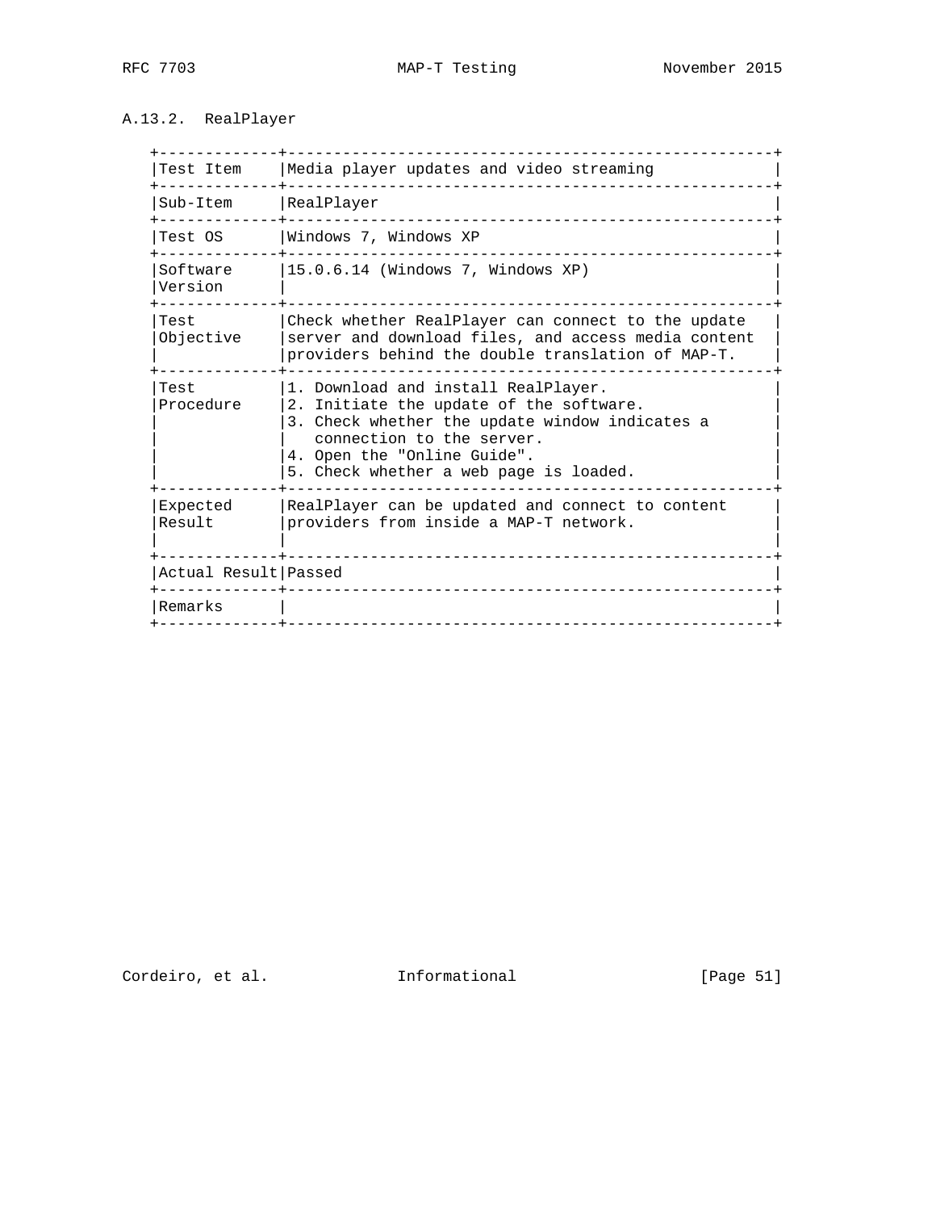### A.13.2. RealPlayer

| | |
|---|---|
| Test Item | Media player updates and video streaming |
| Sub-Item | RealPlayer |
| Test OS | Windows 7, Windows XP |
| Software Version | 15.0.6.14 (Windows 7, Windows XP) |
| Test Objective | Check whether RealPlayer can connect to the update server and download files, and access media content providers behind the double translation of MAP-T. |
| Test Procedure | 1. Download and install RealPlayer.<br>2. Initiate the update of the software.<br>3. Check whether the update window indicates a connection to the server.<br>4. Open the "Online Guide".<br>5. Check whether a web page is loaded. |
| Expected Result | RealPlayer can be updated and connect to content providers from inside a MAP-T network. |
| Actual Result | Passed |
| Remarks | |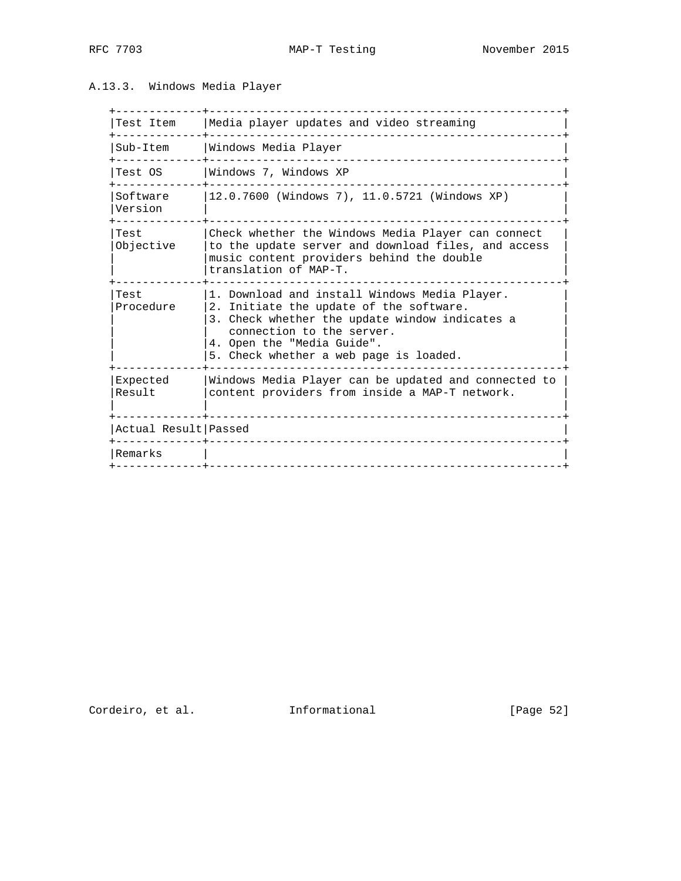### A.13.3. Windows Media Player

| Test Item | Media player updates and video streaming |
|---|---|
| Sub-Item | Windows Media Player |
| Test OS | Windows 7, Windows XP |
| Software Version | 12.0.7600 (Windows 7), 11.0.5721 (Windows XP) |
| Test Objective | Check whether the Windows Media Player can connect to the update server and download files, and access music content providers behind the double translation of MAP-T. |
| Test Procedure | 1. Download and install Windows Media Player.<br>2. Initiate the update of the software.<br>3. Check whether the update window indicates a connection to the server.<br>4. Open the "Media Guide".<br>5. Check whether a web page is loaded. |
| Expected Result | Windows Media Player can be updated and connected to content providers from inside a MAP-T network. |
| Actual Result | Passed |
| Remarks | |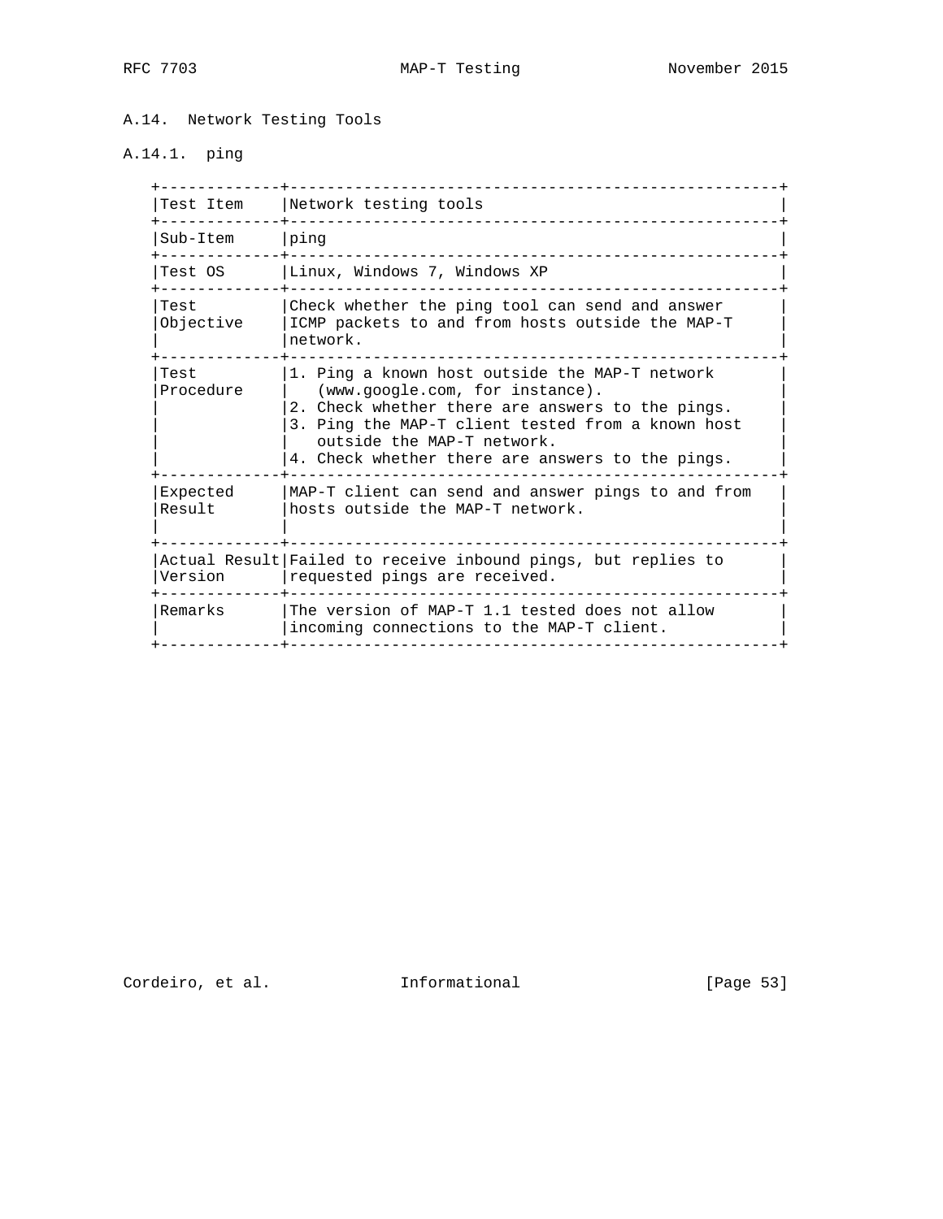## A.14. Network Testing Tools

### A.14.1. ping

| Test Item | Network testing tools |
|---|---|
| Sub-Item | ping |
| Test OS | Linux, Windows 7, Windows XP |
| Test Objective | Check whether the ping tool can send and answer ICMP packets to and from hosts outside the MAP-T network. |
| Test Procedure | 1. Ping a known host outside the MAP-T network (www.google.com, for instance).<br>2. Check whether there are answers to the pings.<br>3. Ping the MAP-T client tested from a known host outside the MAP-T network.<br>4. Check whether there are answers to the pings. |
| Expected Result | MAP-T client can send and answer pings to and from hosts outside the MAP-T network. |
| Actual Result Version | Failed to receive inbound pings, but replies to requested pings are received. |
| Remarks | The version of MAP-T 1.1 tested does not allow incoming connections to the MAP-T client. |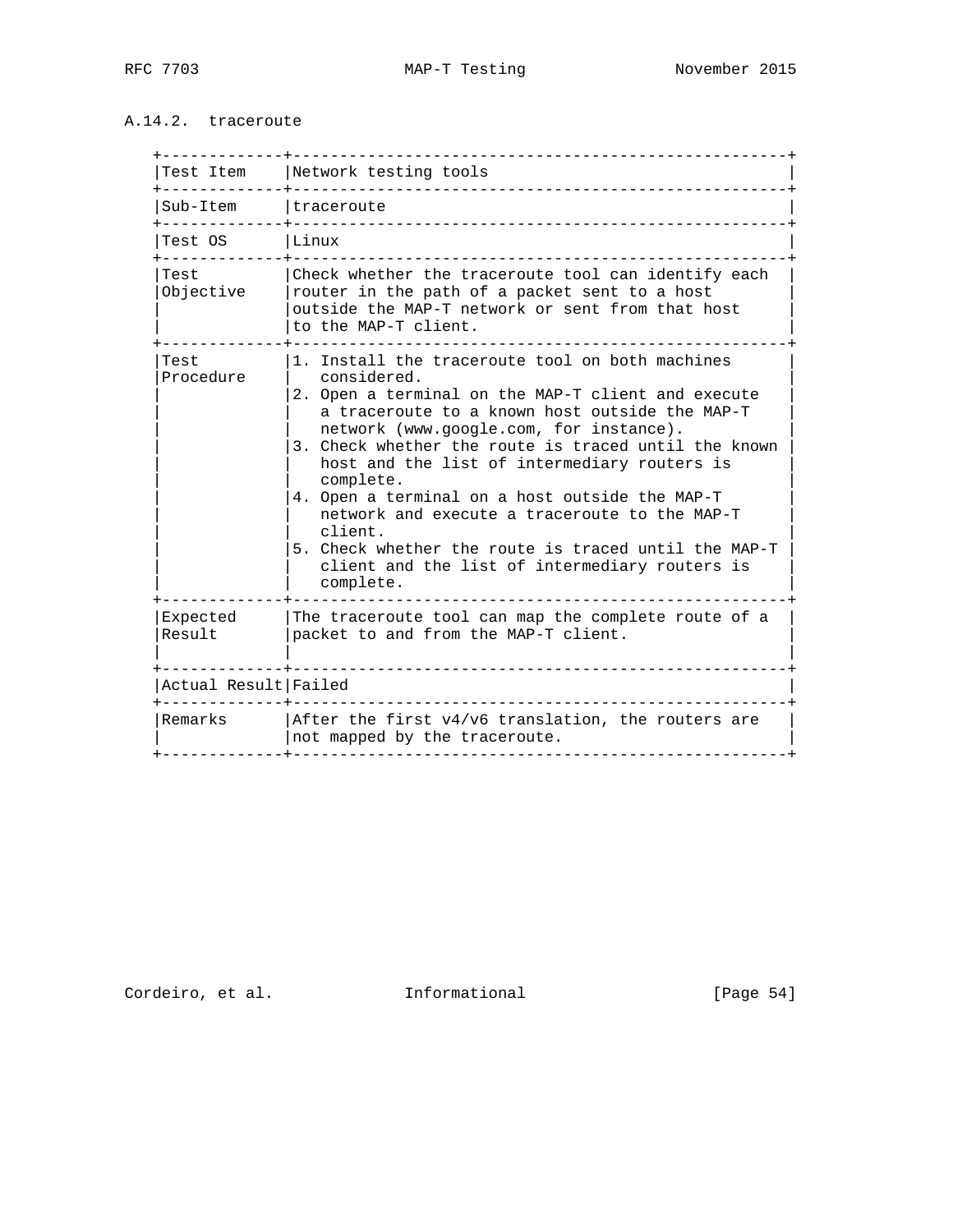### A.14.2. traceroute

| Field | Value |
|---|---|
| Test Item | Network testing tools |
| Sub-Item | traceroute |
| Test OS | Linux |
| Test Objective | Check whether the traceroute tool can identify each router in the path of a packet sent to a host outside the MAP-T network or sent from that host to the MAP-T client. |
| Test Procedure | 1. Install the traceroute tool on both machines considered.<br>2. Open a terminal on the MAP-T client and execute a traceroute to a known host outside the MAP-T network (www.google.com, for instance).<br>3. Check whether the route is traced until the known host and the list of intermediary routers is complete.<br>4. Open a terminal on a host outside the MAP-T network and execute a traceroute to the MAP-T client.<br>5. Check whether the route is traced until the MAP-T client and the list of intermediary routers is complete. |
| Expected Result | The traceroute tool can map the complete route of a packet to and from the MAP-T client. |
| Actual Result | Failed |
| Remarks | After the first v4/v6 translation, the routers are not mapped by the traceroute. |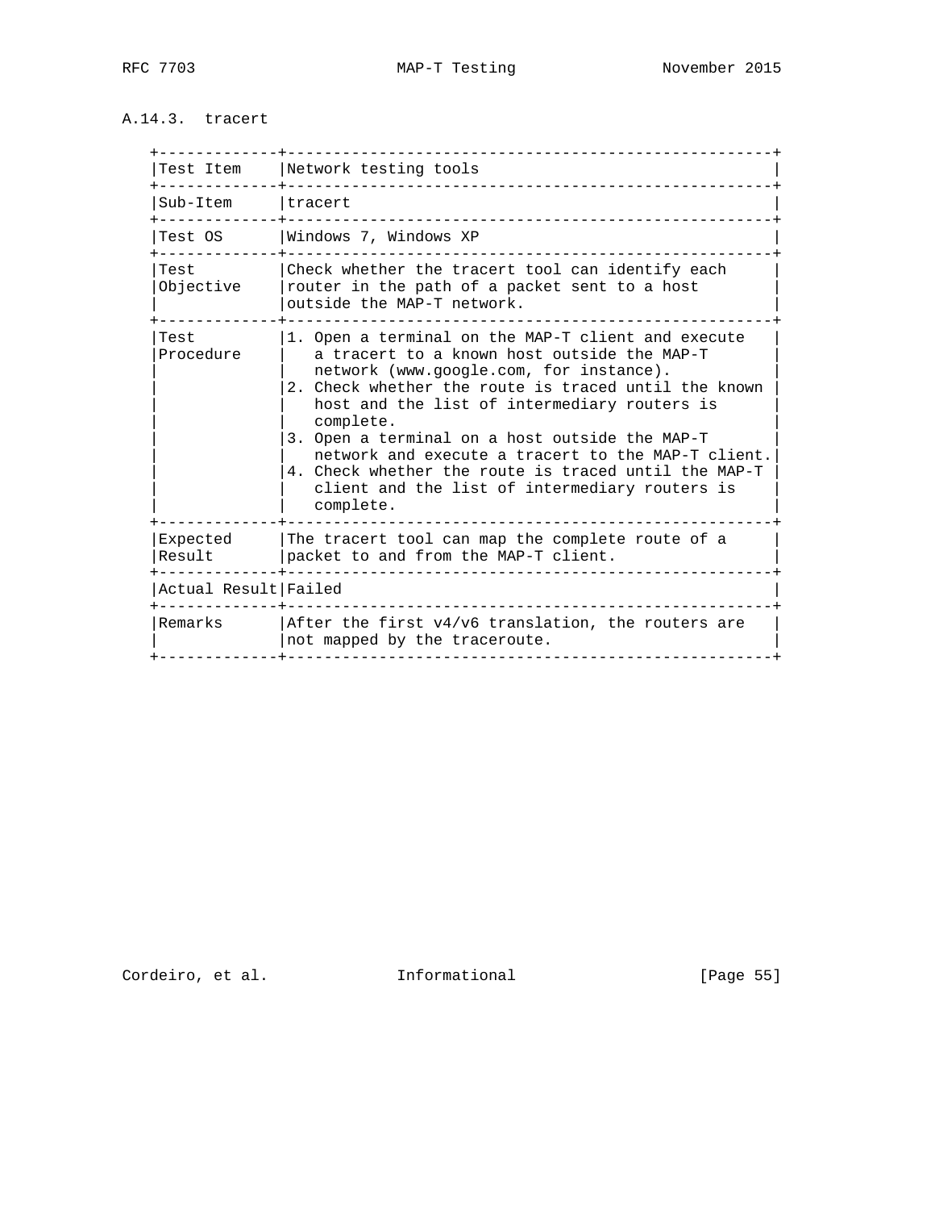### A.14.3. tracert

| Test Item | Network testing tools |
|---|---|
| Sub-Item | tracert |
| Test OS | Windows 7, Windows XP |
| Test Objective | Check whether the tracert tool can identify each router in the path of a packet sent to a host outside the MAP-T network. |
| Test Procedure | 1. Open a terminal on the MAP-T client and execute a tracert to a known host outside the MAP-T network (www.google.com, for instance). 2. Check whether the route is traced until the known host and the list of intermediary routers is complete. 3. Open a terminal on a host outside the MAP-T network and execute a tracert to the MAP-T client. 4. Check whether the route is traced until the MAP-T client and the list of intermediary routers is complete. |
| Expected Result | The tracert tool can map the complete route of a packet to and from the MAP-T client. |
| Actual Result | Failed |
| Remarks | After the first v4/v6 translation, the routers are not mapped by the traceroute. |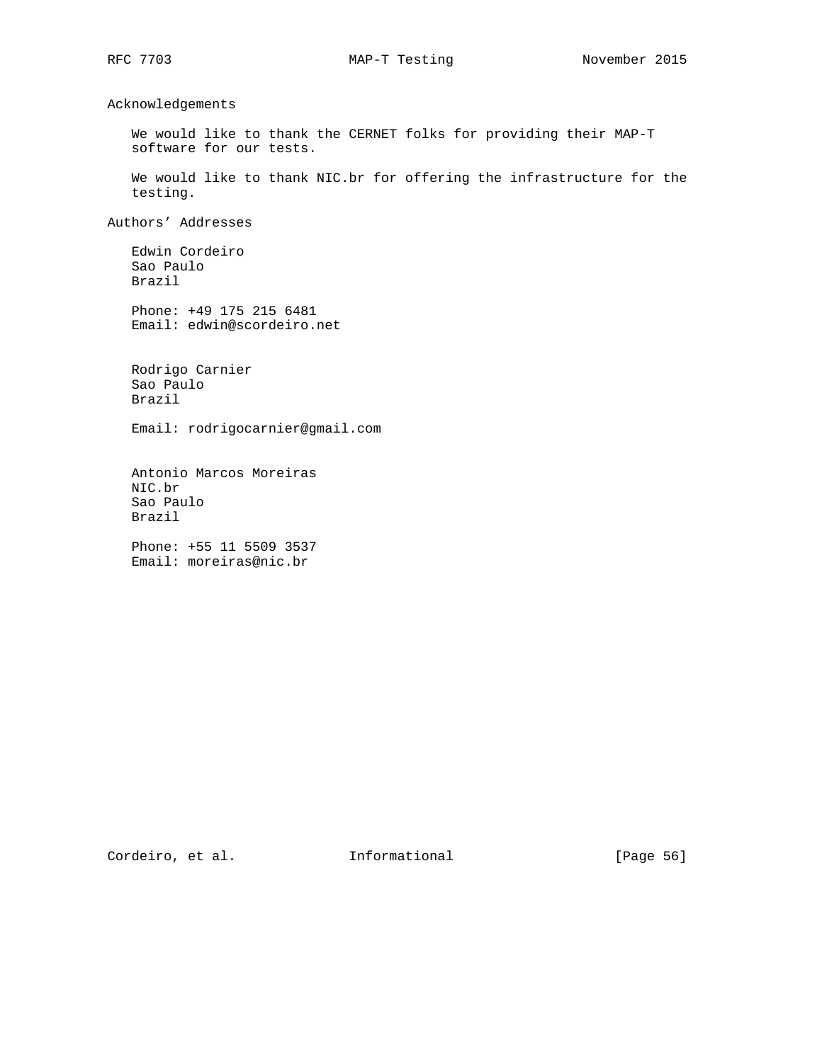## Acknowledgements

We would like to thank the CERNET folks for providing their MAP-T software for our tests.

We would like to thank NIC.br for offering the infrastructure for the testing.

## Authors' Addresses

Edwin Cordeiro
Sao Paulo
Brazil

Phone: +49 175 215 6481
Email: edwin@scordeiro.net

Rodrigo Carnier
Sao Paulo
Brazil

Email: rodrigocarnier@gmail.com

Antonio Marcos Moreiras
NIC.br
Sao Paulo
Brazil

Phone: +55 11 5509 3537
Email: moreiras@nic.br